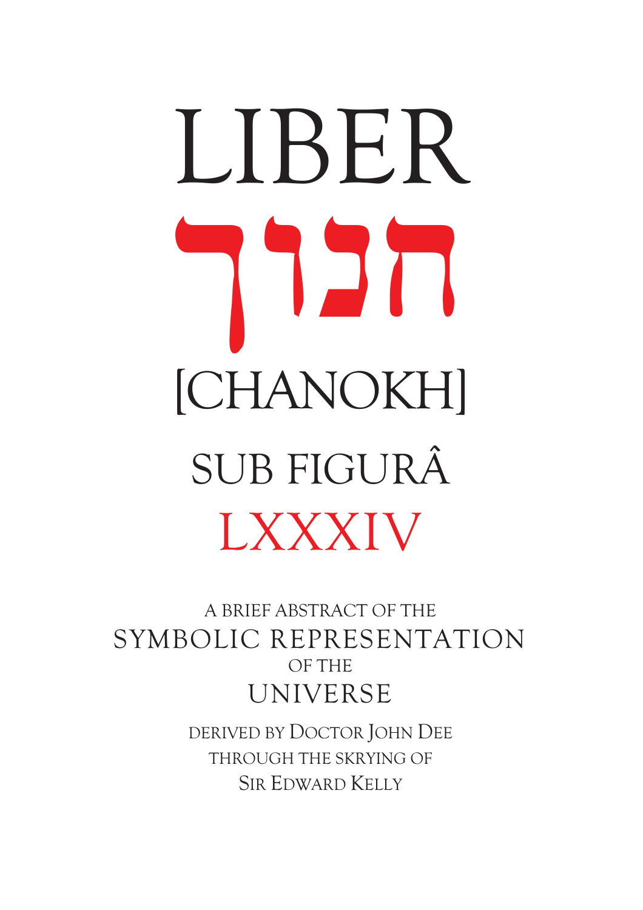# LIBER

# חנוך

# [CHANOKH]

## SUB FIGURÂ

## LXXXIV

A BRIEF ABSTRACT OF THE

SYMBOLIC REPRESENTATION

OF THE

UNIVERSE

DERIVED BY DOCTOR JOHN DEE

THROUGH THE SKRYING OF

SIR EDWARD KELLY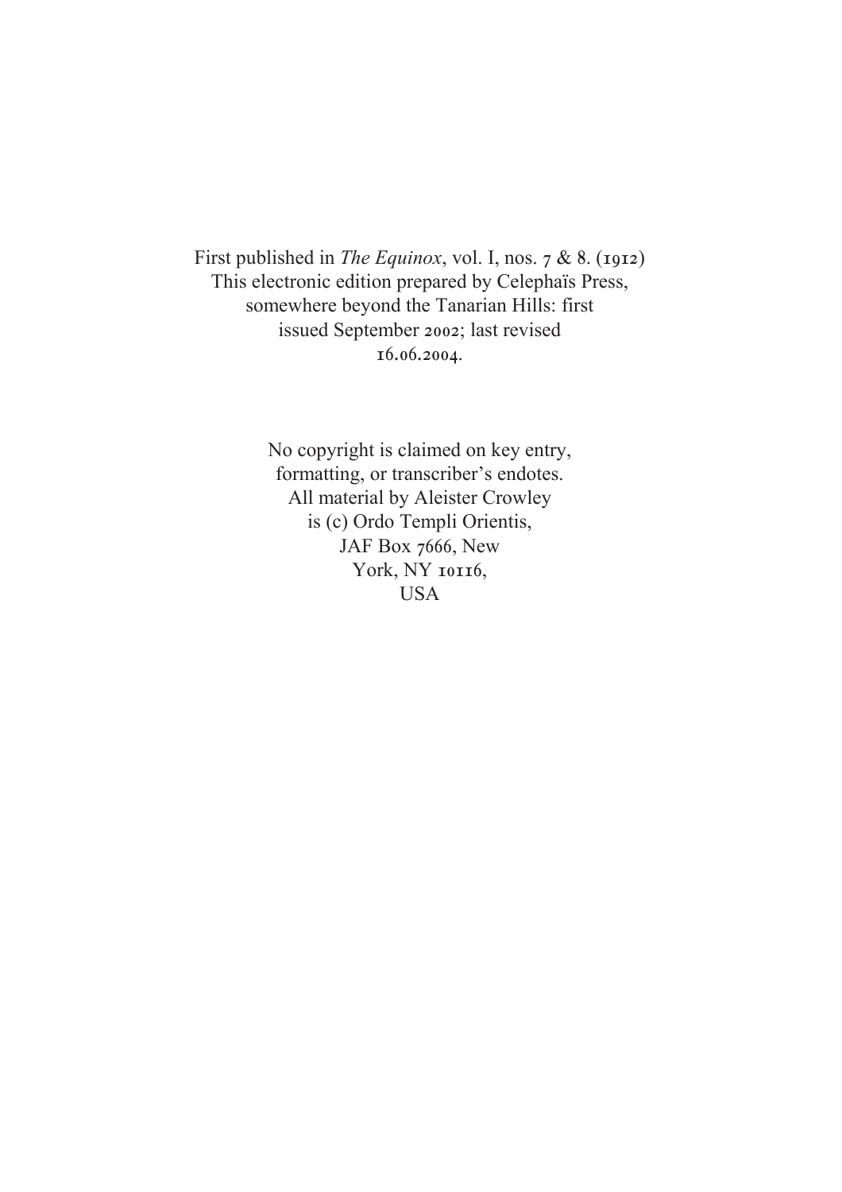First published in *The Equinox*, vol. I, nos. 7 & 8. (1912)
This electronic edition prepared by Celephaïs Press,
somewhere beyond the Tanarian Hills: first
issued September 2002; last revised
16.06.2004.

No copyright is claimed on key entry,
formatting, or transcriber's endotes.
All material by Aleister Crowley
is (c) Ordo Templi Orientis,
JAF Box 7666, New
York, NY 10116,
USA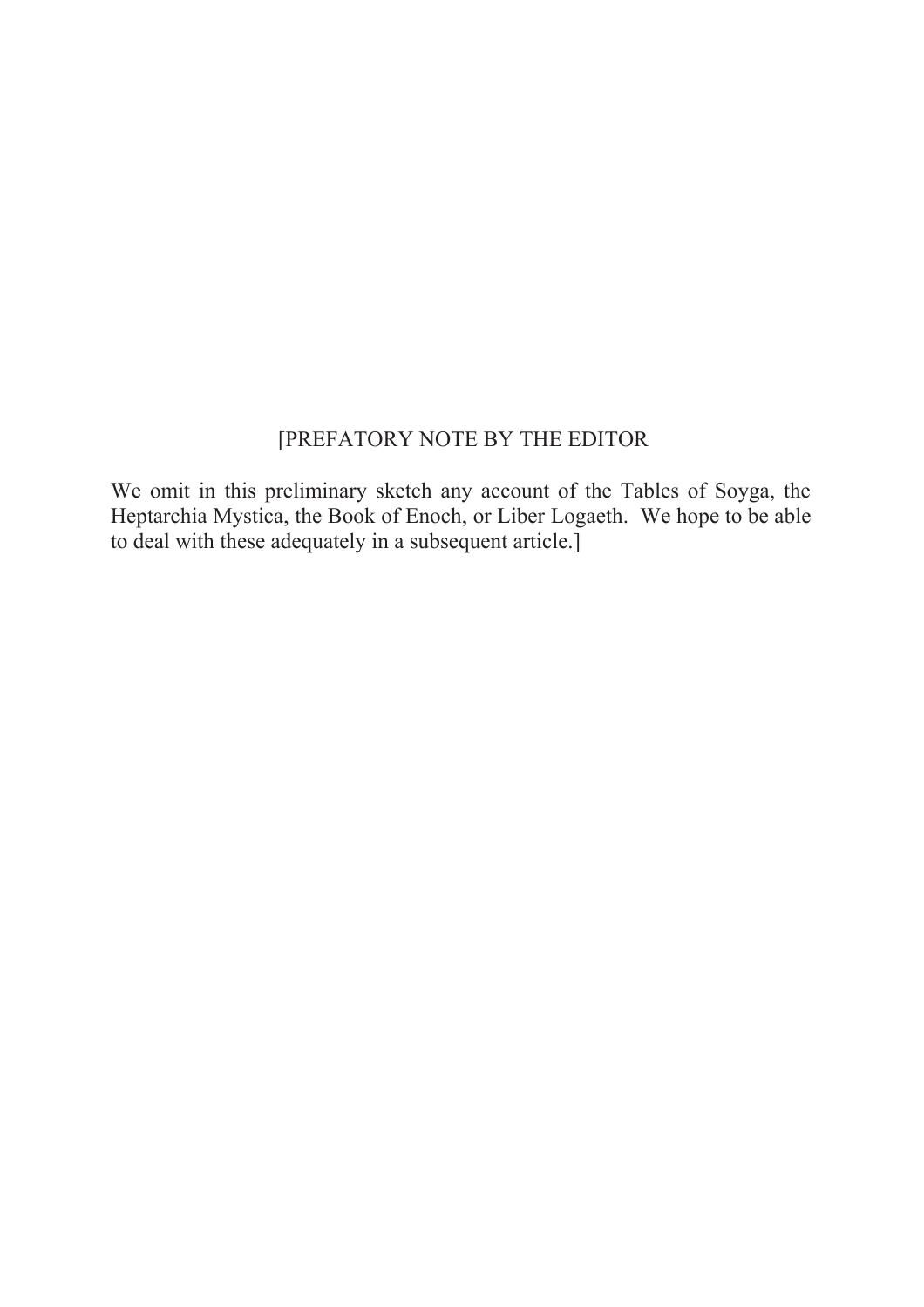[PREFATORY NOTE BY THE EDITOR

We omit in this preliminary sketch any account of the Tables of Soyga, the Heptarchia Mystica, the Book of Enoch, or Liber Logaeth. We hope to be able to deal with these adequately in a subsequent article.]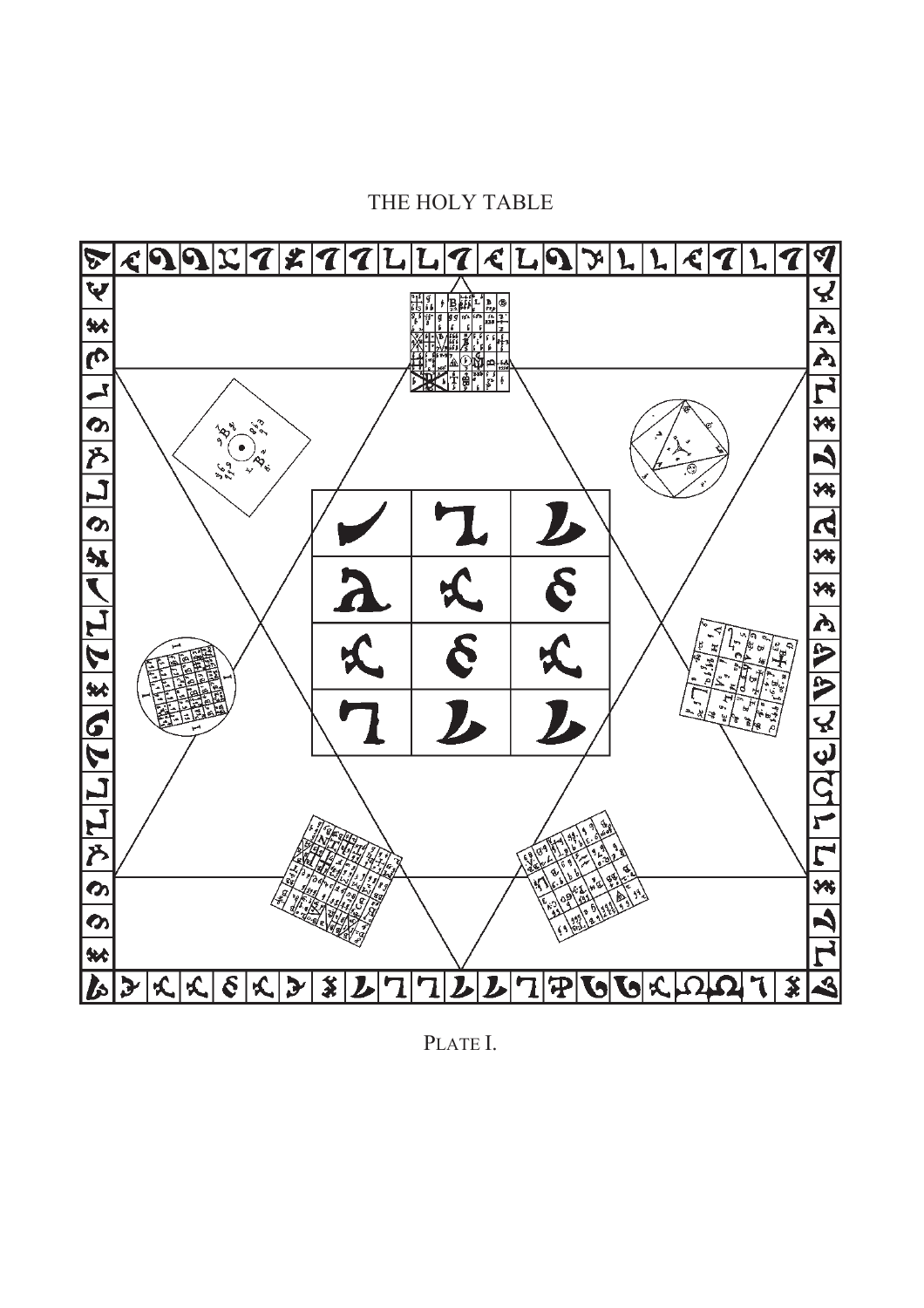THE HOLY TABLE

PLATE I.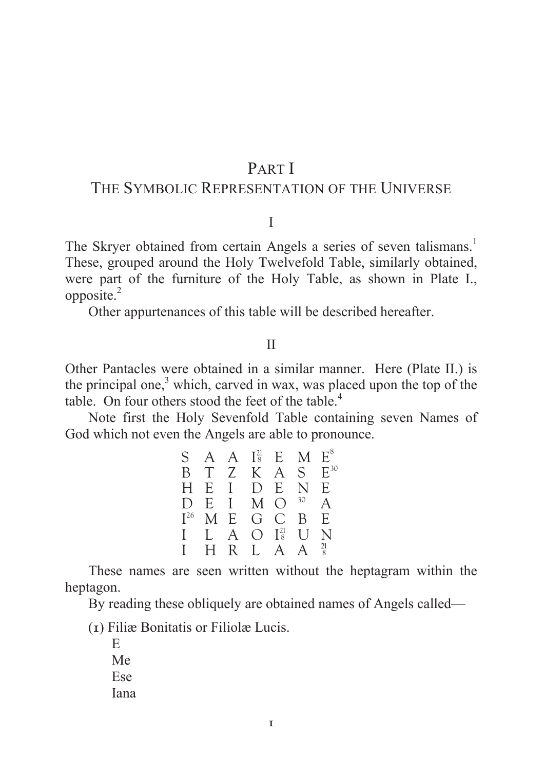# PART I
## THE SYMBOLIC REPRESENTATION OF THE UNIVERSE

### I

The Skryer obtained from certain Angels a series of seven talismans.[1] These, grouped around the Holy Twelvefold Table, similarly obtained, were part of the furniture of the Holy Table, as shown in Plate I., opposite.[2]

Other appurtenances of this table will be described hereafter.

### II

Other Pantacles were obtained in a similar manner. Here (Plate II.) is the principal one,[3] which, carved in wax, was placed upon the top of the table. On four others stood the feet of the table.[4]

Note first the Holy Sevenfold Table containing seven Names of God which not even the Angels are able to pronounce.

| | | | | | | |
|---|---|---|---|---|---|---|
| S | A | A | $I^{21}_{8}$ | E | M | $E^{8}$ |
| B | T | Z | K | A | S | $E^{30}$ |
| H | E | I | D | E | N | E |
| D | E | I | M | O | $^{30}$ | A |
| $I^{26}$ | M | E | G | C | B | E |
| I | L | A | O | $I^{21}_{8}$ | U | N |
| I | H | R | L | A | A | $^{21}_{8}$ |

These names are seen written without the heptagram within the heptagon.

By reading these obliquely are obtained names of Angels called—

(1) Filiæ Bonitatis or Filiolæ Lucis.

E
Me
Ese
Iana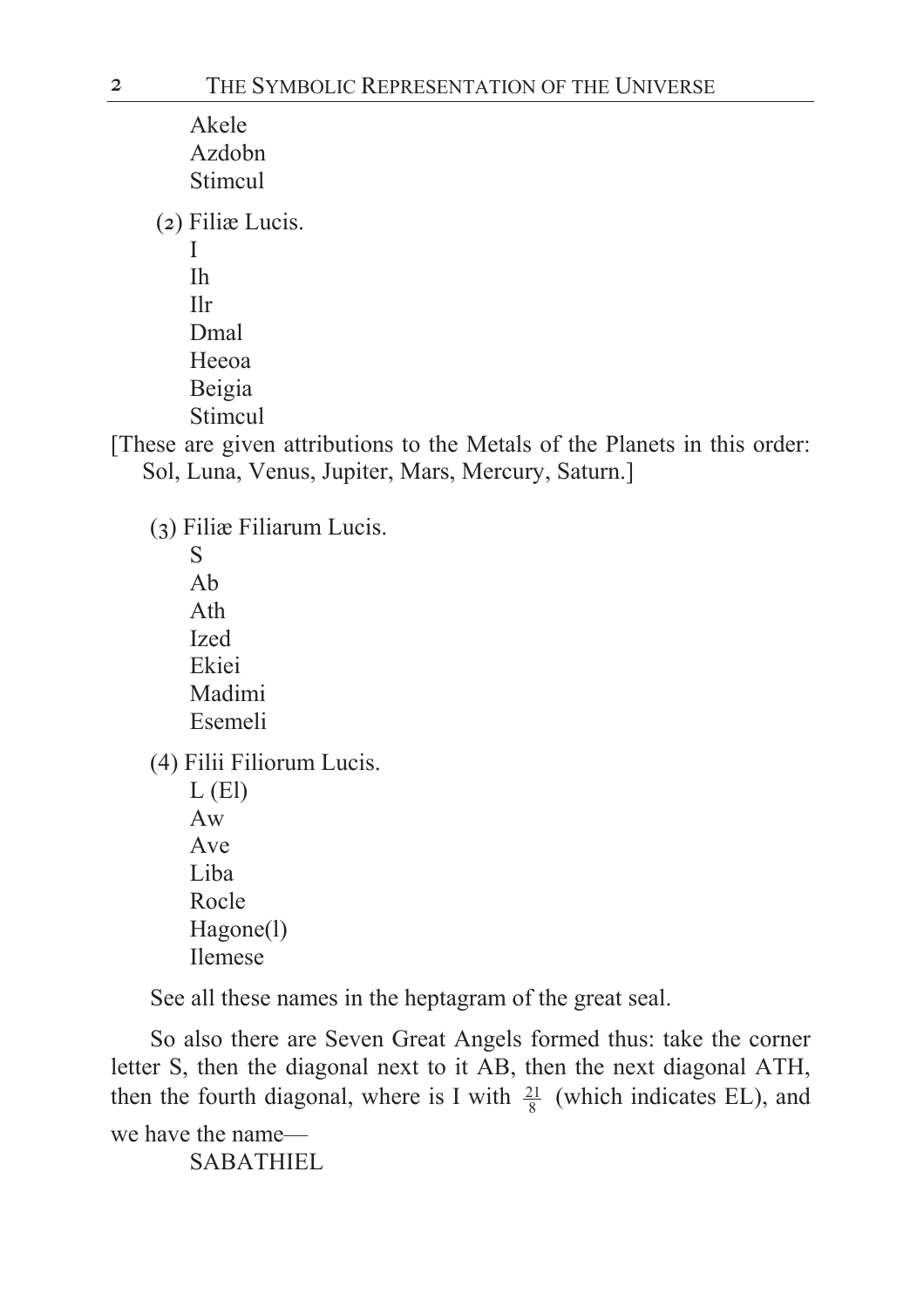Akele
Azdobn
Stimcul

(2) Filiæ Lucis.

I
Ih
Ilr
Dmal
Heeoa
Beigia
Stimcul

[These are given attributions to the Metals of the Planets in this order: Sol, Luna, Venus, Jupiter, Mars, Mercury, Saturn.]

(3) Filiæ Filiarum Lucis.

S
Ab
Ath
Ized
Ekiei
Madimi
Esemeli

(4) Filii Filiorum Lucis.

L (El)
Aw
Ave
Liba
Rocle
Hagone(l)
Ilemese

See all these names in the heptagram of the great seal.

So also there are Seven Great Angels formed thus: take the corner letter S, then the diagonal next to it AB, then the next diagonal ATH, then the fourth diagonal, where is I with $\frac{21}{8}$ (which indicates EL), and we have the name—

SABATHIEL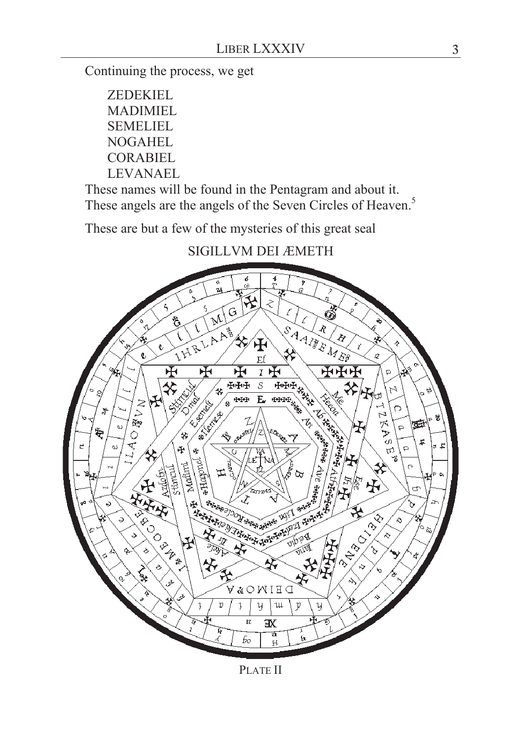Continuing the process, we get

ZEDEKIEL
MADIMIEL
SEMELIEL
NOGAHEL
CORABIEL
LEVANAEL

These names will be found in the Pentagram and about it. These angels are the angels of the Seven Circles of Heaven.[5]

These are but a few of the mysteries of this great seal

SIGILLVM DEI ÆMETH

PLATE II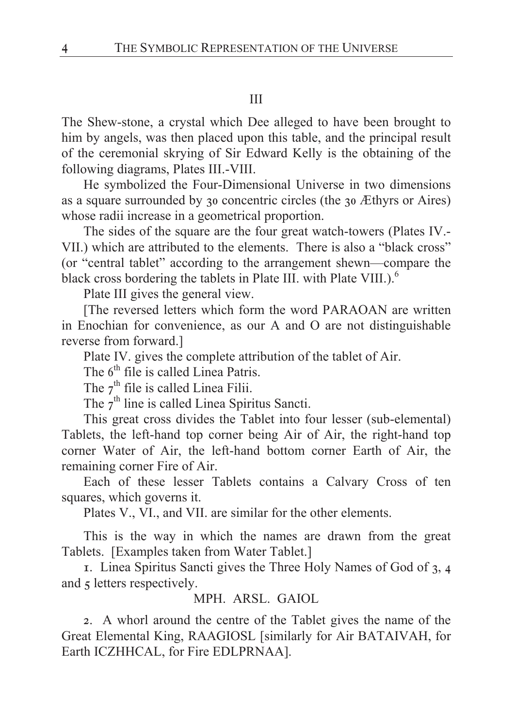## III

The Shew-stone, a crystal which Dee alleged to have been brought to him by angels, was then placed upon this table, and the principal result of the ceremonial skrying of Sir Edward Kelly is the obtaining of the following diagrams, Plates III.-VIII.

He symbolized the Four-Dimensional Universe in two dimensions as a square surrounded by 30 concentric circles (the 30 Æthyrs or Aires) whose radii increase in a geometrical proportion.

The sides of the square are the four great watch-towers (Plates IV.-VII.) which are attributed to the elements. There is also a "black cross" (or "central tablet" according to the arrangement shewn—compare the black cross bordering the tablets in Plate III. with Plate VIII.).[6]

Plate III gives the general view.

[The reversed letters which form the word PARAOAN are written in Enochian for convenience, as our A and O are not distinguishable reverse from forward.]

Plate IV. gives the complete attribution of the tablet of Air.

The 6th file is called Linea Patris.

The 7th file is called Linea Filii.

The 7th line is called Linea Spiritus Sancti.

This great cross divides the Tablet into four lesser (sub-elemental) Tablets, the left-hand top corner being Air of Air, the right-hand top corner Water of Air, the left-hand bottom corner Earth of Air, the remaining corner Fire of Air.

Each of these lesser Tablets contains a Calvary Cross of ten squares, which governs it.

Plates V., VI., and VII. are similar for the other elements.

This is the way in which the names are drawn from the great Tablets. [Examples taken from Water Tablet.]

1. Linea Spiritus Sancti gives the Three Holy Names of God of 3, 4 and 5 letters respectively.

MPH. ARSL. GAIOL

2. A whorl around the centre of the Tablet gives the name of the Great Elemental King, RAAGIOSL [similarly for Air BATAIVAH, for Earth ICZHHCAL, for Fire EDLPRNAA].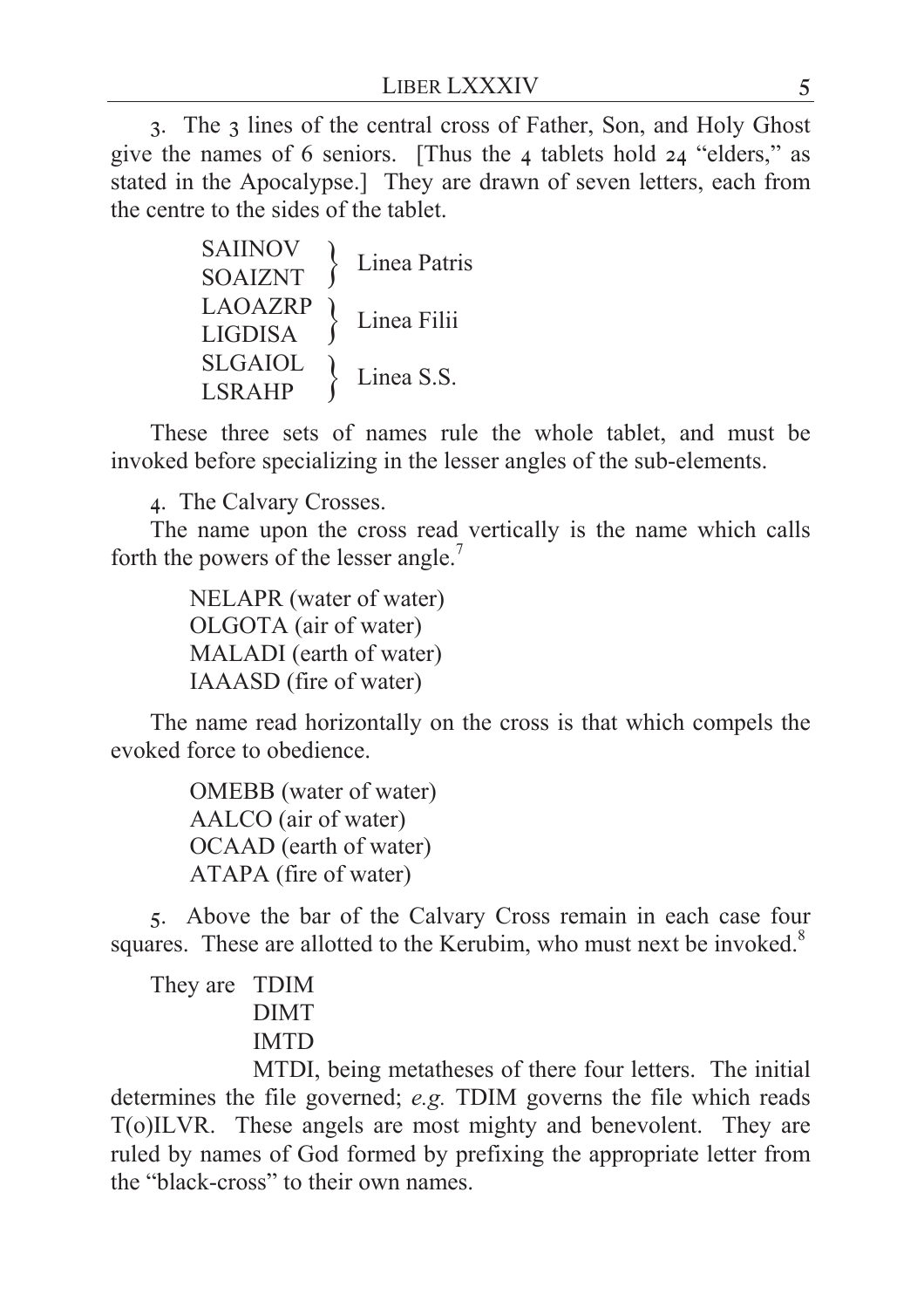3. The 3 lines of the central cross of Father, Son, and Holy Ghost give the names of 6 seniors. [Thus the 4 tablets hold 24 "elders," as stated in the Apocalypse.] They are drawn of seven letters, each from the centre to the sides of the tablet.

| Names | Line |
|---|---|
| SAIINOV<br>SOAIZNT | Linea Patris |
| LAOAZRP<br>LIGDISA | Linea Filii |
| SLGAIOL<br>LSRAHP | Linea S.S. |

These three sets of names rule the whole tablet, and must be invoked before specializing in the lesser angles of the sub-elements.

4. The Calvary Crosses.

The name upon the cross read vertically is the name which calls forth the powers of the lesser angle.[7]

> NELAPR (water of water)
> OLGOTA (air of water)
> MALADI (earth of water)
> IAAASD (fire of water)

The name read horizontally on the cross is that which compels the evoked force to obedience.

> OMEBB (water of water)
> AALCO (air of water)
> OCAAD (earth of water)
> ATAPA (fire of water)

5. Above the bar of the Calvary Cross remain in each case four squares. These are allotted to the Kerubim, who must next be invoked.[8]

They are TDIM
DIMT
IMTD
MTDI, being metatheses of there four letters. The initial determines the file governed; *e.g.* TDIM governs the file which reads T(o)ILVR. These angels are most mighty and benevolent. They are ruled by names of God formed by prefixing the appropriate letter from the "black-cross" to their own names.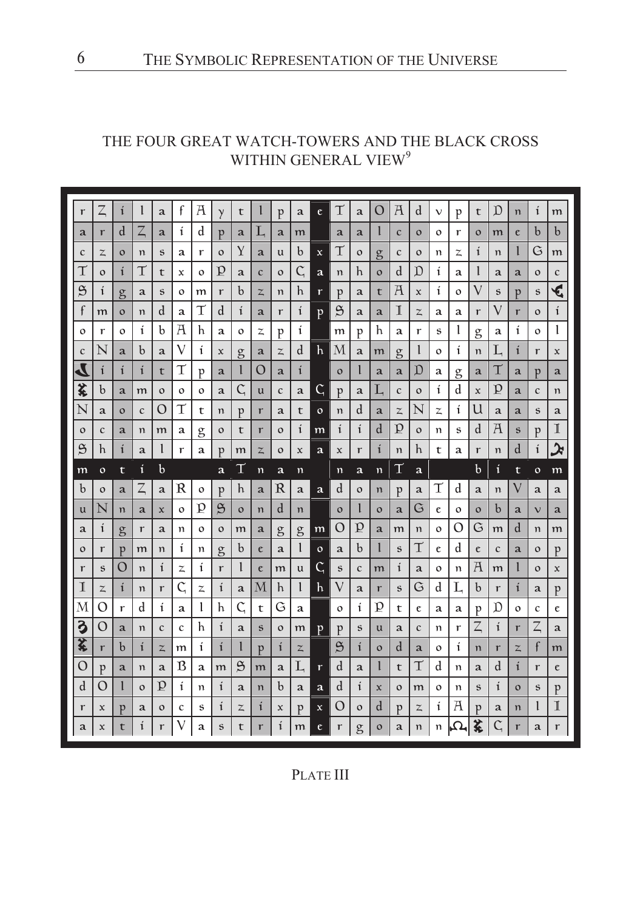## THE FOUR GREAT WATCH-TOWERS AND THE BLACK CROSS WITHIN GENERAL VIEW[9]

| r | Z | i | l | a | f | A | y | t | l | p | a | e | T | a | O | A | d | v | p | t | D | n | i | m |
|---|---|---|---|---|---|---|---|---|---|---|---|---|---|---|---|---|---|---|---|---|---|---|---|---|
| a | r | d | Z | a | i | d | p | a | L | a | m | | a | a | l | c | o | o | r | o | m | e | b | b |
| c | z | o | n | s | a | r | o | Y | a | u | b | x | T | o | g | c | o | n | z | i | n | l | G | m |
| T | o | i | T | t | x | o | P | a | c | o | C | a | n | h | o | d | D | i | a | l | a | a | o | c |
| S | i | g | a | s | o | m | r | b | z | n | h | r | p | a | t | A | x | i | o | V | s | p | s | ℭ |
| f | m | o | n | d | a | T | d | i | a | r | i | p | S | a | a | I | z | a | a | r | V | r | o | i |
| o | r | o | i | b | A | h | a | o | z | p | i | | m | p | h | a | r | s | l | g | a | i | o | l |
| c | N | a | b | a | V | i | x | g | a | z | d | h | M | a | m | g | l | o | i | n | L | i | r | x |
| ⅃ | i | i | i | t | T | p | a | l | O | a | i | | o | l | a | a | D | a | g | a | T | a | p | a |
| ⚷ | b | a | m | o | o | o | a | C | u | c | a | C | p | a | L | c | o | i | d | x | P | a | c | n |
| N | a | o | c | O | T | t | n | p | r | a | t | o | n | d | a | z | N | z | i | U | a | a | s | a |
| o | c | a | n | m | a | g | o | t | r | o | i | m | i | i | d | P | o | n | s | d | A | s | p | I |
| S | h | i | a | l | r | a | p | m | z | o | x | a | x | r | i | n | h | t | a | r | n | d | i | ♌ |
| m | o | t | i | b | | | a | T | n | a | n | | n | a | n | T | a | | | b | i | t | o | m |
| b | o | a | Z | a | R | o | p | h | a | R | a | a | d | o | n | p | a | T | d | a | n | V | a | a |
| u | N | n | a | x | o | P | S | o | n | d | n | | o | l | o | a | G | e | o | o | b | a | v | a |
| a | i | g | r | a | n | o | o | m | a | g | g | m | O | P | a | m | n | o | O | G | m | d | n | m |
| o | r | p | m | n | i | n | g | b | e | a | l | o | a | b | l | s | T | e | d | e | c | a | o | p |
| r | s | O | n | i | z | i | r | l | e | m | u | C | s | c | m | i | a | o | n | A | m | l | o | x |
| I | z | i | n | r | C | z | i | a | M | h | l | h | V | a | r | s | G | d | L | b | r | i | a | p |
| M | O | r | d | i | a | l | h | C | t | G | a | | o | i | P | t | e | a | a | p | D | o | c | e |
| ℨ | O | a | n | c | c | h | i | a | s | o | m | p | p | s | u | a | c | n | r | Z | i | r | Z | a |
| ⚷ | r | b | i | z | m | i | i | l | p | i | z | | S | i | o | d | a | o | i | n | r | z | f | m |
| O | p | a | n | a | B | a | m | S | m | a | L | r | d | a | l | t | T | d | n | a | d | i | r | e |
| d | O | l | o | P | i | n | i | a | n | b | a | a | d | i | x | o | m | o | n | s | i | o | s | p |
| r | x | p | a | o | c | s | i | z | i | x | p | x | O | o | d | p | z | i | A | p | a | n | l | I |
| a | x | t | i | r | V | a | s | t | r | i | m | e | r | g | o | a | n | n | Ω | ⚷ | C | r | a | r |

PLATE III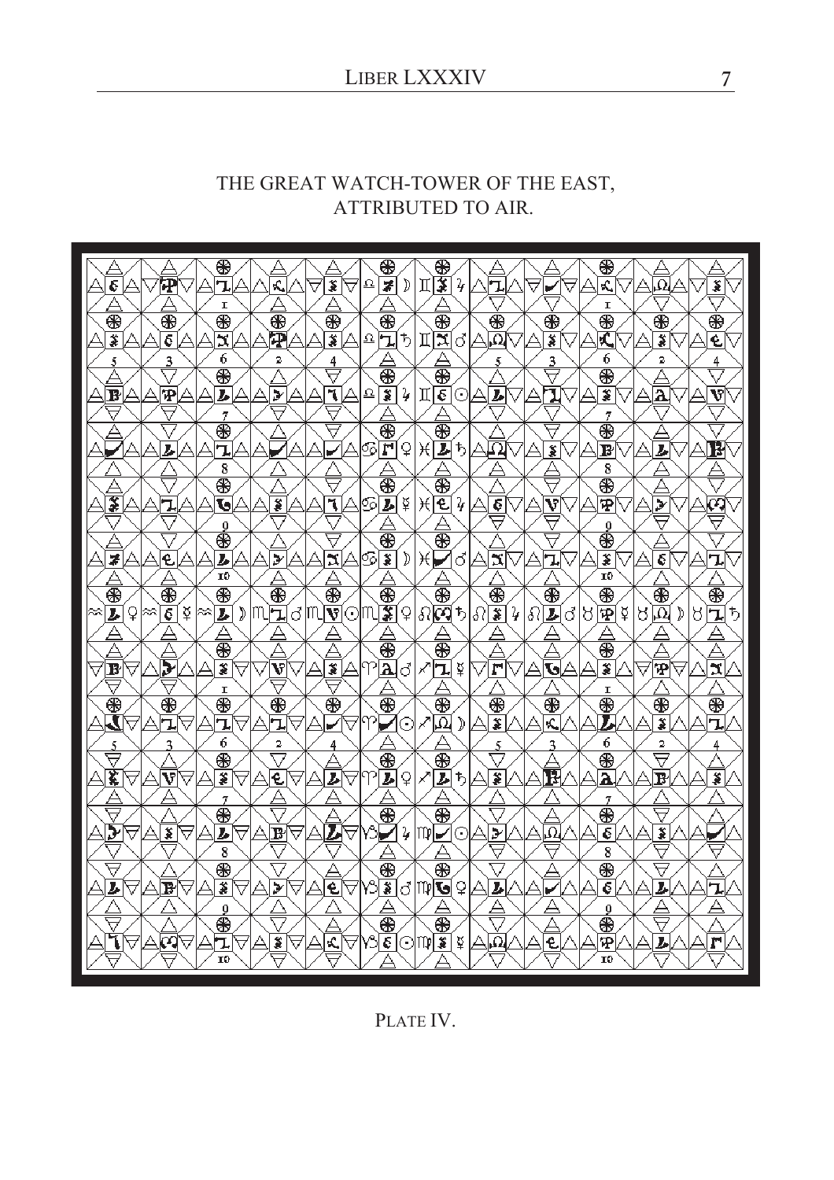# THE GREAT WATCH-TOWER OF THE EAST, ATTRIBUTED TO AIR.

PLATE IV.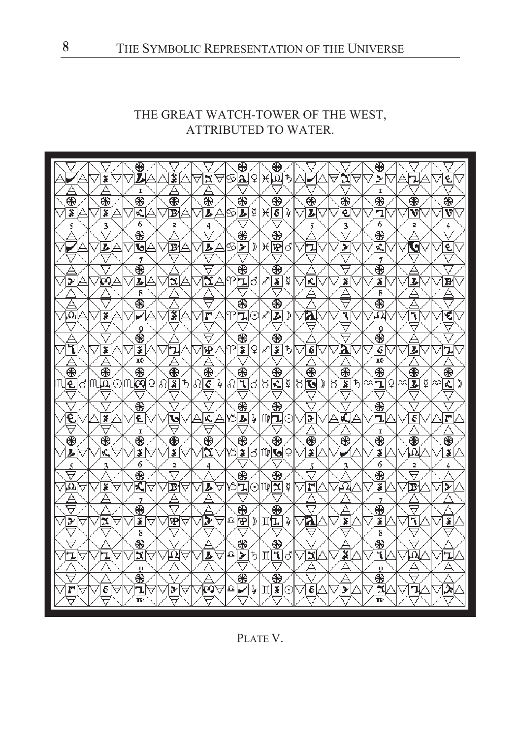THE GREAT WATCH-TOWER OF THE WEST,
ATTRIBUTED TO WATER.

PLATE V.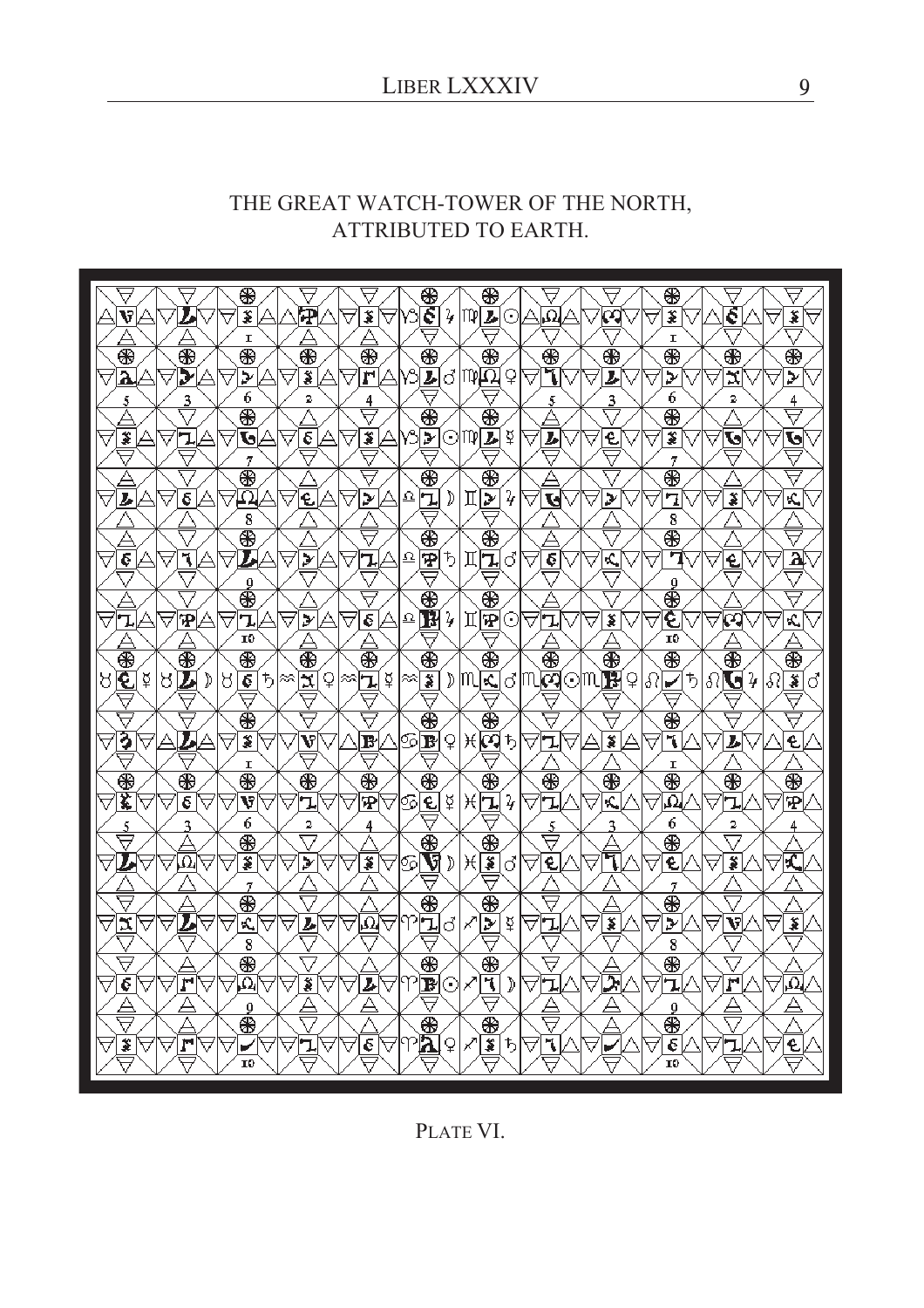# THE GREAT WATCH-TOWER OF THE NORTH, ATTRIBUTED TO EARTH.

PLATE VI.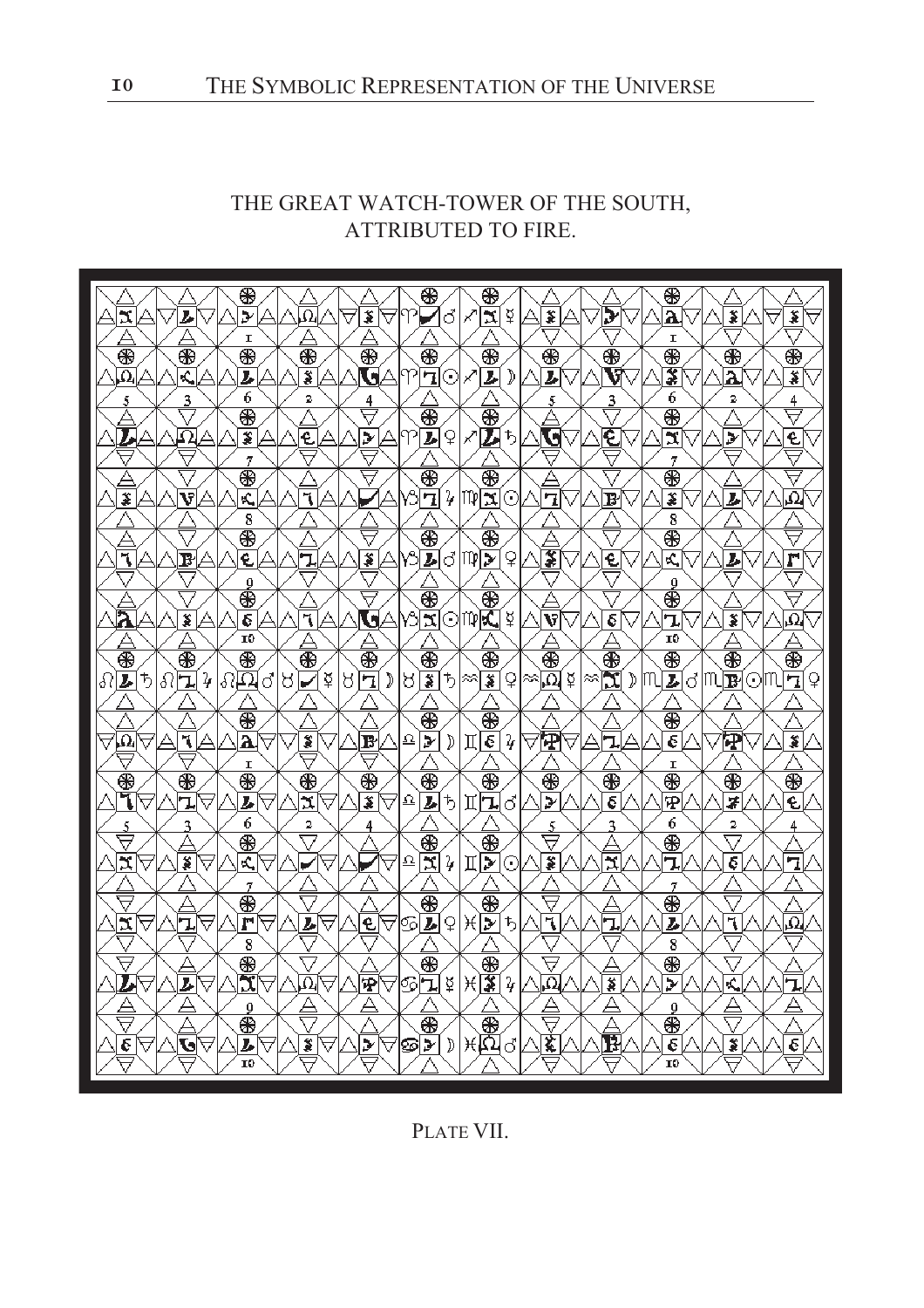## THE GREAT WATCH-TOWER OF THE SOUTH, ATTRIBUTED TO FIRE.

PLATE VII.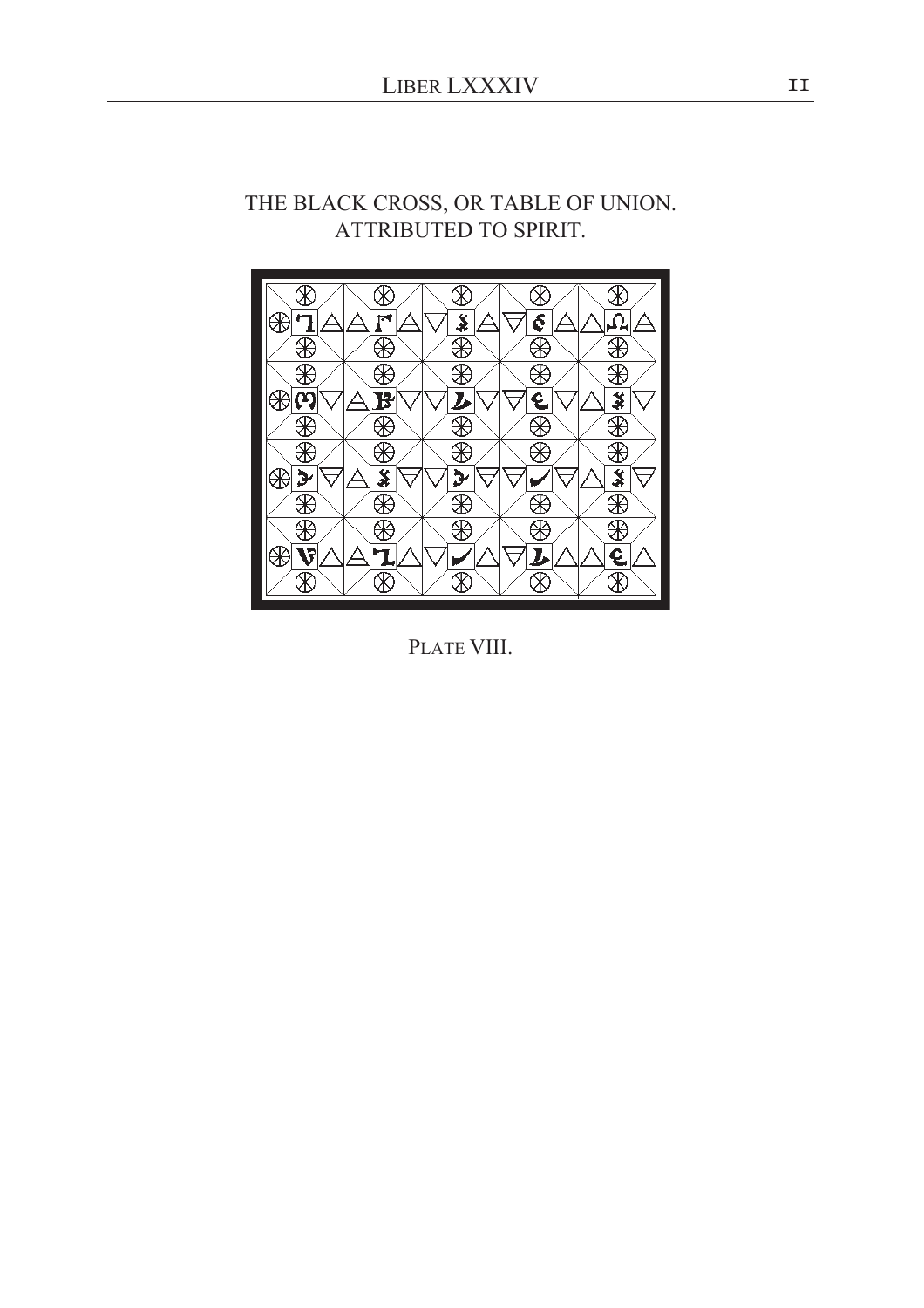THE BLACK CROSS, OR TABLE OF UNION.
ATTRIBUTED TO SPIRIT.

PLATE VIII.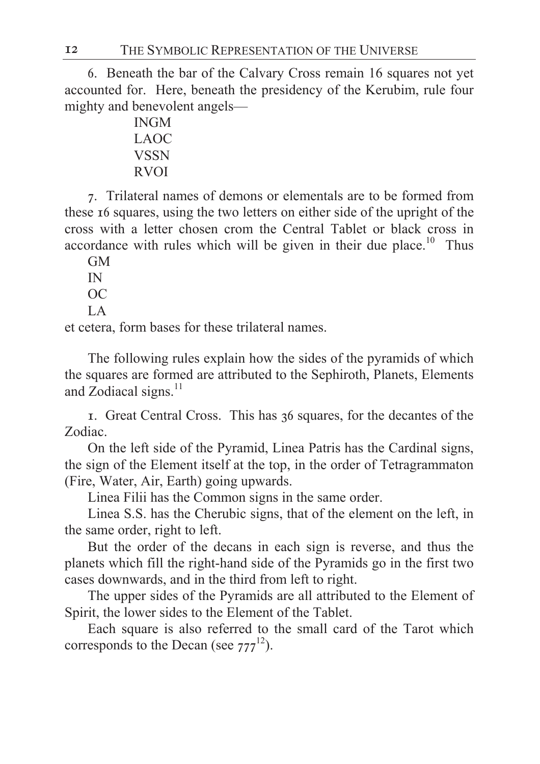6. Beneath the bar of the Calvary Cross remain 16 squares not yet accounted for. Here, beneath the presidency of the Kerubim, rule four mighty and benevolent angels—

INGM
LAOC
VSSN
RVOI

7. Trilateral names of demons or elementals are to be formed from these 16 squares, using the two letters on either side of the upright of the cross with a letter chosen crom the Central Tablet or black cross in accordance with rules which will be given in their due place.[10] Thus

GM
IN
OC
LA

et cetera, form bases for these trilateral names.

The following rules explain how the sides of the pyramids of which the squares are formed are attributed to the Sephiroth, Planets, Elements and Zodiacal signs.[11]

1. Great Central Cross. This has 36 squares, for the decantes of the Zodiac.

On the left side of the Pyramid, Linea Patris has the Cardinal signs, the sign of the Element itself at the top, in the order of Tetragrammaton (Fire, Water, Air, Earth) going upwards.

Linea Filii has the Common signs in the same order.

Linea S.S. has the Cherubic signs, that of the element on the left, in the same order, right to left.

But the order of the decans in each sign is reverse, and thus the planets which fill the right-hand side of the Pyramids go in the first two cases downwards, and in the third from left to right.

The upper sides of the Pyramids are all attributed to the Element of Spirit, the lower sides to the Element of the Tablet.

Each square is also referred to the small card of the Tarot which corresponds to the Decan (see 777[12]).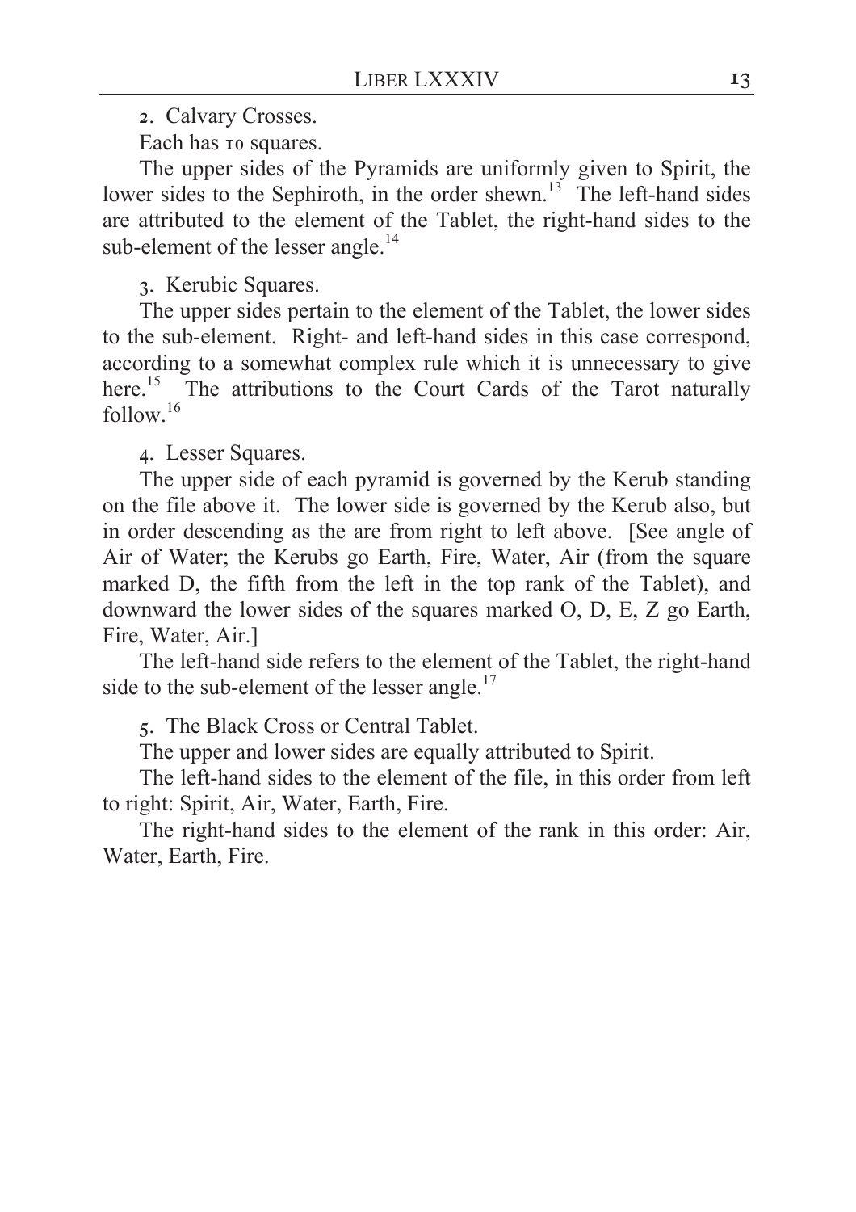2. Calvary Crosses.

Each has 10 squares.

The upper sides of the Pyramids are uniformly given to Spirit, the lower sides to the Sephiroth, in the order shewn.[13] The left-hand sides are attributed to the element of the Tablet, the right-hand sides to the sub-element of the lesser angle.[14]

3. Kerubic Squares.

The upper sides pertain to the element of the Tablet, the lower sides to the sub-element. Right- and left-hand sides in this case correspond, according to a somewhat complex rule which it is unnecessary to give here.[15] The attributions to the Court Cards of the Tarot naturally follow.[16]

4. Lesser Squares.

The upper side of each pyramid is governed by the Kerub standing on the file above it. The lower side is governed by the Kerub also, but in order descending as the are from right to left above. [See angle of Air of Water; the Kerubs go Earth, Fire, Water, Air (from the square marked D, the fifth from the left in the top rank of the Tablet), and downward the lower sides of the squares marked O, D, E, Z go Earth, Fire, Water, Air.]

The left-hand side refers to the element of the Tablet, the right-hand side to the sub-element of the lesser angle.[17]

5. The Black Cross or Central Tablet.

The upper and lower sides are equally attributed to Spirit.

The left-hand sides to the element of the file, in this order from left to right: Spirit, Air, Water, Earth, Fire.

The right-hand sides to the element of the rank in this order: Air, Water, Earth, Fire.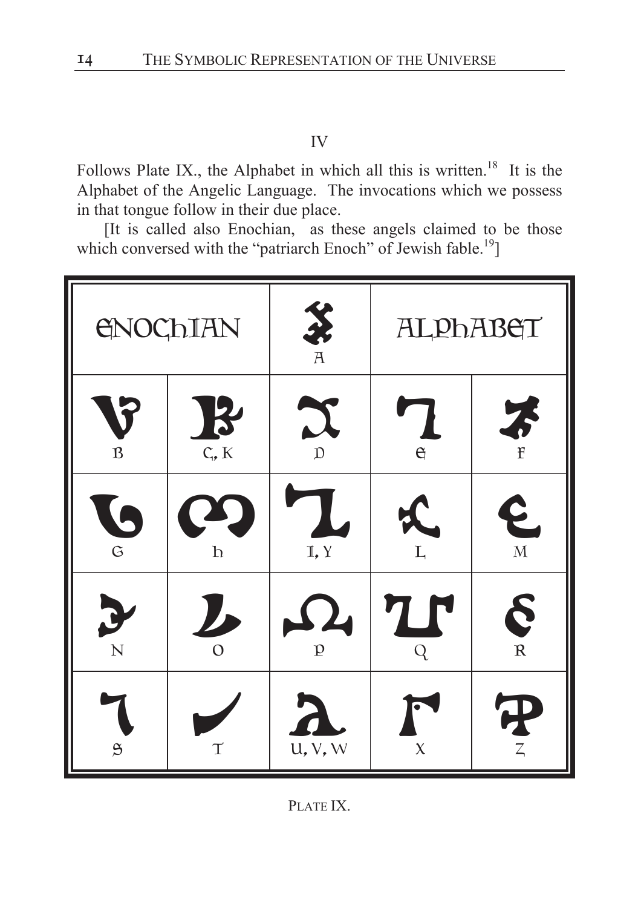IV

Follows Plate IX., the Alphabet in which all this is written.[18] It is the Alphabet of the Angelic Language. The invocations which we possess in that tongue follow in their due place.

[It is called also Enochian, as these angels claimed to be those which conversed with the "patriarch Enoch" of Jewish fable.[19]]

| ENOCHIAN | | A | ALPHABET | |
|---|---|---|---|---|
| B | C, K | D | E | F |
| G | H | I, Y | L | M |
| N | O | P | Q | R |
| S | T | U, V, W | X | Z |

PLATE IX.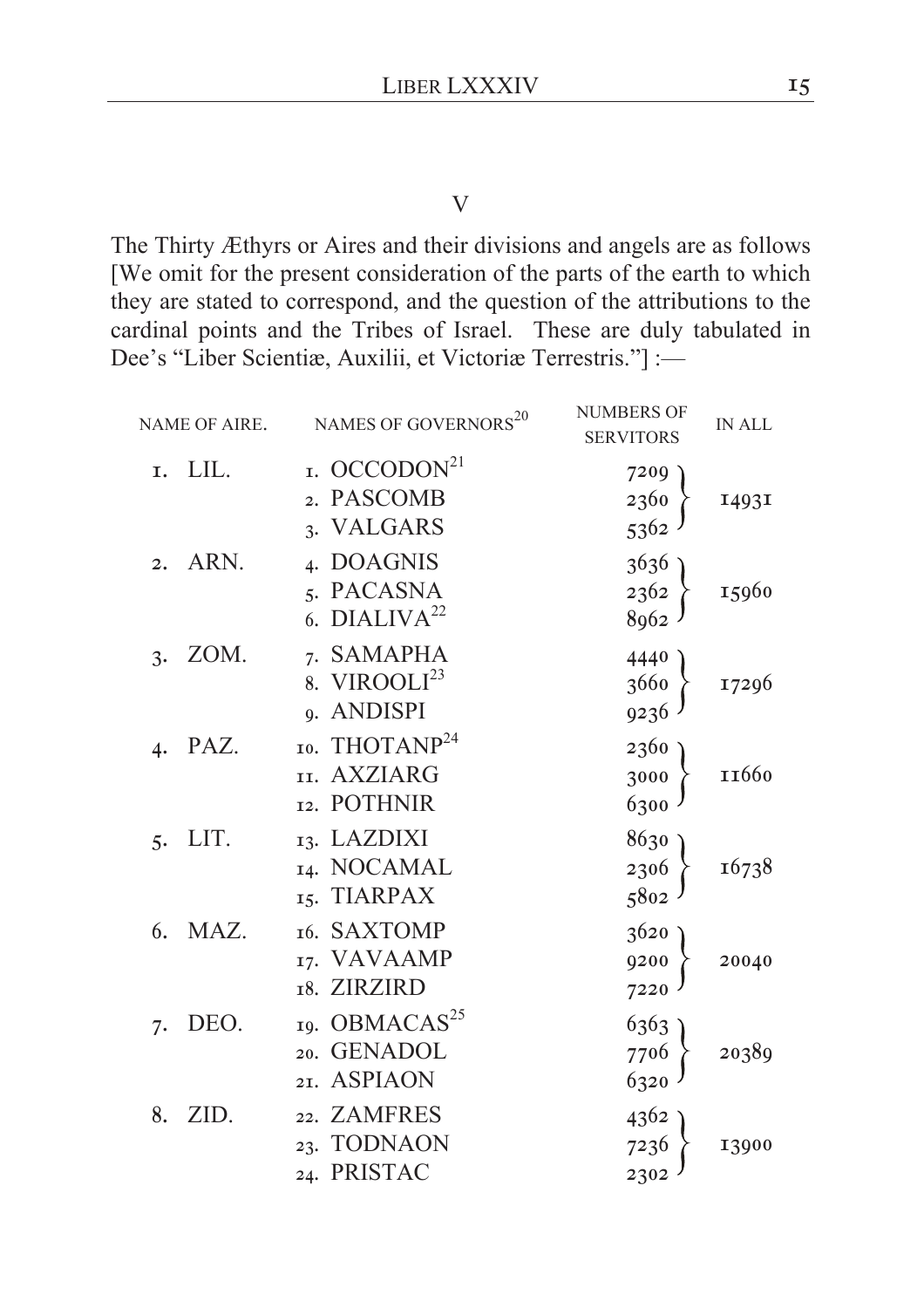## V

The Thirty Æthyrs or Aires and their divisions and angels are as follows [We omit for the present consideration of the parts of the earth to which they are stated to correspond, and the question of the attributions to the cardinal points and the Tribes of Israel. These are duly tabulated in Dee's "Liber Scientiæ, Auxilii, et Victoriæ Terrestris."] :—

| NAME OF AIRE. | NAMES OF GOVERNORS[20] | NUMBERS OF SERVITORS | IN ALL |
|---|---|---|---|
| 1. LIL. | 1. OCCODON[21] | 7209 | 14931 |
| | 2. PASCOMB | 2360 | |
| | 3. VALGARS | 5362 | |
| 2. ARN. | 4. DOAGNIS | 3636 | 15960 |
| | 5. PACASNA | 2362 | |
| | 6. DIALIVA[22] | 8962 | |
| 3. ZOM. | 7. SAMAPHA | 4440 | 17296 |
| | 8. VIROOLI[23] | 3660 | |
| | 9. ANDISPI | 9236 | |
| 4. PAZ. | 10. THOTANP[24] | 2360 | 11660 |
| | 11. AXZIARG | 3000 | |
| | 12. POTHNIR | 6300 | |
| 5. LIT. | 13. LAZDIXI | 8630 | 16738 |
| | 14. NOCAMAL | 2306 | |
| | 15. TIARPAX | 5802 | |
| 6. MAZ. | 16. SAXTOMP | 3620 | 20040 |
| | 17. VAVAAMP | 9200 | |
| | 18. ZIRZIRD | 7220 | |
| 7. DEO. | 19. OBMACAS[25] | 6363 | 20389 |
| | 20. GENADOL | 7706 | |
| | 21. ASPIAON | 6320 | |
| 8. ZID. | 22. ZAMFRES | 4362 | 13900 |
| | 23. TODNAON | 7236 | |
| | 24. PRISTAC | 2302 | |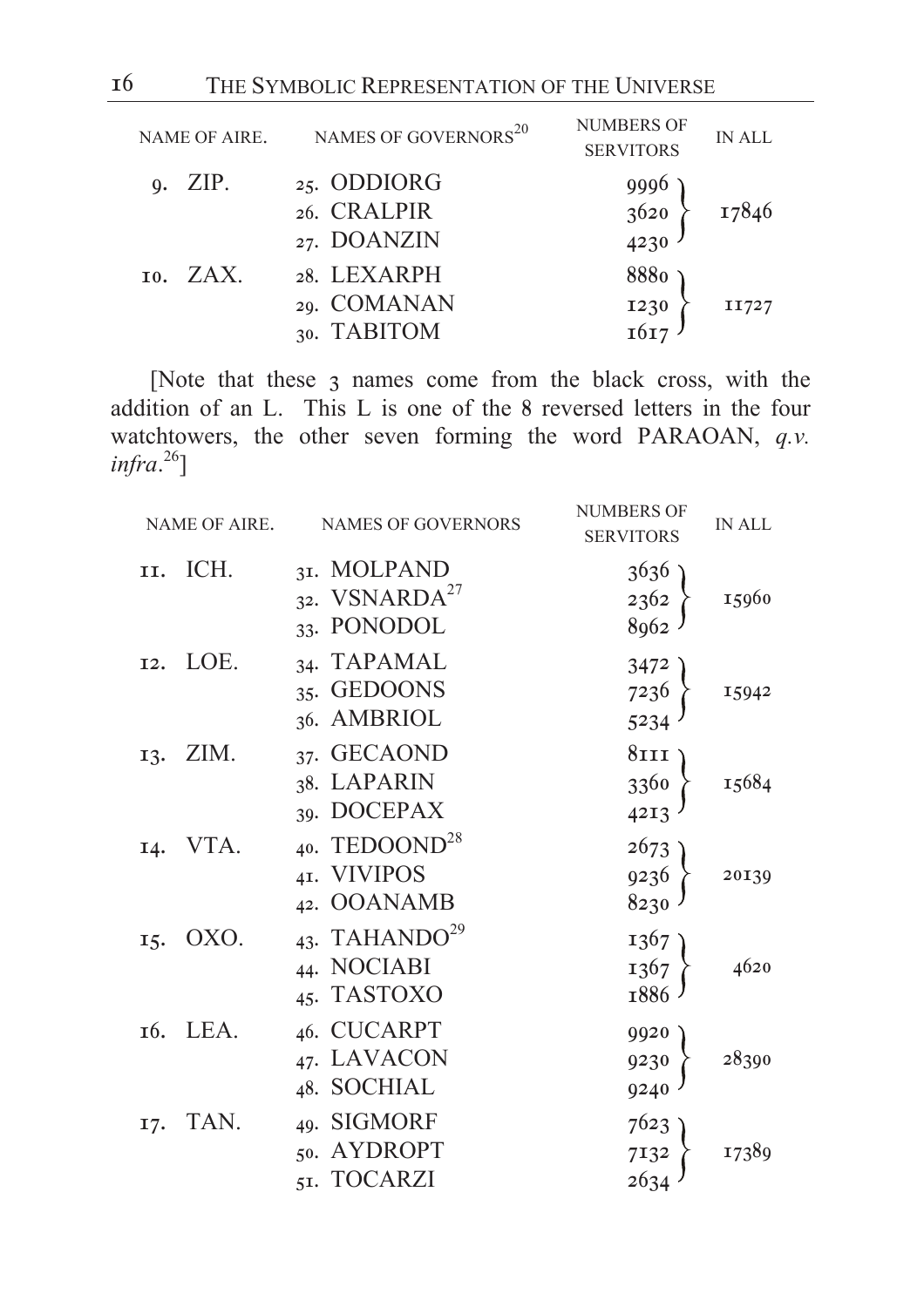| NAME OF AIRE. | NAMES OF GOVERNORS[20] | NUMBERS OF SERVITORS | IN ALL |
|---|---|---|---|
| 9. ZIP. | 25. ODDIORG | 9996 | 17846 |
| | 26. CRALPIR | 3620 | |
| | 27. DOANZIN | 4230 | |
| 10. ZAX. | 28. LEXARPH | 8880 | 11727 |
| | 29. COMANAN | 1230 | |
| | 30. TABITOM | 1617 | |

[Note that these 3 names come from the black cross, with the addition of an L. This L is one of the 8 reversed letters in the four watchtowers, the other seven forming the word PARAOAN, *q.v. infra*.[26]]

| NAME OF AIRE. | NAMES OF GOVERNORS | NUMBERS OF SERVITORS | IN ALL |
|---|---|---|---|
| 11. ICH. | 31. MOLPAND | 3636 | 15960 |
| | 32. VSNARDA[27] | 2362 | |
| | 33. PONODOL | 8962 | |
| 12. LOE. | 34. TAPAMAL | 3472 | 15942 |
| | 35. GEDOONS | 7236 | |
| | 36. AMBRIOL | 5234 | |
| 13. ZIM. | 37. GECAOND | 8111 | 15684 |
| | 38. LAPARIN | 3360 | |
| | 39. DOCEPAX | 4213 | |
| 14. VTA. | 40. TEDOOND[28] | 2673 | 20139 |
| | 41. VIVIPOS | 9236 | |
| | 42. OOANAMB | 8230 | |
| 15. OXO. | 43. TAHANDO[29] | 1367 | 4620 |
| | 44. NOCIABI | 1367 | |
| | 45. TASTOXO | 1886 | |
| 16. LEA. | 46. CUCARPT | 9920 | 28390 |
| | 47. LAVACON | 9230 | |
| | 48. SOCHIAL | 9240 | |
| 17. TAN. | 49. SIGMORF | 7623 | 17389 |
| | 50. AYDROPT | 7132 | |
| | 51. TOCARZI | 2634 | |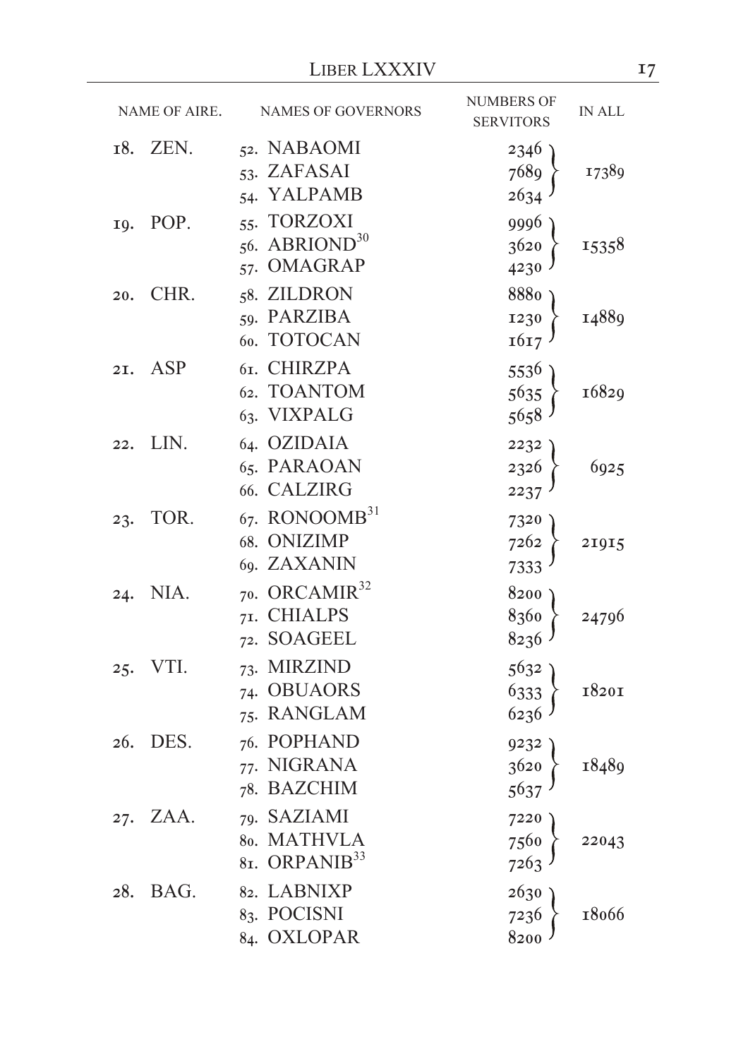| NAME OF AIRE. | NAMES OF GOVERNORS | NUMBERS OF SERVITORS | IN ALL |
|---|---|---|---|
| 18. ZEN. | 52. NABAOMI | 2346 | 17389 |
| | 53. ZAFASAI | 7689 | |
| | 54. YALPAMB | 2634 | |
| 19. POP. | 55. TORZOXI | 9996 | 15358 |
| | 56. ABRIOND[30] | 3620 | |
| | 57. OMAGRAP | 4230 | |
| 20. CHR. | 58. ZILDRON | 8880 | 14889 |
| | 59. PARZIBA | 1230 | |
| | 60. TOTOCAN | 1617 | |
| 21. ASP | 61. CHIRZPA | 5536 | 16829 |
| | 62. TOANTOM | 5635 | |
| | 63. VIXPALG | 5658 | |
| 22. LIN. | 64. OZIDAIA | 2232 | 6925 |
| | 65. PARAOAN | 2326 | |
| | 66. CALZIRG | 2237 | |
| 23. TOR. | 67. RONOOMB[31] | 7320 | 21915 |
| | 68. ONIZIMP | 7262 | |
| | 69. ZAXANIN | 7333 | |
| 24. NIA. | 70. ORCAMIR[32] | 8200 | 24796 |
| | 71. CHIALPS | 8360 | |
| | 72. SOAGEEL | 8236 | |
| 25. VTI. | 73. MIRZIND | 5632 | 18201 |
| | 74. OBUAORS | 6333 | |
| | 75. RANGLAM | 6236 | |
| 26. DES. | 76. POPHAND | 9232 | 18489 |
| | 77. NIGRANA | 3620 | |
| | 78. BAZCHIM | 5637 | |
| 27. ZAA. | 79. SAZIAMI | 7220 | 22043 |
| | 80. MATHVLA | 7560 | |
| | 81. ORPANIB[33] | 7263 | |
| 28. BAG. | 82. LABNIXP | 2630 | 18066 |
| | 83. POCISNI | 7236 | |
| | 84. OXLOPAR | 8200 | |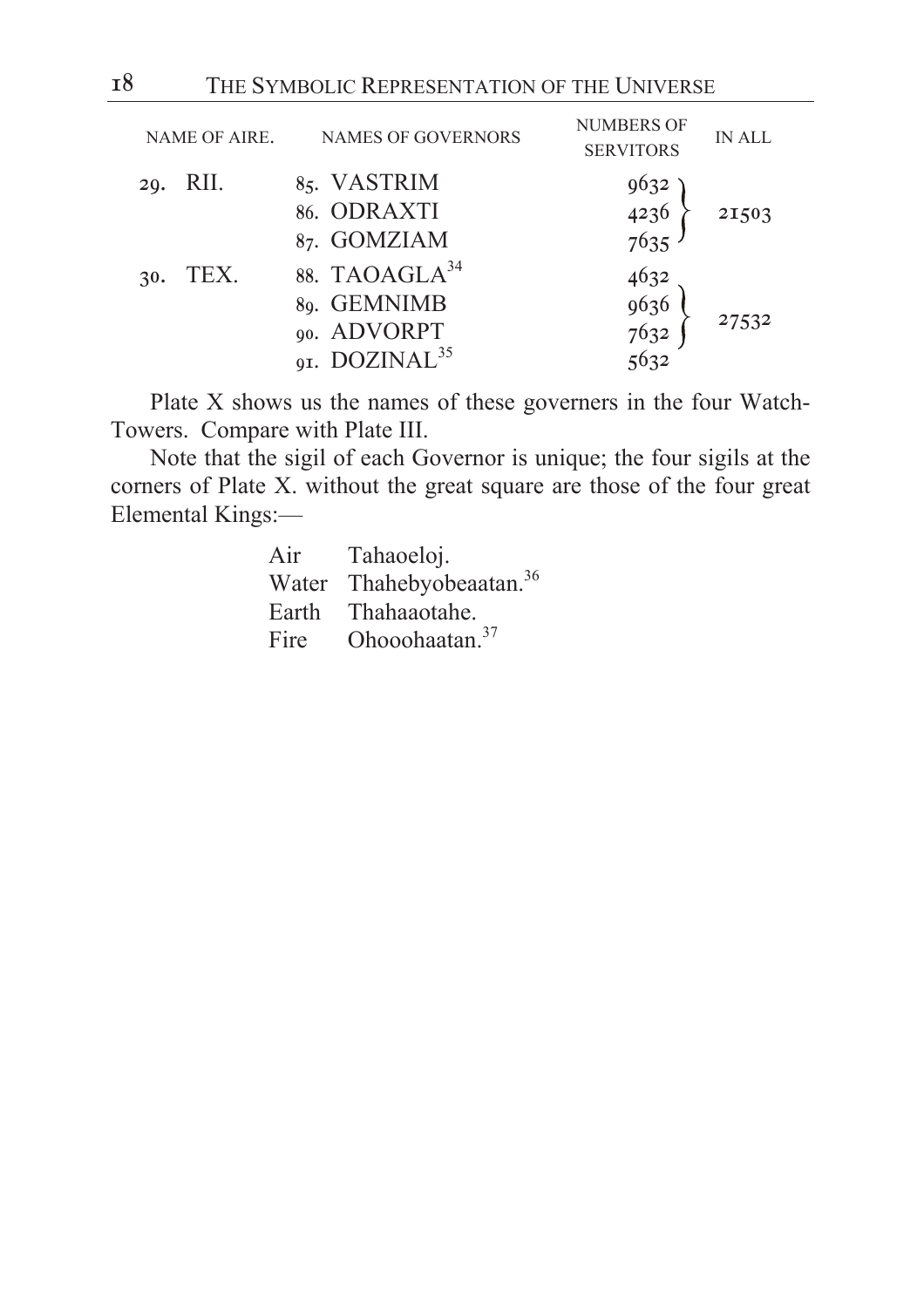| NAME OF AIRE. | NAMES OF GOVERNORS | NUMBERS OF SERVITORS | IN ALL |
|---|---|---|---|
| 29. RII. | 85. VASTRIM | 9632 | 21503 |
| | 86. ODRAXTI | 4236 | |
| | 87. GOMZIAM | 7635 | |
| 30. TEX. | 88. TAOAGLA[34] | 4632 | 27532 |
| | 89. GEMNIMB | 9636 | |
| | 90. ADVORPT | 7632 | |
| | 91. DOZINAL[35] | 5632 | |

Plate X shows us the names of these governers in the four Watch-Towers. Compare with Plate III.

Note that the sigil of each Governor is unique; the four sigils at the corners of Plate X. without the great square are those of the four great Elemental Kings:—

Air Tahaoeloj.
Water Thahebyobeaatan.[36]
Earth Thahaaotahe.
Fire Ohooohaatan.[37]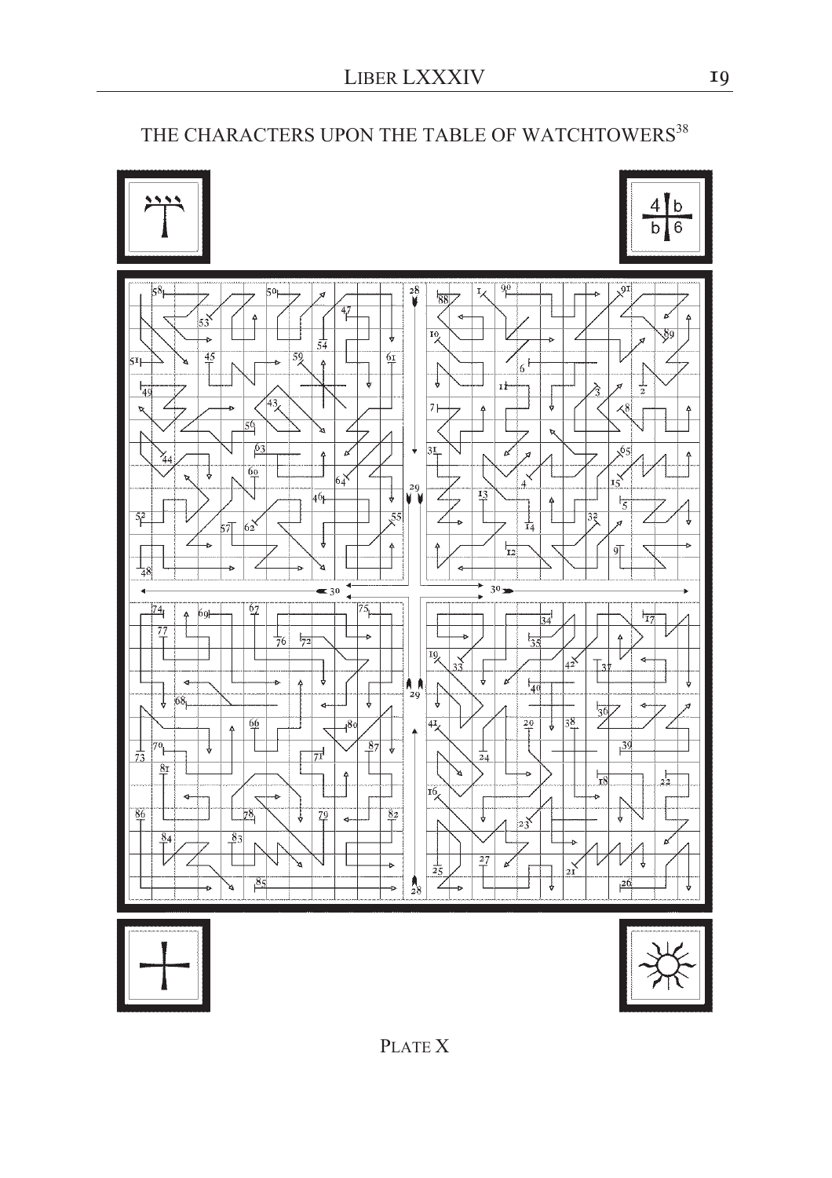## THE CHARACTERS UPON THE TABLE OF WATCHTOWERS[38]

PLATE X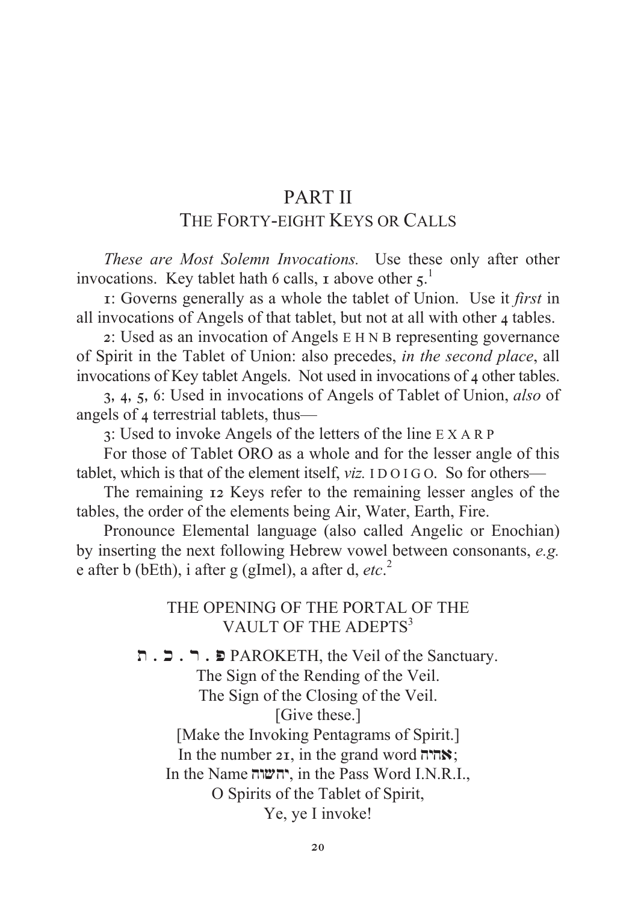# PART II

## THE FORTY-EIGHT KEYS OR CALLS

*These are Most Solemn Invocations.* Use these only after other invocations. Key tablet hath 6 calls, 1 above other 5.[1]

1: Governs generally as a whole the tablet of Union. Use it *first* in all invocations of Angels of that tablet, but not at all with other 4 tables.

2: Used as an invocation of Angels E H N B representing governance of Spirit in the Tablet of Union: also precedes, *in the second place*, all invocations of Key tablet Angels. Not used in invocations of 4 other tables.

3, 4, 5, 6: Used in invocations of Angels of Tablet of Union, *also* of angels of 4 terrestrial tablets, thus—

3: Used to invoke Angels of the letters of the line E X A R P

For those of Tablet ORO as a whole and for the lesser angle of this tablet, which is that of the element itself, *viz.* I D O I G O. So for others—

The remaining 12 Keys refer to the remaining lesser angles of the tables, the order of the elements being Air, Water, Earth, Fire.

Pronounce Elemental language (also called Angelic or Enochian) by inserting the next following Hebrew vowel between consonants, *e.g.* e after b (bEth), i after g (gImel), a after d, *etc*.[2]

### THE OPENING OF THE PORTAL OF THE VAULT OF THE ADEPTS[3]

פ . ר . כ . ת PAROKETH, the Veil of the Sanctuary.
The Sign of the Rending of the Veil.
The Sign of the Closing of the Veil.
[Give these.]
[Make the Invoking Pentagrams of Spirit.]
In the number 21, in the grand word אהיה;
In the Name יהשוה, in the Pass Word I.N.R.I.,
O Spirits of the Tablet of Spirit,
Ye, ye I invoke!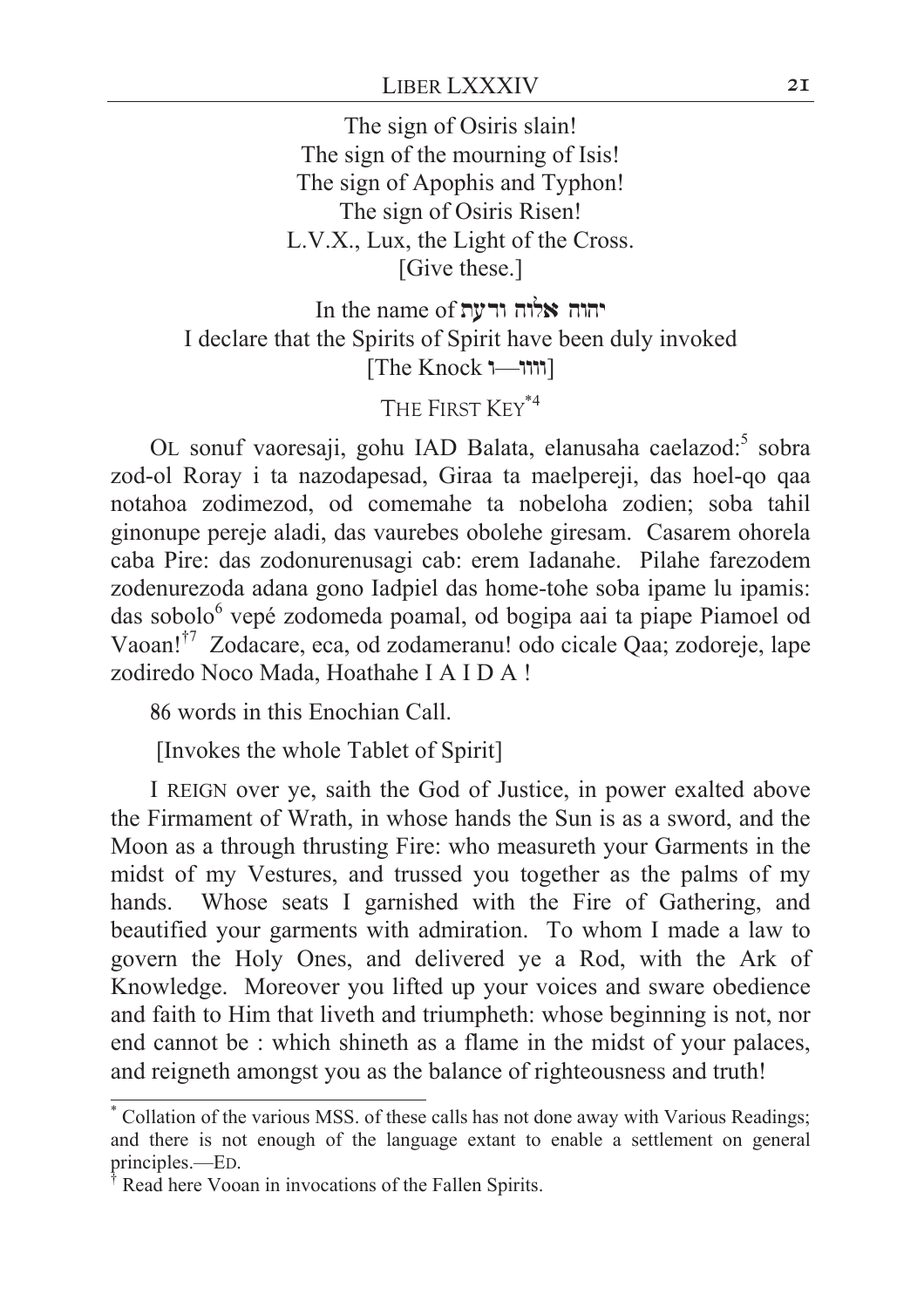The sign of Osiris slain!
The sign of the mourning of Isis!
The sign of Apophis and Typhon!
The sign of Osiris Risen!
L.V.X., Lux, the Light of the Cross.
[Give these.]

In the name of יהוה אלוה ודעת
I declare that the Spirits of Spirit have been duly invoked
[The Knock וווו—ו]

THE FIRST KEY*[4]

OL sonuf vaoresaji, gohu IAD Balata, elanusaha caelazod:[5] sobra zod-ol Roray i ta nazodapesad, Giraa ta maelpereji, das hoel-qo qaa notahoa zodimezod, od comemahe ta nobeloha zodien; soba tahil ginonupe pereje aladi, das vaurebes obolehe giresam. Casarem ohorela caba Pire: das zodonurenusagi cab: erem Iadanahe. Pilahe farezodem zodenurezoda adana gono Iadpiel das home-tohe soba ipame lu ipamis: das sobolo[6] vepé zodomeda poamal, od bogipa aai ta piape Piamoel od Vaoan!†[7] Zodacare, eca, od zodameranu! odo cicale Qaa; zodoreje, lape zodiredo Noco Mada, Hoathahe I A I D A !

86 words in this Enochian Call.

[Invokes the whole Tablet of Spirit]

I REIGN over ye, saith the God of Justice, in power exalted above the Firmament of Wrath, in whose hands the Sun is as a sword, and the Moon as a through thrusting Fire: who measureth your Garments in the midst of my Vestures, and trussed you together as the palms of my hands. Whose seats I garnished with the Fire of Gathering, and beautified your garments with admiration. To whom I made a law to govern the Holy Ones, and delivered ye a Rod, with the Ark of Knowledge. Moreover you lifted up your voices and sware obedience and faith to Him that liveth and triumpheth: whose beginning is not, nor end cannot be : which shineth as a flame in the midst of your palaces, and reigneth amongst you as the balance of righteousness and truth!

---

* Collation of the various MSS. of these calls has not done away with Various Readings; and there is not enough of the language extant to enable a settlement on general principles.—ED.

† Read here Vooan in invocations of the Fallen Spirits.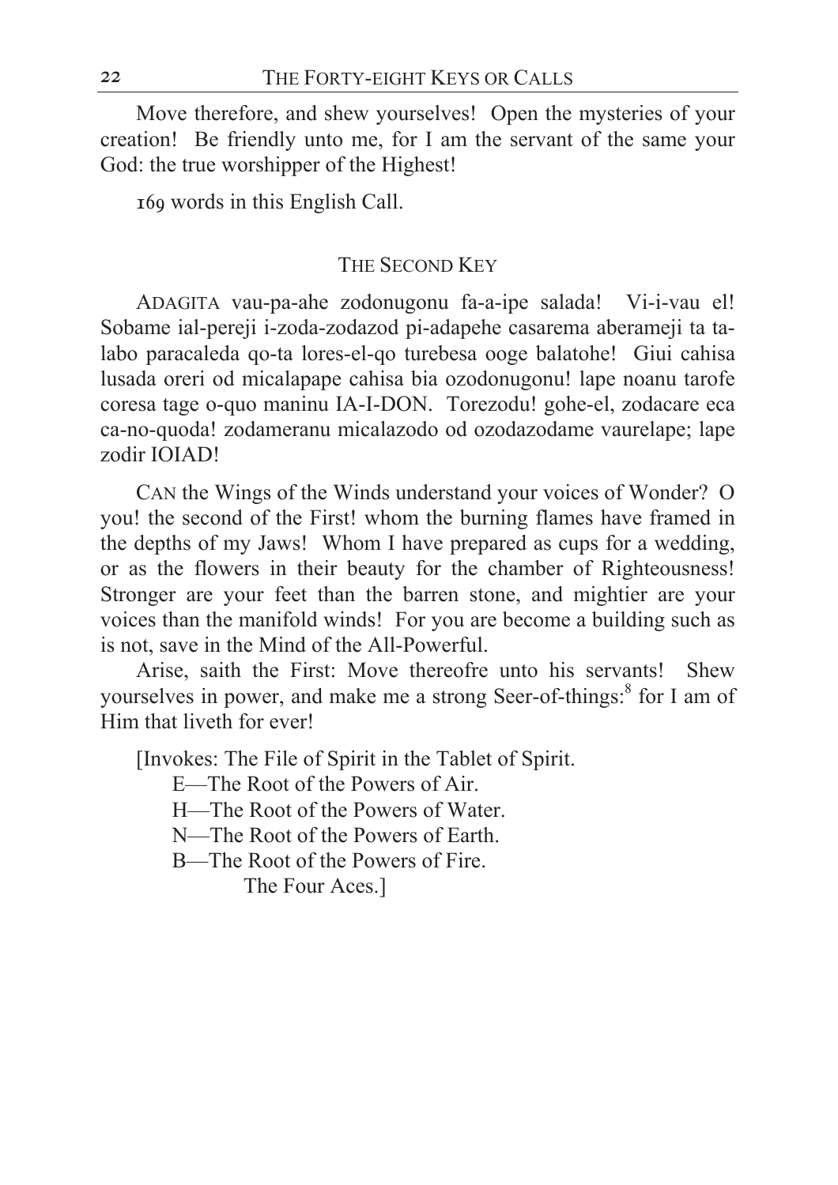Move therefore, and shew yourselves! Open the mysteries of your creation! Be friendly unto me, for I am the servant of the same your God: the true worshipper of the Highest!

169 words in this English Call.

## THE SECOND KEY

ADAGITA vau-pa-ahe zodonugonu fa-a-ipe salada! Vi-i-vau el! Sobame ial-pereji i-zoda-zodazod pi-adapehe casarema aberameji ta ta-labo paracaleda qo-ta lores-el-qo turebesa ooge balatohe! Giui cahisa lusada oreri od micalapape cahisa bia ozodonugonu! lape noanu tarofe coresa tage o-quo maninu IA-I-DON. Torezodu! gohe-el, zodacare eca ca-no-quoda! zodameranu micalazodo od ozodazodame vaurelape; lape zodir IOIAD!

CAN the Wings of the Winds understand your voices of Wonder? O you! the second of the First! whom the burning flames have framed in the depths of my Jaws! Whom I have prepared as cups for a wedding, or as the flowers in their beauty for the chamber of Righteousness! Stronger are your feet than the barren stone, and mightier are your voices than the manifold winds! For you are become a building such as is not, save in the Mind of the All-Powerful.

Arise, saith the First: Move thereofre unto his servants! Shew yourselves in power, and make me a strong Seer-of-things:[8] for I am of Him that liveth for ever!

[Invokes: The File of Spirit in the Tablet of Spirit.

E—The Root of the Powers of Air.

H—The Root of the Powers of Water.

N—The Root of the Powers of Earth.

B—The Root of the Powers of Fire.

The Four Aces.]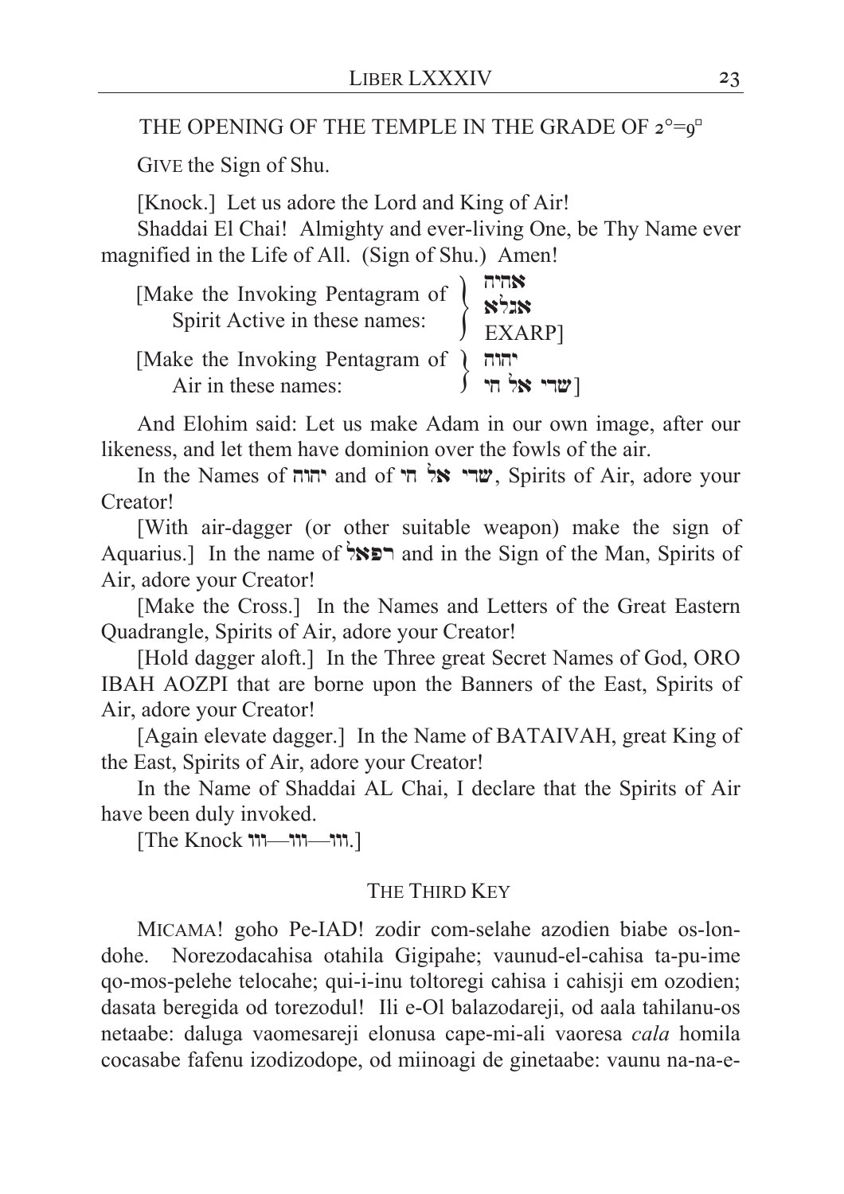## THE OPENING OF THE TEMPLE IN THE GRADE OF 2°=9▫

GIVE the Sign of Shu.

[Knock.] Let us adore the Lord and King of Air!

Shaddai El Chai! Almighty and ever-living One, be Thy Name ever magnified in the Life of All. (Sign of Shu.) Amen!

[Make the Invoking Pentagram of Spirit Active in these names: אהיה / אגלא / EXARP]

[Make the Invoking Pentagram of Air in these names: יהוה / שדי אל חי]

And Elohim said: Let us make Adam in our own image, after our likeness, and let them have dominion over the fowls of the air.

In the Names of יהוה and of שדי אל חי, Spirits of Air, adore your Creator!

[With air-dagger (or other suitable weapon) make the sign of Aquarius.] In the name of רפאל and in the Sign of the Man, Spirits of Air, adore your Creator!

[Make the Cross.] In the Names and Letters of the Great Eastern Quadrangle, Spirits of Air, adore your Creator!

[Hold dagger aloft.] In the Three great Secret Names of God, ORO IBAH AOZPI that are borne upon the Banners of the East, Spirits of Air, adore your Creator!

[Again elevate dagger.] In the Name of BATAIVAH, great King of the East, Spirits of Air, adore your Creator!

In the Name of Shaddai AL Chai, I declare that the Spirits of Air have been duly invoked.

[The Knock ווו—ווו—ווו.]

### THE THIRD KEY

MICAMA! goho Pe-IAD! zodir com-selahe azodien biabe os-londohe. Norezodacahisa otahila Gigipahe; vaunud-el-cahisa ta-pu-ime qo-mos-pelehe telocahe; qui-i-inu toltoregi cahisa i cahisji em ozodien; dasata beregida od torezodul! Ili e-Ol balazodareji, od aala tahilanu-os netaabe: daluga vaomesareji elonusa cape-mi-ali vaoresa *cala* homila cocasabe fafenu izodizodope, od miinoagi de ginetaabe: vaunu na-na-e-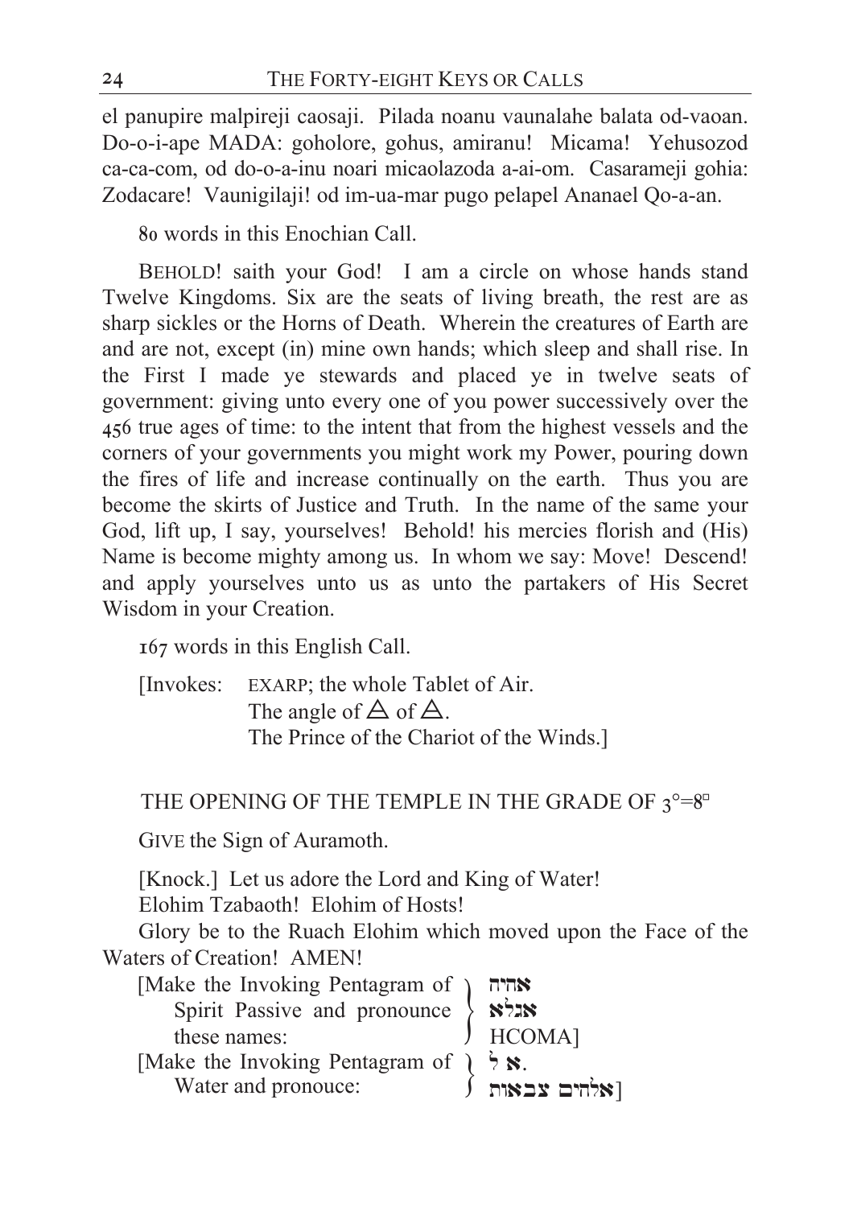el panupire malpireji caosaji. Pilada noanu vaunalahe balata od-vaoan. Do-o-i-ape MADA: goholore, gohus, amiranu! Micama! Yehusozod ca-ca-com, od do-o-a-inu noari micaolazoda a-ai-om. Casarameji gohia: Zodacare! Vaunigilaji! od im-ua-mar pugo pelapel Ananael Qo-a-an.

80 words in this Enochian Call.

BEHOLD! saith your God! I am a circle on whose hands stand Twelve Kingdoms. Six are the seats of living breath, the rest are as sharp sickles or the Horns of Death. Wherein the creatures of Earth are and are not, except (in) mine own hands; which sleep and shall rise. In the First I made ye stewards and placed ye in twelve seats of government: giving unto every one of you power successively over the 456 true ages of time: to the intent that from the highest vessels and the corners of your governments you might work my Power, pouring down the fires of life and increase continually on the earth. Thus you are become the skirts of Justice and Truth. In the name of the same your God, lift up, I say, yourselves! Behold! his mercies florish and (His) Name is become mighty among us. In whom we say: Move! Descend! and apply yourselves unto us as unto the partakers of His Secret Wisdom in your Creation.

167 words in this English Call.

[Invokes: EXARP; the whole Tablet of Air.
The angle of 🜁 of 🜁.
The Prince of the Chariot of the Winds.]

## THE OPENING OF THE TEMPLE IN THE GRADE OF 3°=8▫

GIVE the Sign of Auramoth.

[Knock.] Let us adore the Lord and King of Water!
Elohim Tzabaoth! Elohim of Hosts!

Glory be to the Ruach Elohim which moved upon the Face of the Waters of Creation! AMEN!

[Make the Invoking Pentagram of Spirit Passive and pronounce these names: אהיה אגלא HCOMA]

[Make the Invoking Pentagram of Water and pronouce: אל. אלהים צבאות]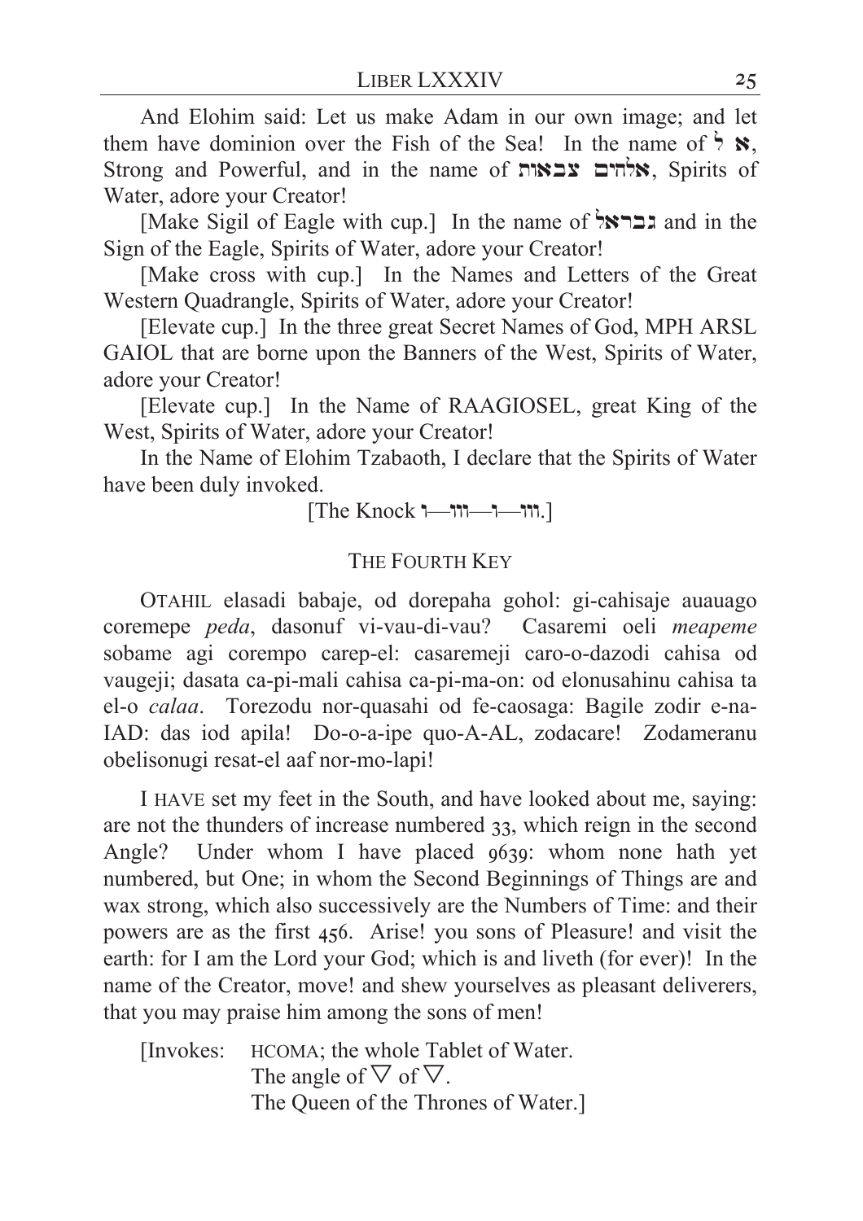And Elohim said: Let us make Adam in our own image; and let them have dominion over the Fish of the Sea! In the name of אל, Strong and Powerful, and in the name of אלהים צבאות, Spirits of Water, adore your Creator!

[Make Sigil of Eagle with cup.] In the name of גבריאל and in the Sign of the Eagle, Spirits of Water, adore your Creator!

[Make cross with cup.] In the Names and Letters of the Great Western Quadrangle, Spirits of Water, adore your Creator!

[Elevate cup.] In the three great Secret Names of God, MPH ARSL GAIOL that are borne upon the Banners of the West, Spirits of Water, adore your Creator!

[Elevate cup.] In the Name of RAAGIOSEL, great King of the West, Spirits of Water, adore your Creator!

In the Name of Elohim Tzabaoth, I declare that the Spirits of Water have been duly invoked.

[The Knock ו—ווו—ו—ווו.]

## THE FOURTH KEY

OTAHIL elasadi babaje, od dorepaha gohol: gi-cahisaje auauago coremepe *peda*, dasonuf vi-vau-di-vau? Casaremi oeli *meapeme* sobame agi corempo carep-el: casaremeji caro-o-dazodi cahisa od vaugeji; dasata ca-pi-mali cahisa ca-pi-ma-on: od elonusahinu cahisa ta el-o *calaa*. Torezodu nor-quasahi od fe-caosaga: Bagile zodir e-na-IAD: das iod apila! Do-o-a-ipe quo-A-AL, zodacare! Zodameranu obelisonugi resat-el aaf nor-mo-lapi!

I HAVE set my feet in the South, and have looked about me, saying: are not the thunders of increase numbered 33, which reign in the second Angle? Under whom I have placed 9639: whom none hath yet numbered, but One; in whom the Second Beginnings of Things are and wax strong, which also successively are the Numbers of Time: and their powers are as the first 456. Arise! you sons of Pleasure! and visit the earth: for I am the Lord your God; which is and liveth (for ever)! In the name of the Creator, move! and shew yourselves as pleasant deliverers, that you may praise him among the sons of men!

[Invokes: HCOMA; the whole Tablet of Water.
The angle of ▽ of ▽.
The Queen of the Thrones of Water.]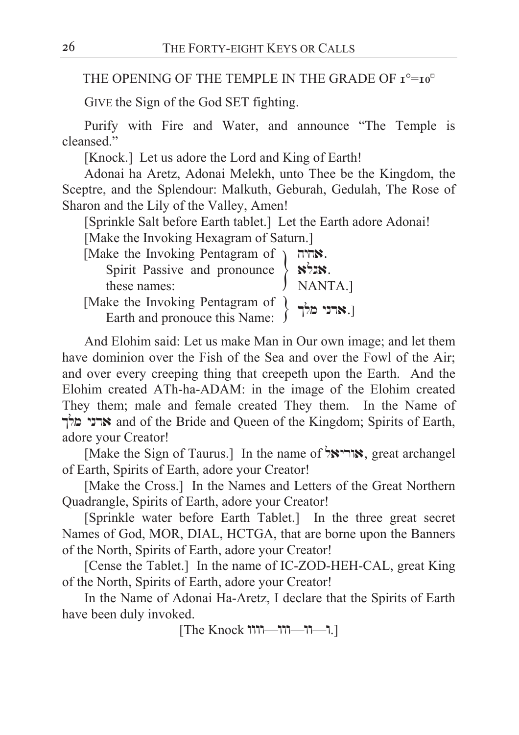THE OPENING OF THE TEMPLE IN THE GRADE OF 1°=10▫

GIVE the Sign of the God SET fighting.

Purify with Fire and Water, and announce "The Temple is cleansed."

[Knock.] Let us adore the Lord and King of Earth!

Adonai ha Aretz, Adonai Melekh, unto Thee be the Kingdom, the Sceptre, and the Splendour: Malkuth, Geburah, Gedulah, The Rose of Sharon and the Lily of the Valley, Amen!

[Sprinkle Salt before Earth tablet.] Let the Earth adore Adonai!

[Make the Invoking Hexagram of Saturn.]

[Make the Invoking Pentagram of Spirit Passive and pronounce these names: אהיה. אגלא. NANTA.]

[Make the Invoking Pentagram of Earth and pronouce this Name: אדני מלך.]

And Elohim said: Let us make Man in Our own image; and let them have dominion over the Fish of the Sea and over the Fowl of the Air; and over every creeping thing that creepeth upon the Earth. And the Elohim created ATh-ha-ADAM: in the image of the Elohim created They them; male and female created They them. In the Name of אדני מלך and of the Bride and Queen of the Kingdom; Spirits of Earth, adore your Creator!

[Make the Sign of Taurus.] In the name of אוריאל, great archangel of Earth, Spirits of Earth, adore your Creator!

[Make the Cross.] In the Names and Letters of the Great Northern Quadrangle, Spirits of Earth, adore your Creator!

[Sprinkle water before Earth Tablet.] In the three great secret Names of God, MOR, DIAL, HCTGA, that are borne upon the Banners of the North, Spirits of Earth, adore your Creator!

[Cense the Tablet.] In the name of IC-ZOD-HEH-CAL, great King of the North, Spirits of Earth, adore your Creator!

In the Name of Adonai Ha-Aretz, I declare that the Spirits of Earth have been duly invoked.

[The Knock ו—וו—ווו—וווו.]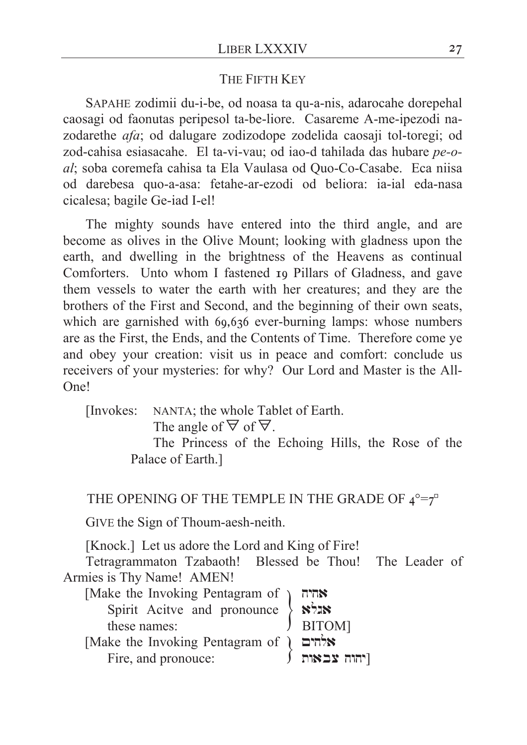## THE FIFTH KEY

SAPAHE zodimii du-i-be, od noasa ta qu-a-nis, adarocahe dorepehal caosagi od faonutas peripesol ta-be-liore. Casareme A-me-ipezodi na-zodarethe *afa*; od dalugare zodizodope zodelida caosaji tol-toregi; od zod-cahisa esiasacahe. El ta-vi-vau; od iao-d tahilada das hubare *pe-o-al*; soba coremefa cahisa ta Ela Vaulasa od Quo-Co-Casabe. Eca niisa od darebesa quo-a-asa: fetahe-ar-ezodi od beliora: ia-ial eda-nasa cicalesa; bagile Ge-iad I-el!

The mighty sounds have entered into the third angle, and are become as olives in the Olive Mount; looking with gladness upon the earth, and dwelling in the brightness of the Heavens as continual Comforters. Unto whom I fastened 19 Pillars of Gladness, and gave them vessels to water the earth with her creatures; and they are the brothers of the First and Second, and the beginning of their own seats, which are garnished with 69,636 ever-burning lamps: whose numbers are as the First, the Ends, and the Contents of Time. Therefore come ye and obey your creation: visit us in peace and comfort: conclude us receivers of your mysteries: for why? Our Lord and Master is the All-One!

[Invokes: NANTA; the whole Tablet of Earth.
The angle of 🜃 of 🜃.
The Princess of the Echoing Hills, the Rose of the Palace of Earth.]

## THE OPENING OF THE TEMPLE IN THE GRADE OF $4^{\circ}=7^{\square}$

GIVE the Sign of Thoum-aesh-neith.

[Knock.] Let us adore the Lord and King of Fire!

Tetragrammaton Tzabaoth! Blessed be Thou! The Leader of Armies is Thy Name! AMEN!

[Make the Invoking Pentagram of Spirit Acitve and pronounce these names: אהיה אגלא BITOM]

[Make the Invoking Pentagram of Fire, and pronouce: אלהים יהוה צבאות]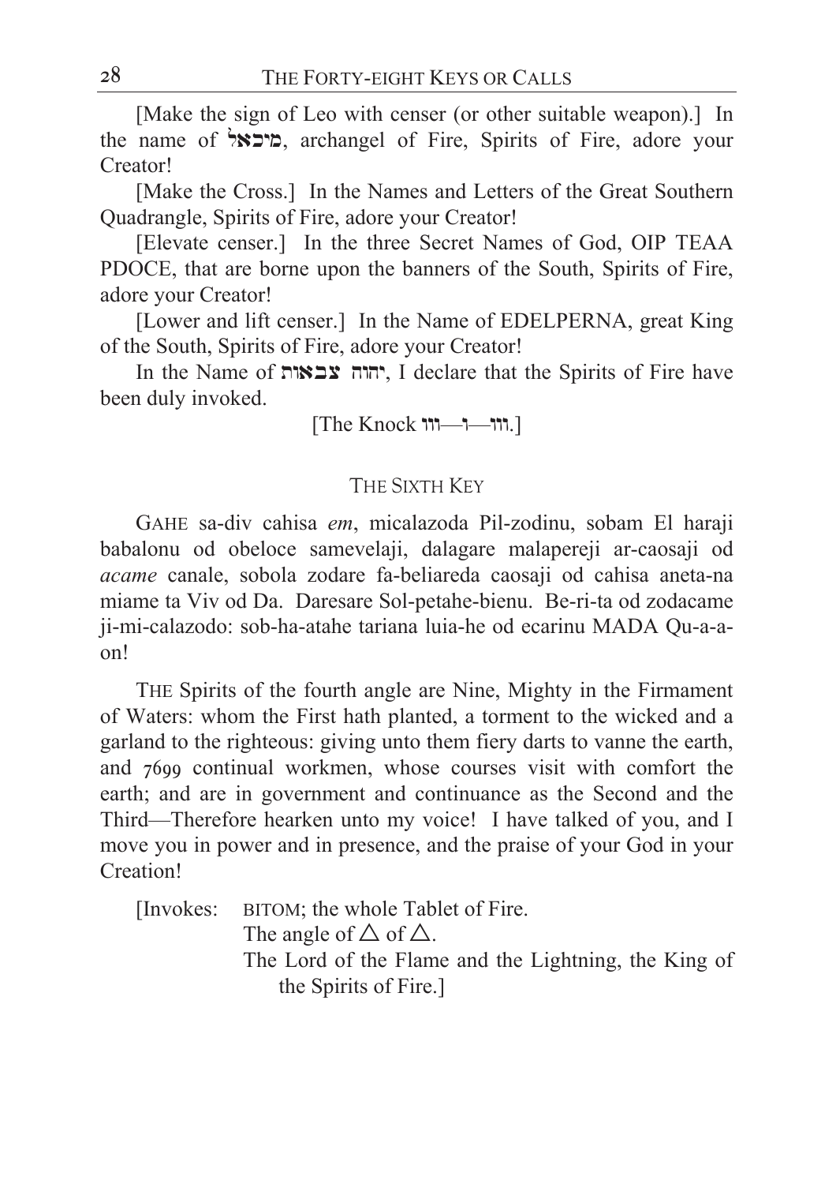[Make the sign of Leo with censer (or other suitable weapon).] In the name of מיכאל, archangel of Fire, Spirits of Fire, adore your Creator!

[Make the Cross.] In the Names and Letters of the Great Southern Quadrangle, Spirits of Fire, adore your Creator!

[Elevate censer.] In the three Secret Names of God, OIP TEAA PDOCE, that are borne upon the banners of the South, Spirits of Fire, adore your Creator!

[Lower and lift censer.] In the Name of EDELPERNA, great King of the South, Spirits of Fire, adore your Creator!

In the Name of יהוה צבאות, I declare that the Spirits of Fire have been duly invoked.

[The Knock ווו—ו—ווו.]

## The Sixth Key

GAHE sa-div cahisa *em*, micalazoda Pil-zodinu, sobam El haraji babalonu od obeloce samevelaji, dalagare malapereji ar-caosaji od *acame* canale, sobola zodare fa-beliareda caosaji od cahisa aneta-na miame ta Viv od Da. Daresare Sol-petahe-bienu. Be-ri-ta od zodacame ji-mi-calazodo: sob-ha-atahe tariana luia-he od ecarinu MADA Qu-a-a-on!

THE Spirits of the fourth angle are Nine, Mighty in the Firmament of Waters: whom the First hath planted, a torment to the wicked and a garland to the righteous: giving unto them fiery darts to vanne the earth, and 7699 continual workmen, whose courses visit with comfort the earth; and are in government and continuance as the Second and the Third—Therefore hearken unto my voice! I have talked of you, and I move you in power and in presence, and the praise of your God in your Creation!

[Invokes: BITOM; the whole Tablet of Fire.
The angle of △ of △.
The Lord of the Flame and the Lightning, the King of the Spirits of Fire.]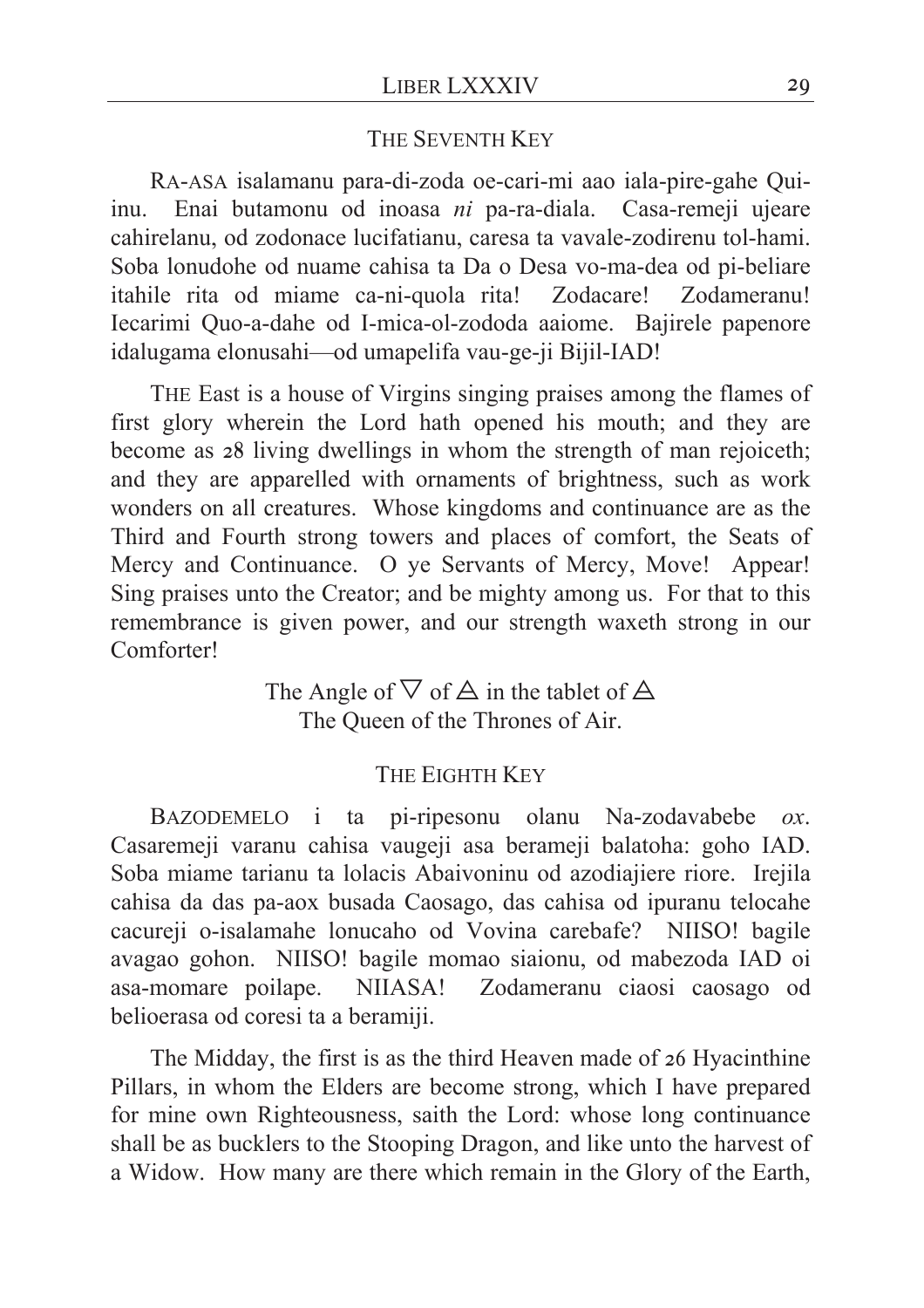## THE SEVENTH KEY

RA-ASA isalamanu para-di-zoda oe-cari-mi aao iala-pire-gahe Qui-inu. Enai butamonu od inoasa *ni* pa-ra-diala. Casa-remeji ujeare cahirelanu, od zodonace lucifatianu, caresa ta vavale-zodirenu tol-hami. Soba lonudohe od nuame cahisa ta Da o Desa vo-ma-dea od pi-beliare itahile rita od miame ca-ni-quola rita! Zodacare! Zodameranu! Iecarimi Quo-a-dahe od I-mica-ol-zododa aaiome. Bajirele papenore idalugama elonusahi—od umapelifa vau-ge-ji Bijil-IAD!

THE East is a house of Virgins singing praises among the flames of first glory wherein the Lord hath opened his mouth; and they are become as 28 living dwellings in whom the strength of man rejoiceth; and they are apparelled with ornaments of brightness, such as work wonders on all creatures. Whose kingdoms and continuance are as the Third and Fourth strong towers and places of comfort, the Seats of Mercy and Continuance. O ye Servants of Mercy, Move! Appear! Sing praises unto the Creator; and be mighty among us. For that to this remembrance is given power, and our strength waxeth strong in our Comforter!

The Angle of ▽ of 🜁 in the tablet of 🜁
The Queen of the Thrones of Air.

## THE EIGHTH KEY

BAZODEMELO i ta pi-ripesonu olanu Na-zodavabebe *ox*. Casaremeji varanu cahisa vaugeji asa berameji balatoha: goho IAD. Soba miame tarianu ta lolacis Abaivoninu od azodiajiere riore. Irejila cahisa da das pa-aox busada Caosago, das cahisa od ipuranu telocahe cacureji o-isalamahe lonucaho od Vovina carebafe? NIISO! bagile avagao gohon. NIISO! bagile momao siaionu, od mabezoda IAD oi asa-momare poilape. NIIASA! Zodameranu ciaosi caosago od belioerasa od coresi ta a beramiji.

The Midday, the first is as the third Heaven made of 26 Hyacinthine Pillars, in whom the Elders are become strong, which I have prepared for mine own Righteousness, saith the Lord: whose long continuance shall be as bucklers to the Stooping Dragon, and like unto the harvest of a Widow. How many are there which remain in the Glory of the Earth,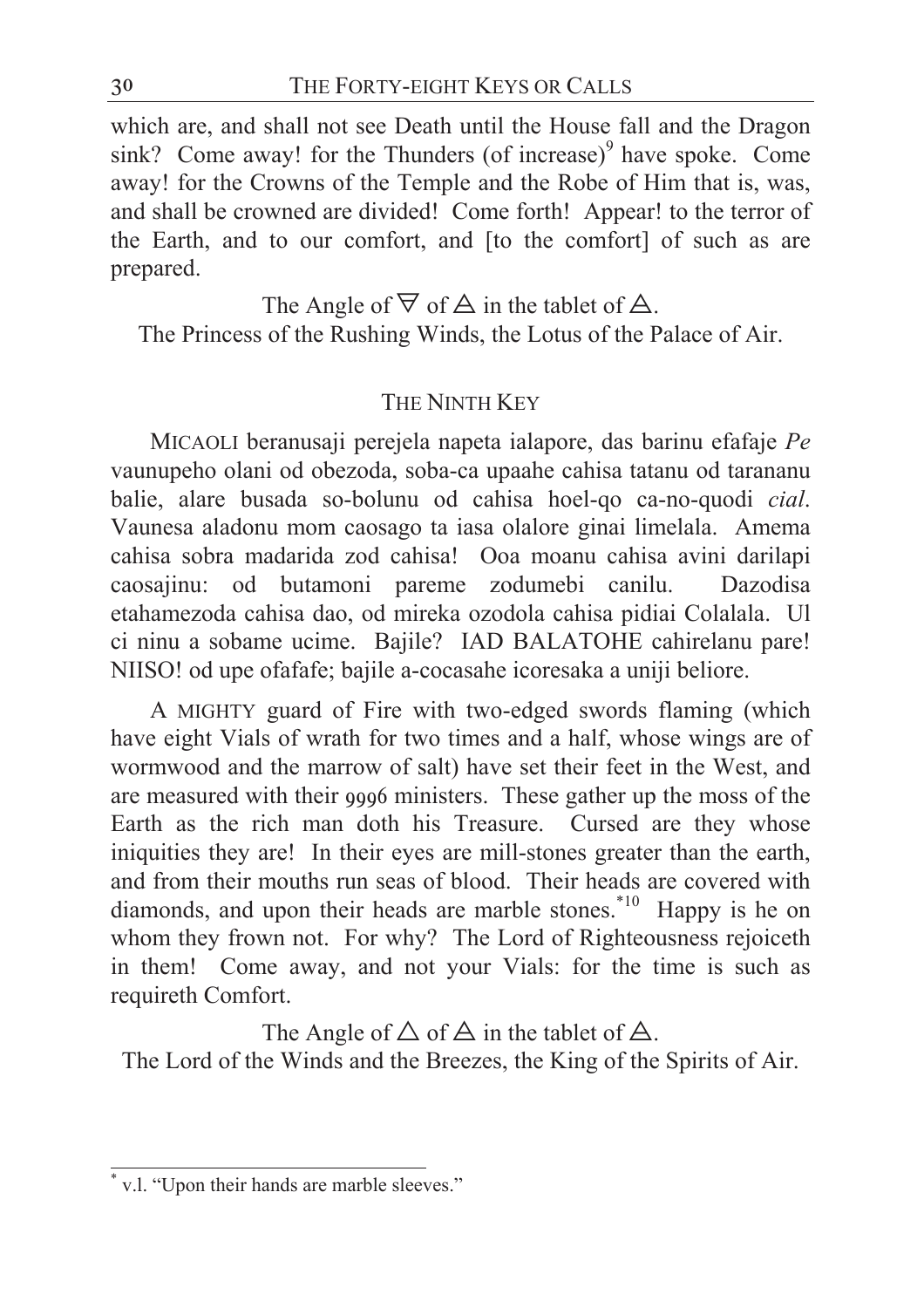which are, and shall not see Death until the House fall and the Dragon sink? Come away! for the Thunders (of increase)[9] have spoke. Come away! for the Crowns of the Temple and the Robe of Him that is, was, and shall be crowned are divided! Come forth! Appear! to the terror of the Earth, and to our comfort, and [to the comfort] of such as are prepared.

The Angle of ∇ of 🜁 in the tablet of 🜁.
The Princess of the Rushing Winds, the Lotus of the Palace of Air.

### THE NINTH KEY

MICAOLI beranusaji perejela napeta ialapore, das barinu efafaje *Pe* vaunupeho olani od obezoda, soba-ca upaahe cahisa tatanu od tarananu balie, alare busada so-bolunu od cahisa hoel-qo ca-no-quodi *cial*. Vaunesa aladonu mom caosago ta iasa olalore ginai limelala. Amema cahisa sobra madarida zod cahisa! Ooa moanu cahisa avini darilapi caosajinu: od butamoni pareme zodumebi canilu. Dazodisa etahamezoda cahisa dao, od mireka ozodola cahisa pidiai Colalala. Ul ci ninu a sobame ucime. Bajile? IAD BALATOHE cahirelanu pare! NIISO! od upe ofafafe; bajile a-cocasahe icoresaka a uniji beliore.

A MIGHTY guard of Fire with two-edged swords flaming (which have eight Vials of wrath for two times and a half, whose wings are of wormwood and the marrow of salt) have set their feet in the West, and are measured with their 9996 ministers. These gather up the moss of the Earth as the rich man doth his Treasure. Cursed are they whose iniquities they are! In their eyes are mill-stones greater than the earth, and from their mouths run seas of blood. Their heads are covered with diamonds, and upon their heads are marble stones.[*10] Happy is he on whom they frown not. For why? The Lord of Righteousness rejoiceth in them! Come away, and not your Vials: for the time is such as requireth Comfort.

The Angle of △ of 🜁 in the tablet of 🜁.
The Lord of the Winds and the Breezes, the King of the Spirits of Air.

---

[*] v.l. "Upon their hands are marble sleeves."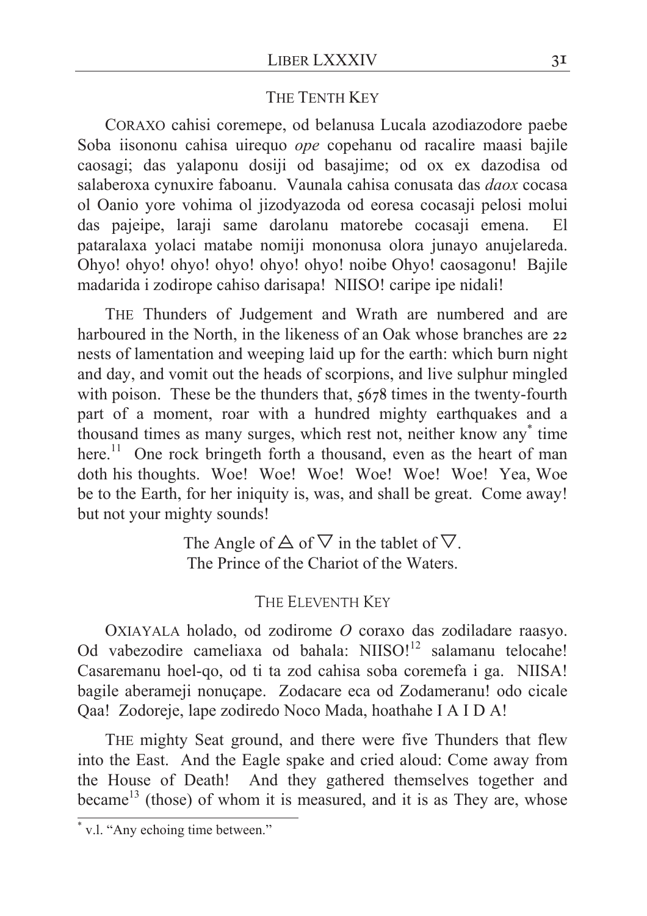## THE TENTH KEY

CORAXO cahisi coremepe, od belanusa Lucala azodiazodore paebe Soba iisononu cahisa uirequo *ope* copehanu od racalire maasi bajile caosagi; das yalaponu dosiji od basajime; od ox ex dazodisa od salaberoxa cynuxire faboanu. Vaunala cahisa conusata das *daox* cocasa ol Oanio yore vohima ol jizodyazoda od eoresa cocasaji pelosi molui das pajeipe, laraji same darolanu matorebe cocasaji emena. El pataralaxa yolaci matabe nomiji mononusa olora junayo anujelareda. Ohyo! ohyo! ohyo! ohyo! ohyo! ohyo! noibe Ohyo! caosagonu! Bajile madarida i zodirope cahiso darisapa! NIISO! caripe ipe nidali!

THE Thunders of Judgement and Wrath are numbered and are harboured in the North, in the likeness of an Oak whose branches are 22 nests of lamentation and weeping laid up for the earth: which burn night and day, and vomit out the heads of scorpions, and live sulphur mingled with poison. These be the thunders that, 5678 times in the twenty-fourth part of a moment, roar with a hundred mighty earthquakes and a thousand times as many surges, which rest not, neither know any* time here.[11] One rock bringeth forth a thousand, even as the heart of man doth his thoughts. Woe! Woe! Woe! Woe! Woe! Woe! Yea, Woe be to the Earth, for her iniquity is, was, and shall be great. Come away! but not your mighty sounds!

The Angle of 🜁 of ▽ in the tablet of ▽.
The Prince of the Chariot of the Waters.

## THE ELEVENTH KEY

OXIAYALA holado, od zodirome *O* coraxo das zodiladare raasyo. Od vabezodire cameliaxa od bahala: NIISO![12] salamanu telocahe! Casaremanu hoel-qo, od ti ta zod cahisa soba coremefa i ga. NIISA! bagile aberameji nonuçape. Zodacare eca od Zodameranu! odo cicale Qaa! Zodoreje, lape zodiredo Noco Mada, hoathahe I A I D A!

THE mighty Seat ground, and there were five Thunders that flew into the East. And the Eagle spake and cried aloud: Come away from the House of Death! And they gathered themselves together and became[13] (those) of whom it is measured, and it is as They are, whose

* v.l. "Any echoing time between."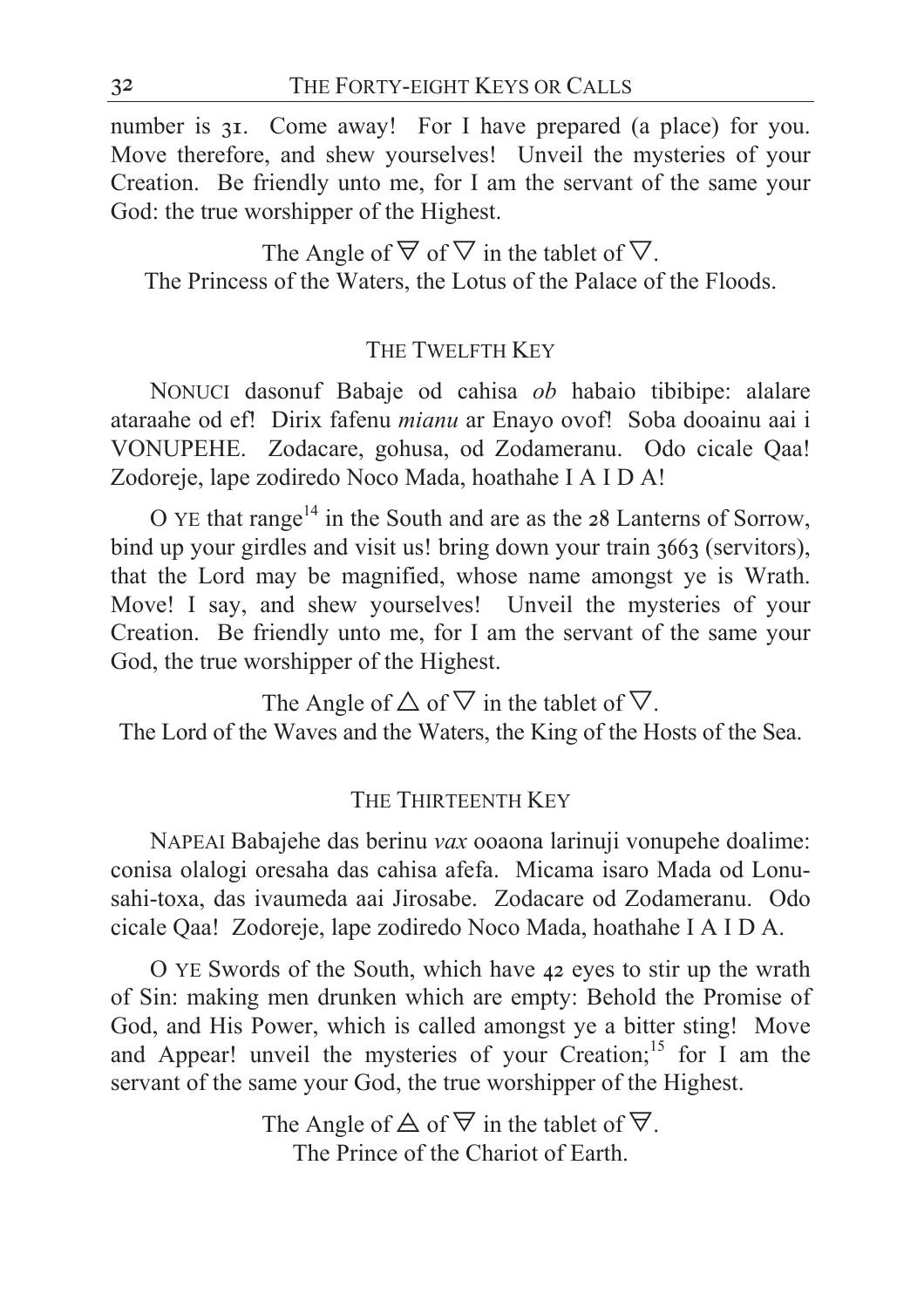number is 31. Come away! For I have prepared (a place) for you. Move therefore, and shew yourselves! Unveil the mysteries of your Creation. Be friendly unto me, for I am the servant of the same your God: the true worshipper of the Highest.

The Angle of 🜃 of ▽ in the tablet of ▽.
The Princess of the Waters, the Lotus of the Palace of the Floods.

## The Twelfth Key

NONUCI dasonuf Babaje od cahisa *ob* habaio tibibipe: alalare ataraahe od ef! Dirix fafenu *mianu* ar Enayo ovof! Soba dooainu aai i VONUPEHE. Zodacare, gohusa, od Zodameranu. Odo cicale Qaa! Zodoreje, lape zodiredo Noco Mada, hoathahe I A I D A!

O YE that range[14] in the South and are as the 28 Lanterns of Sorrow, bind up your girdles and visit us! bring down your train 3663 (servitors), that the Lord may be magnified, whose name amongst ye is Wrath. Move! I say, and shew yourselves! Unveil the mysteries of your Creation. Be friendly unto me, for I am the servant of the same your God, the true worshipper of the Highest.

The Angle of △ of ▽ in the tablet of ▽.
The Lord of the Waves and the Waters, the King of the Hosts of the Sea.

## The Thirteenth Key

NAPEAI Babajehe das berinu *vax* ooaona larinuji vonupehe doalime: conisa olalogi oresaha das cahisa afefa. Micama isaro Mada od Lonusahi-toxa, das ivaumeda aai Jirosabe. Zodacare od Zodameranu. Odo cicale Qaa! Zodoreje, lape zodiredo Noco Mada, hoathahe I A I D A.

O YE Swords of the South, which have 42 eyes to stir up the wrath of Sin: making men drunken which are empty: Behold the Promise of God, and His Power, which is called amongst ye a bitter sting! Move and Appear! unveil the mysteries of your Creation;[15] for I am the servant of the same your God, the true worshipper of the Highest.

The Angle of 🜁 of 🜃 in the tablet of 🜃.
The Prince of the Chariot of Earth.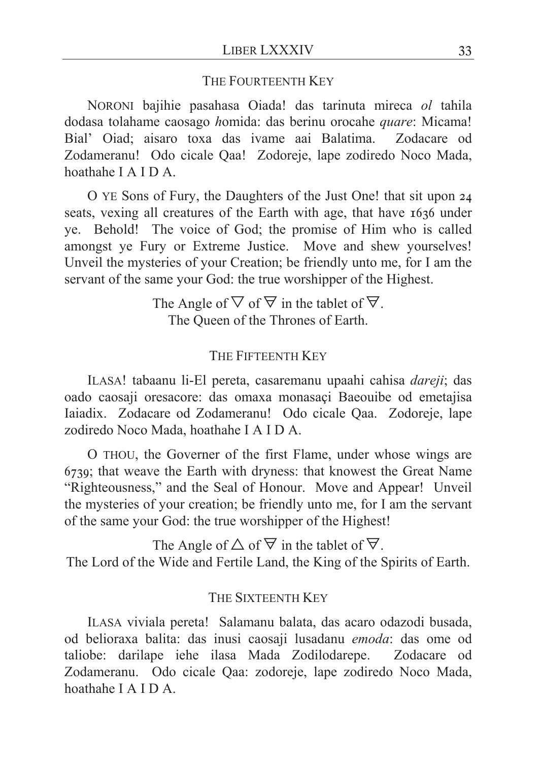## THE FOURTEENTH KEY

NORONI bajihie pasahasa Oiada! das tarinuta mireca *ol* tahila dodasa tolahame caosago *h*omida: das berinu orocahe *quare*: Micama! Bial' Oiad; aisaro toxa das ivame aai Balatima. Zodacare od Zodameranu! Odo cicale Qaa! Zodoreje, lape zodiredo Noco Mada, hoathahe I A I D A.

O YE Sons of Fury, the Daughters of the Just One! that sit upon 24 seats, vexing all creatures of the Earth with age, that have 1636 under ye. Behold! The voice of God; the promise of Him who is called amongst ye Fury or Extreme Justice. Move and shew yourselves! Unveil the mysteries of your Creation; be friendly unto me, for I am the servant of the same your God: the true worshipper of the Highest.

The Angle of ▽ of 🜃 in the tablet of 🜃.
The Queen of the Thrones of Earth.

## THE FIFTEENTH KEY

ILASA! tabaanu li-El pereta, casaremanu upaahi cahisa *dareji*; das oado caosaji oresacore: das omaxa monasaçi Baeouibe od emetajisa Iaiadix. Zodacare od Zodameranu! Odo cicale Qaa. Zodoreje, lape zodiredo Noco Mada, hoathahe I A I D A.

O THOU, the Governer of the first Flame, under whose wings are 6739; that weave the Earth with dryness: that knowest the Great Name "Righteousness," and the Seal of Honour. Move and Appear! Unveil the mysteries of your creation; be friendly unto me, for I am the servant of the same your God: the true worshipper of the Highest!

The Angle of △ of 🜃 in the tablet of 🜃.
The Lord of the Wide and Fertile Land, the King of the Spirits of Earth.

## THE SIXTEENTH KEY

ILASA viviala pereta! Salamanu balata, das acaro odazodi busada, od belioraxa balita: das inusi caosaji lusadanu *emoda*: das ome od taliobe: darilape iehe ilasa Mada Zodilodarepe. Zodacare od Zodameranu. Odo cicale Qaa: zodoreje, lape zodiredo Noco Mada, hoathahe I A I D A.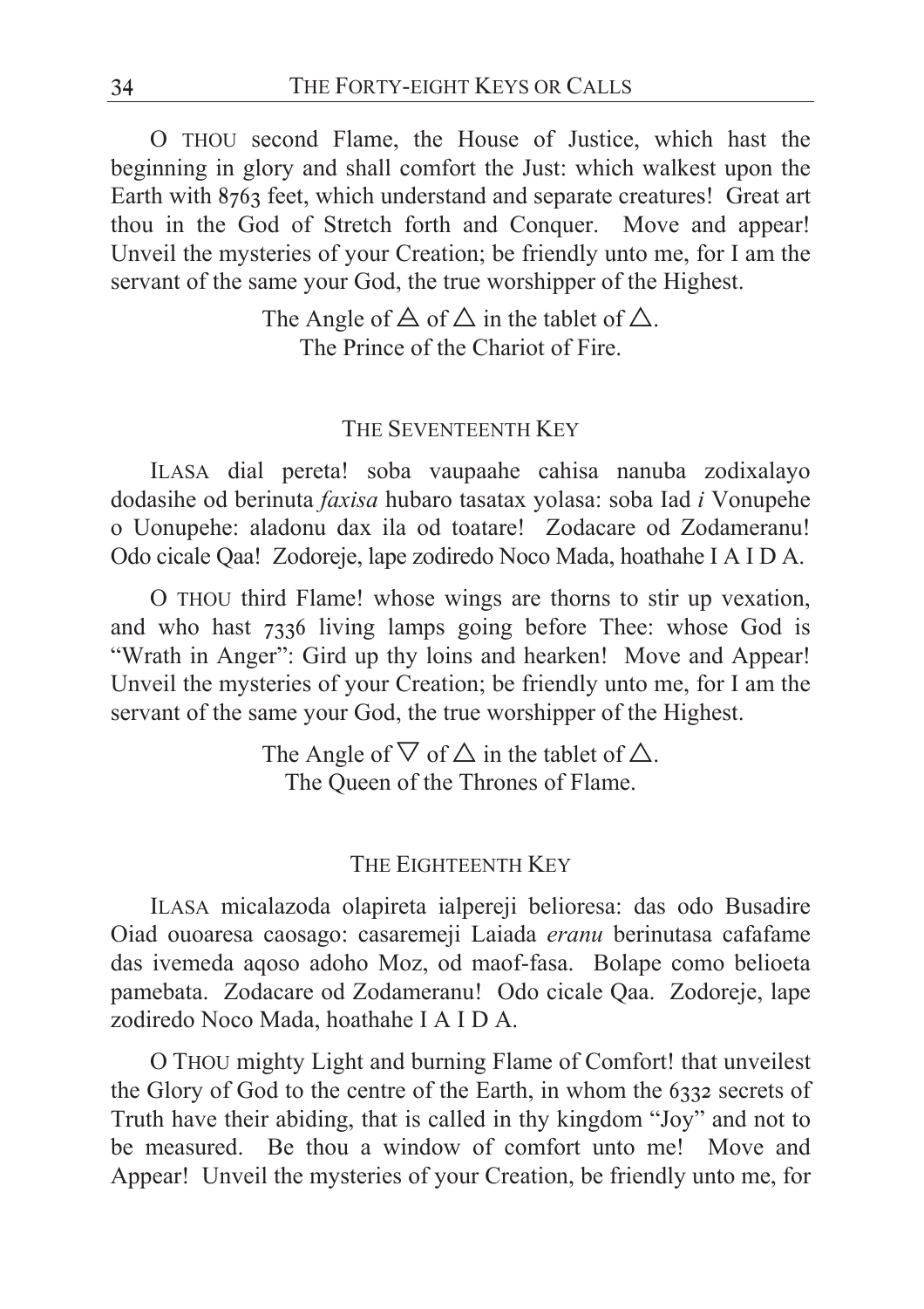O THOU second Flame, the House of Justice, which hast the beginning in glory and shall comfort the Just: which walkest upon the Earth with 8763 feet, which understand and separate creatures! Great art thou in the God of Stretch forth and Conquer. Move and appear! Unveil the mysteries of your Creation; be friendly unto me, for I am the servant of the same your God, the true worshipper of the Highest.

The Angle of 🜂 of △ in the tablet of △.
The Prince of the Chariot of Fire.

## THE SEVENTEENTH KEY

ILASA dial pereta! soba vaupaahe cahisa nanuba zodixalayo dodasihe od berinuta *faxisa* hubaro tasatax yolasa: soba Iad *i* Vonupehe o Uonupehe: aladonu dax ila od toatare! Zodacare od Zodameranu! Odo cicale Qaa! Zodoreje, lape zodiredo Noco Mada, hoathahe I A I D A.

O THOU third Flame! whose wings are thorns to stir up vexation, and who hast 7336 living lamps going before Thee: whose God is "Wrath in Anger": Gird up thy loins and hearken! Move and Appear! Unveil the mysteries of your Creation; be friendly unto me, for I am the servant of the same your God, the true worshipper of the Highest.

The Angle of ▽ of △ in the tablet of △.
The Queen of the Thrones of Flame.

## THE EIGHTEENTH KEY

ILASA micalazoda olapireta ialpereji belioresa: das odo Busadire Oiad ouoaresa caosago: casaremeji Laiada *eranu* berinutasa cafafame das ivemeda aqoso adoho Moz, od maof-fasa. Bolape como belioeta pamebata. Zodacare od Zodameranu! Odo cicale Qaa. Zodoreje, lape zodiredo Noco Mada, hoathahe I A I D A.

O THOU mighty Light and burning Flame of Comfort! that unveilest the Glory of God to the centre of the Earth, in whom the 6332 secrets of Truth have their abiding, that is called in thy kingdom "Joy" and not to be measured. Be thou a window of comfort unto me! Move and Appear! Unveil the mysteries of your Creation, be friendly unto me, for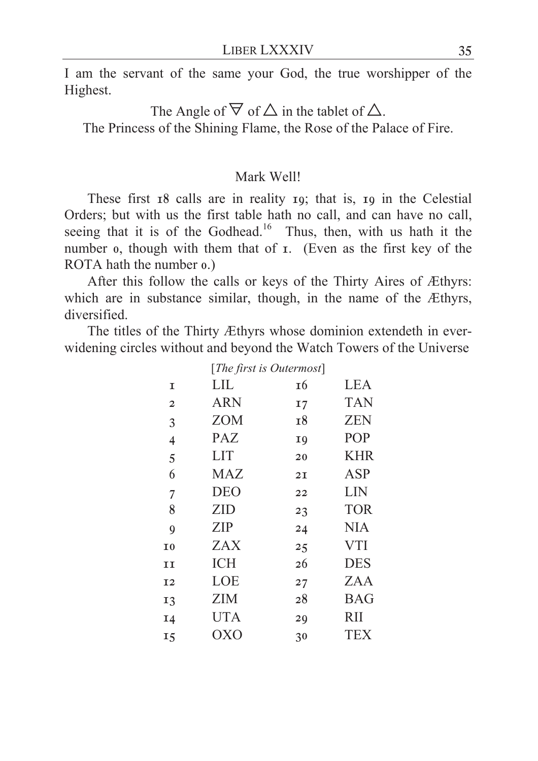I am the servant of the same your God, the true worshipper of the Highest.

The Angle of ∇ of △ in the tablet of △.
The Princess of the Shining Flame, the Rose of the Palace of Fire.

Mark Well!

These first 18 calls are in reality 19; that is, 19 in the Celestial Orders; but with us the first table hath no call, and can have no call, seeing that it is of the Godhead.[16] Thus, then, with us hath it the number 0, though with them that of 1. (Even as the first key of the ROTA hath the number 0.)

After this follow the calls or keys of the Thirty Aires of Æthyrs: which are in substance similar, though, in the name of the Æthyrs, diversified.

The titles of the Thirty Æthyrs whose dominion extendeth in ever-widening circles without and beyond the Watch Towers of the Universe

[*The first is Outermost*]

| | | | |
|---|---|---|---|
| 1 | LIL | 16 | LEA |
| 2 | ARN | 17 | TAN |
| 3 | ZOM | 18 | ZEN |
| 4 | PAZ | 19 | POP |
| 5 | LIT | 20 | KHR |
| 6 | MAZ | 21 | ASP |
| 7 | DEO | 22 | LIN |
| 8 | ZID | 23 | TOR |
| 9 | ZIP | 24 | NIA |
| 10 | ZAX | 25 | VTI |
| 11 | ICH | 26 | DES |
| 12 | LOE | 27 | ZAA |
| 13 | ZIM | 28 | BAG |
| 14 | UTA | 29 | RII |
| 15 | OXO | 30 | TEX |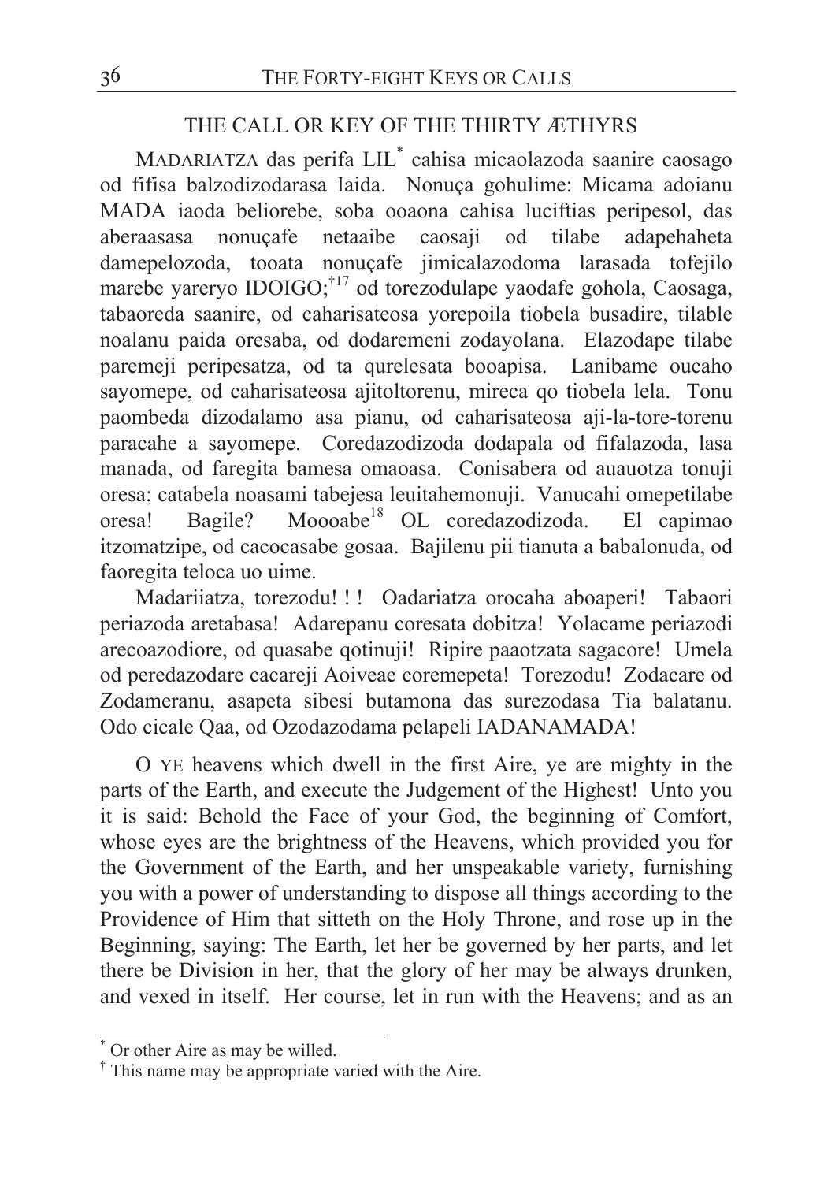## THE CALL OR KEY OF THE THIRTY ÆTHYRS

MADARIATZA das perifa LIL* cahisa micaolazoda saanire caosago od fifisa balzodizodarasa Iaida. Nonuça gohulime: Micama adoianu MADA iaoda beliorebe, soba ooaona cahisa luciftias peripesol, das aberaasasa nonuçafe netaaibe caosaji od tilabe adapehaheta damepelozoda, tooata nonuçafe jimicalazodoma larasada tofejilo marebe yareryo IDOIGO;†[17] od torezodulape yaodafe gohola, Caosaga, tabaoreda saanire, od caharisateosa yorepoila tiobela busadire, tilable noalanu paida oresaba, od dodaremeni zodayolana. Elazodape tilabe paremeji peripesatza, od ta qurelesata booapisa. Lanibame oucaho sayomepe, od caharisateosa ajitoltorenu, mireca qo tiobela lela. Tonu paombeda dizodalamo asa pianu, od caharisateosa aji-la-tore-torenu paracahe a sayomepe. Coredazodizoda dodapala od fifalazoda, lasa manada, od faregita bamesa omaoasa. Conisabera od auauotza tonuji oresa; catabela noasami tabejesa leuitahemonuji. Vanucahi omepetilabe oresa! Bagile? Moooabe[18] OL coredazodizoda. El capimao itzomatzipe, od cacocasabe gosaa. Bajilenu pii tianuta a babalonuda, od faoregita teloca uo uime.

Madariiatza, torezodu! ! ! Oadariatza orocaha aboaperi! Tabaori periazoda aretabasa! Adarepanu coresata dobitza! Yolacame periazodi arecoazodiore, od quasabe qotinuji! Ripire paaotzata sagacore! Umela od peredazodare cacareji Aoiveae coremepeta! Torezodu! Zodacare od Zodameranu, asapeta sibesi butamona das surezodasa Tia balatanu. Odo cicale Qaa, od Ozodazodama pelapeli IADANAMADA!

O YE heavens which dwell in the first Aire, ye are mighty in the parts of the Earth, and execute the Judgement of the Highest! Unto you it is said: Behold the Face of your God, the beginning of Comfort, whose eyes are the brightness of the Heavens, which provided you for the Government of the Earth, and her unspeakable variety, furnishing you with a power of understanding to dispose all things according to the Providence of Him that sitteth on the Holy Throne, and rose up in the Beginning, saying: The Earth, let her be governed by her parts, and let there be Division in her, that the glory of her may be always drunken, and vexed in itself. Her course, let in run with the Heavens; and as an

---

\* Or other Aire as may be willed.

† This name may be appropriate varied with the Aire.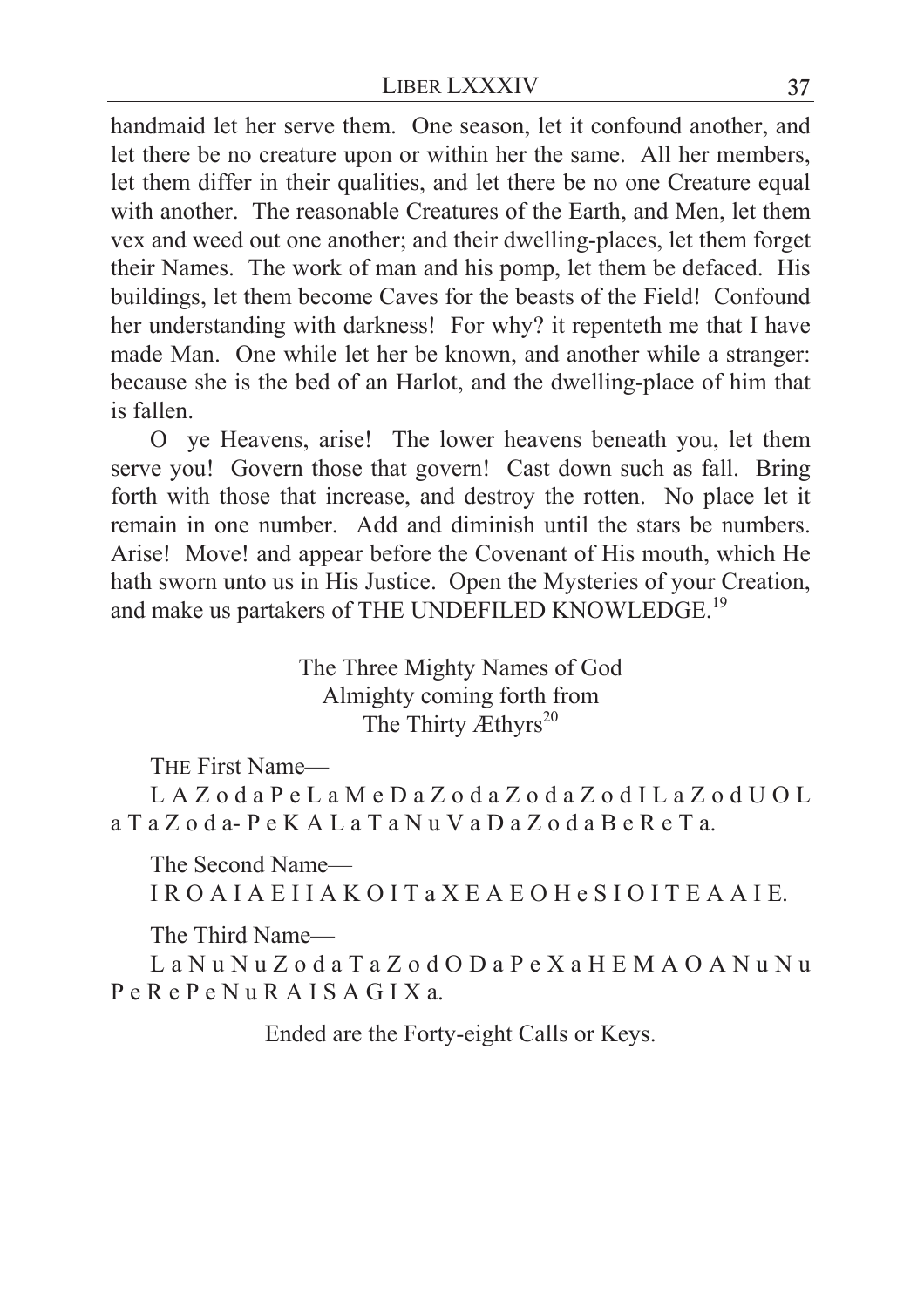handmaid let her serve them. One season, let it confound another, and let there be no creature upon or within her the same. All her members, let them differ in their qualities, and let there be no one Creature equal with another. The reasonable Creatures of the Earth, and Men, let them vex and weed out one another; and their dwelling-places, let them forget their Names. The work of man and his pomp, let them be defaced. His buildings, let them become Caves for the beasts of the Field! Confound her understanding with darkness! For why? it repenteth me that I have made Man. One while let her be known, and another while a stranger: because she is the bed of an Harlot, and the dwelling-place of him that is fallen.

O ye Heavens, arise! The lower heavens beneath you, let them serve you! Govern those that govern! Cast down such as fall. Bring forth with those that increase, and destroy the rotten. No place let it remain in one number. Add and diminish until the stars be numbers. Arise! Move! and appear before the Covenant of His mouth, which He hath sworn unto us in His Justice. Open the Mysteries of your Creation, and make us partakers of THE UNDEFILED KNOWLEDGE.[19]

The Three Mighty Names of God
Almighty coming forth from
The Thirty Æthyrs[20]

THE First Name—

L A Z o d a P e L a M e D a Z o d a Z o d a Z o d I L a Z o d U O L a T a Z o d a- P e K A L a T a N u V a D a Z o d a B e R e T a.

The Second Name—

I R O A I A E I I A K O I T a X E A E O H e S I O I T E A A I E.

The Third Name—

L a N u N u Z o d a T a Z o d O D a P e X a H E M A O A N u N u P e R e P e N u R A I S A G I X a.

Ended are the Forty-eight Calls or Keys.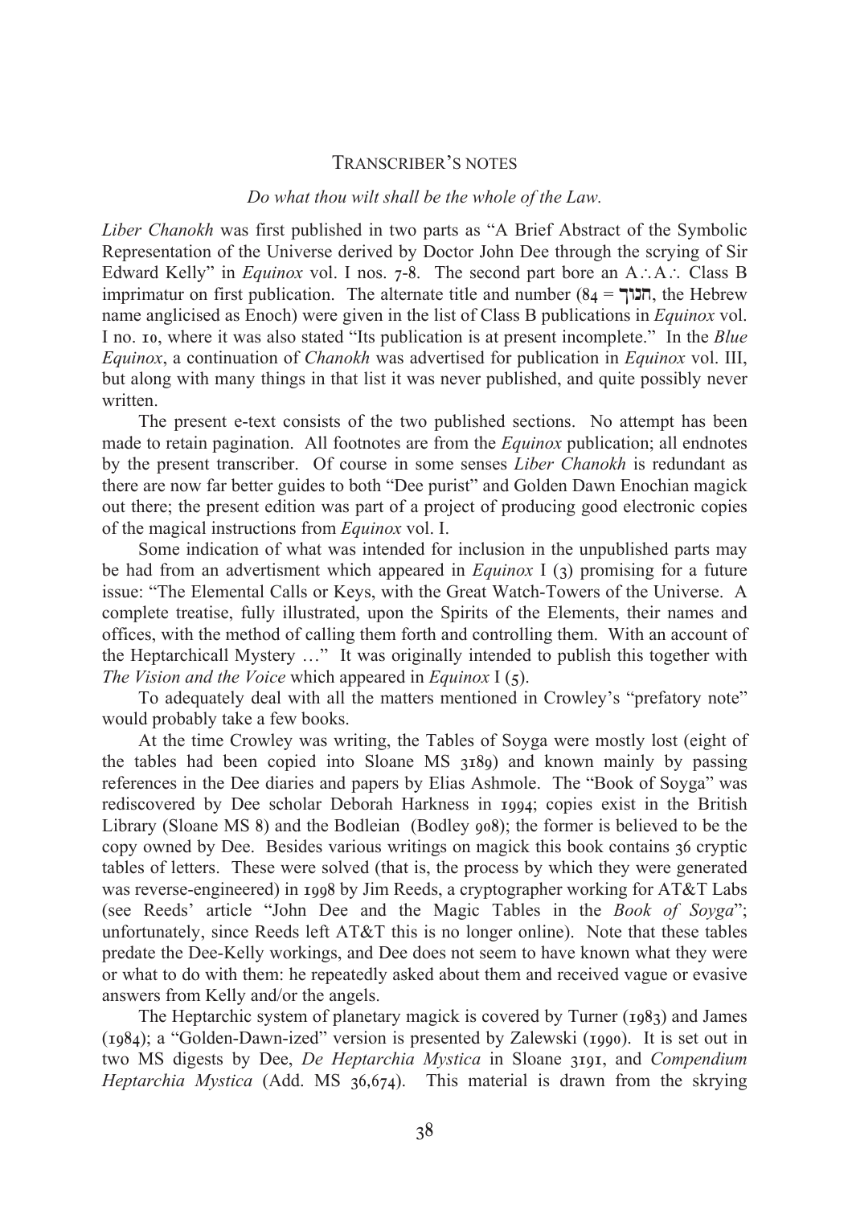## TRANSCRIBER'S NOTES

*Do what thou wilt shall be the whole of the Law.*

*Liber Chanokh* was first published in two parts as "A Brief Abstract of the Symbolic Representation of the Universe derived by Doctor John Dee through the scrying of Sir Edward Kelly" in *Equinox* vol. I nos. 7-8. The second part bore an A∴A∴ Class B imprimatur on first publication. The alternate title and number (84 = חנוך, the Hebrew name anglicised as Enoch) were given in the list of Class B publications in *Equinox* vol. I no. 10, where it was also stated "Its publication is at present incomplete." In the *Blue Equinox*, a continuation of *Chanokh* was advertised for publication in *Equinox* vol. III, but along with many things in that list it was never published, and quite possibly never written.

The present e-text consists of the two published sections. No attempt has been made to retain pagination. All footnotes are from the *Equinox* publication; all endnotes by the present transcriber. Of course in some senses *Liber Chanokh* is redundant as there are now far better guides to both "Dee purist" and Golden Dawn Enochian magick out there; the present edition was part of a project of producing good electronic copies of the magical instructions from *Equinox* vol. I.

Some indication of what was intended for inclusion in the unpublished parts may be had from an advertisment which appeared in *Equinox* I (3) promising for a future issue: "The Elemental Calls or Keys, with the Great Watch-Towers of the Universe. A complete treatise, fully illustrated, upon the Spirits of the Elements, their names and offices, with the method of calling them forth and controlling them. With an account of the Heptarchicall Mystery …" It was originally intended to publish this together with *The Vision and the Voice* which appeared in *Equinox* I (5).

To adequately deal with all the matters mentioned in Crowley's "prefatory note" would probably take a few books.

At the time Crowley was writing, the Tables of Soyga were mostly lost (eight of the tables had been copied into Sloane MS 3189) and known mainly by passing references in the Dee diaries and papers by Elias Ashmole. The "Book of Soyga" was rediscovered by Dee scholar Deborah Harkness in 1994; copies exist in the British Library (Sloane MS 8) and the Bodleian (Bodley 908); the former is believed to be the copy owned by Dee. Besides various writings on magick this book contains 36 cryptic tables of letters. These were solved (that is, the process by which they were generated was reverse-engineered) in 1998 by Jim Reeds, a cryptographer working for AT&T Labs (see Reeds' article "John Dee and the Magic Tables in the *Book of Soyga*"; unfortunately, since Reeds left AT&T this is no longer online). Note that these tables predate the Dee-Kelly workings, and Dee does not seem to have known what they were or what to do with them: he repeatedly asked about them and received vague or evasive answers from Kelly and/or the angels.

The Heptarchic system of planetary magick is covered by Turner (1983) and James (1984); a "Golden-Dawn-ized" version is presented by Zalewski (1990). It is set out in two MS digests by Dee, *De Heptarchia Mystica* in Sloane 3191, and *Compendium Heptarchia Mystica* (Add. MS 36,674). This material is drawn from the skrying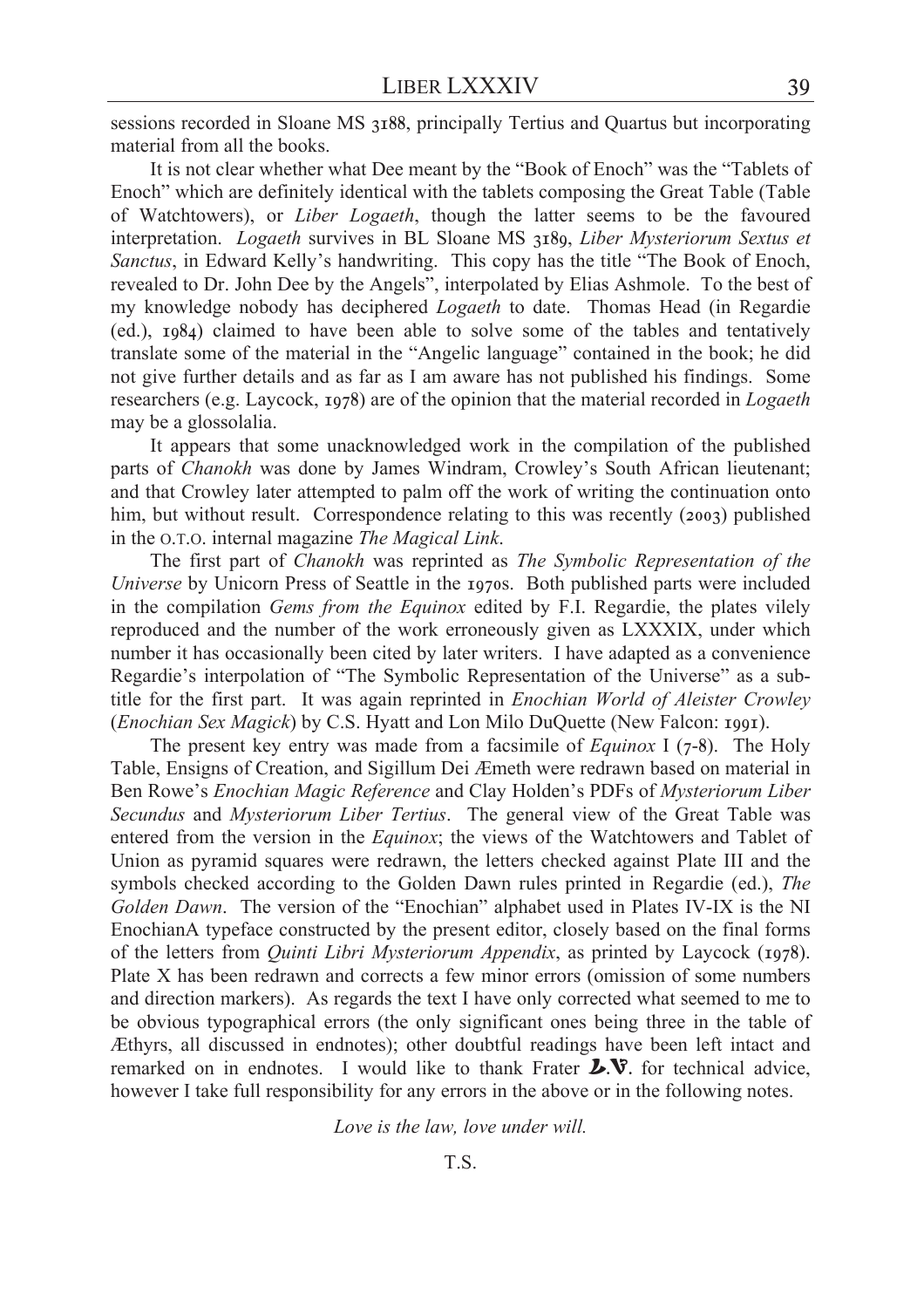sessions recorded in Sloane MS 3188, principally Tertius and Quartus but incorporating material from all the books.

It is not clear whether what Dee meant by the "Book of Enoch" was the "Tablets of Enoch" which are definitely identical with the tablets composing the Great Table (Table of Watchtowers), or *Liber Logaeth*, though the latter seems to be the favoured interpretation. *Logaeth* survives in BL Sloane MS 3189, *Liber Mysteriorum Sextus et Sanctus*, in Edward Kelly's handwriting. This copy has the title "The Book of Enoch, revealed to Dr. John Dee by the Angels", interpolated by Elias Ashmole. To the best of my knowledge nobody has deciphered *Logaeth* to date. Thomas Head (in Regardie (ed.), 1984) claimed to have been able to solve some of the tables and tentatively translate some of the material in the "Angelic language" contained in the book; he did not give further details and as far as I am aware has not published his findings. Some researchers (e.g. Laycock, 1978) are of the opinion that the material recorded in *Logaeth* may be a glossolalia.

It appears that some unacknowledged work in the compilation of the published parts of *Chanokh* was done by James Windram, Crowley's South African lieutenant; and that Crowley later attempted to palm off the work of writing the continuation onto him, but without result. Correspondence relating to this was recently (2003) published in the O.T.O. internal magazine *The Magical Link*.

The first part of *Chanokh* was reprinted as *The Symbolic Representation of the Universe* by Unicorn Press of Seattle in the 1970s. Both published parts were included in the compilation *Gems from the Equinox* edited by F.I. Regardie, the plates vilely reproduced and the number of the work erroneously given as LXXXIX, under which number it has occasionally been cited by later writers. I have adapted as a convenience Regardie's interpolation of "The Symbolic Representation of the Universe" as a subtitle for the first part. It was again reprinted in *Enochian World of Aleister Crowley* (*Enochian Sex Magick*) by C.S. Hyatt and Lon Milo DuQuette (New Falcon: 1991).

The present key entry was made from a facsimile of *Equinox* I (7-8). The Holy Table, Ensigns of Creation, and Sigillum Dei Æmeth were redrawn based on material in Ben Rowe's *Enochian Magic Reference* and Clay Holden's PDFs of *Mysteriorum Liber Secundus* and *Mysteriorum Liber Tertius*. The general view of the Great Table was entered from the version in the *Equinox*; the views of the Watchtowers and Tablet of Union as pyramid squares were redrawn, the letters checked against Plate III and the symbols checked according to the Golden Dawn rules printed in Regardie (ed.), *The Golden Dawn*. The version of the "Enochian" alphabet used in Plates IV-IX is the NI EnochianA typeface constructed by the present editor, closely based on the final forms of the letters from *Quinti Libri Mysteriorum Appendix*, as printed by Laycock (1978). Plate X has been redrawn and corrects a few minor errors (omission of some numbers and direction markers). As regards the text I have only corrected what seemed to me to be obvious typographical errors (the only significant ones being three in the table of Æthyrs, all discussed in endnotes); other doubtful readings have been left intact and remarked on in endnotes. I would like to thank Frater **L.V.** for technical advice, however I take full responsibility for any errors in the above or in the following notes.

*Love is the law, love under will.*

T.S.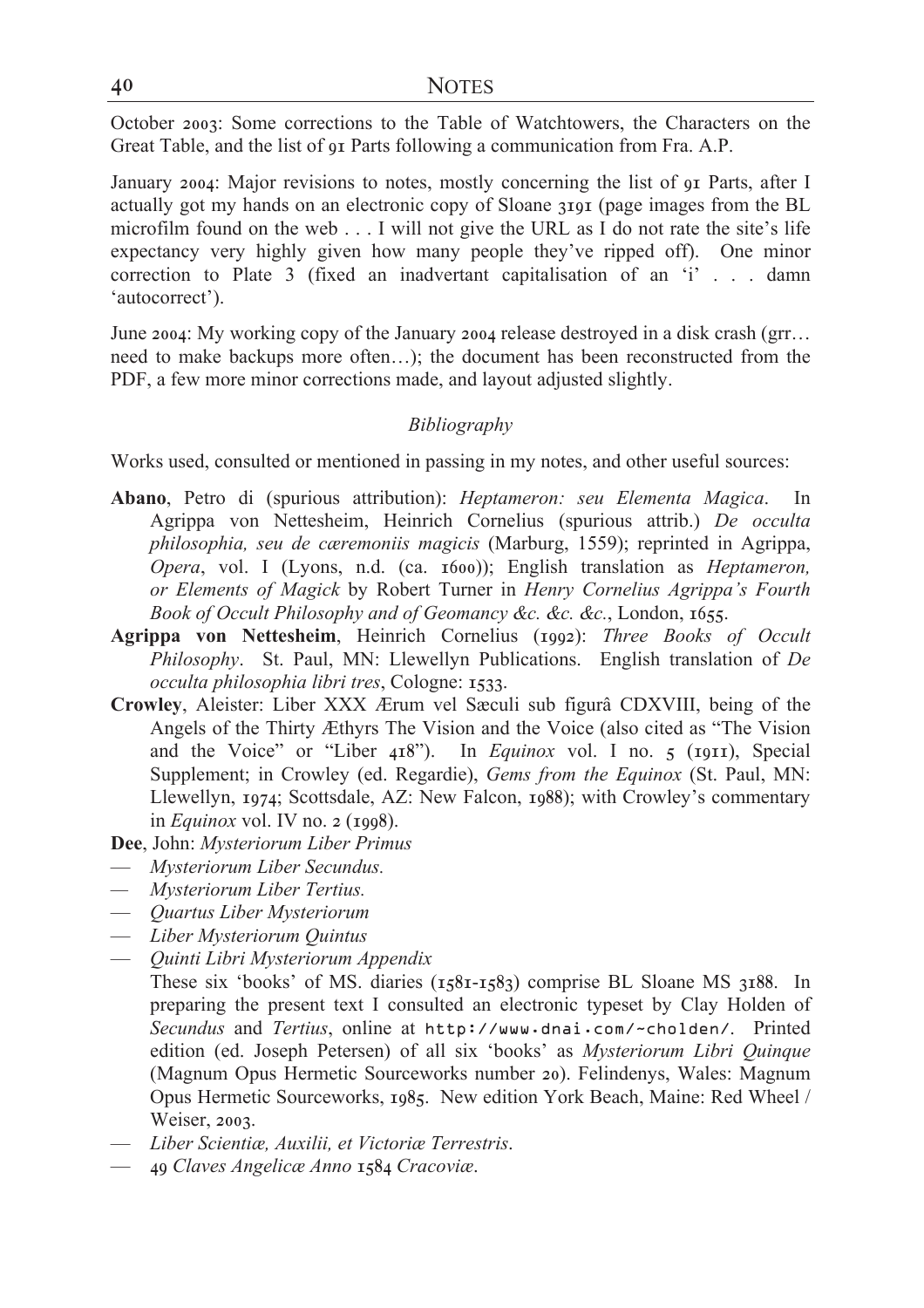October 2003: Some corrections to the Table of Watchtowers, the Characters on the Great Table, and the list of 91 Parts following a communication from Fra. A.P.

January 2004: Major revisions to notes, mostly concerning the list of 91 Parts, after I actually got my hands on an electronic copy of Sloane 3191 (page images from the BL microfilm found on the web . . . I will not give the URL as I do not rate the site's life expectancy very highly given how many people they've ripped off). One minor correction to Plate 3 (fixed an inadvertant capitalisation of an 'i' . . . damn 'autocorrect').

June 2004: My working copy of the January 2004 release destroyed in a disk crash (grr… need to make backups more often…); the document has been reconstructed from the PDF, a few more minor corrections made, and layout adjusted slightly.

*Bibliography*

Works used, consulted or mentioned in passing in my notes, and other useful sources:

**Abano**, Petro di (spurious attribution): *Heptameron: seu Elementa Magica*. In Agrippa von Nettesheim, Heinrich Cornelius (spurious attrib.) *De occulta philosophia, seu de cæremoniis magicis* (Marburg, 1559); reprinted in Agrippa, *Opera*, vol. I (Lyons, n.d. (ca. 1600)); English translation as *Heptameron, or Elements of Magick* by Robert Turner in *Henry Cornelius Agrippa's Fourth Book of Occult Philosophy and of Geomancy &c. &c.*, London, 1655.

**Agrippa von Nettesheim**, Heinrich Cornelius (1992): *Three Books of Occult Philosophy*. St. Paul, MN: Llewellyn Publications. English translation of *De occulta philosophia libri tres*, Cologne: 1533.

**Crowley**, Aleister: Liber XXX Ærum vel Sæculi sub figurâ CDXVIII, being of the Angels of the Thirty Æthyrs The Vision and the Voice (also cited as "The Vision and the Voice" or "Liber 418"). In *Equinox* vol. I no. 5 (1911), Special Supplement; in Crowley (ed. Regardie), *Gems from the Equinox* (St. Paul, MN: Llewellyn, 1974; Scottsdale, AZ: New Falcon, 1988); with Crowley's commentary in *Equinox* vol. IV no. 2 (1998).

**Dee**, John: *Mysteriorum Liber Primus*

— *Mysteriorum Liber Secundus.*

— *Mysteriorum Liber Tertius.*

— *Quartus Liber Mysteriorum*

— *Liber Mysteriorum Quintus*

— *Quinti Libri Mysteriorum Appendix*

These six 'books' of MS. diaries (1581-1583) comprise BL Sloane MS 3188. In preparing the present text I consulted an electronic typeset by Clay Holden of *Secundus* and *Tertius*, online at `http://www.dnai.com/~cholden/`. Printed edition (ed. Joseph Petersen) of all six 'books' as *Mysteriorum Libri Quinque* (Magnum Opus Hermetic Sourceworks number 20). Felindenys, Wales: Magnum Opus Hermetic Sourceworks, 1985. New edition York Beach, Maine: Red Wheel / Weiser, 2003.

— *Liber Scientiæ, Auxilii, et Victoriæ Terrestris*.

— 49 *Claves Angelicæ Anno* 1584 *Cracoviæ*.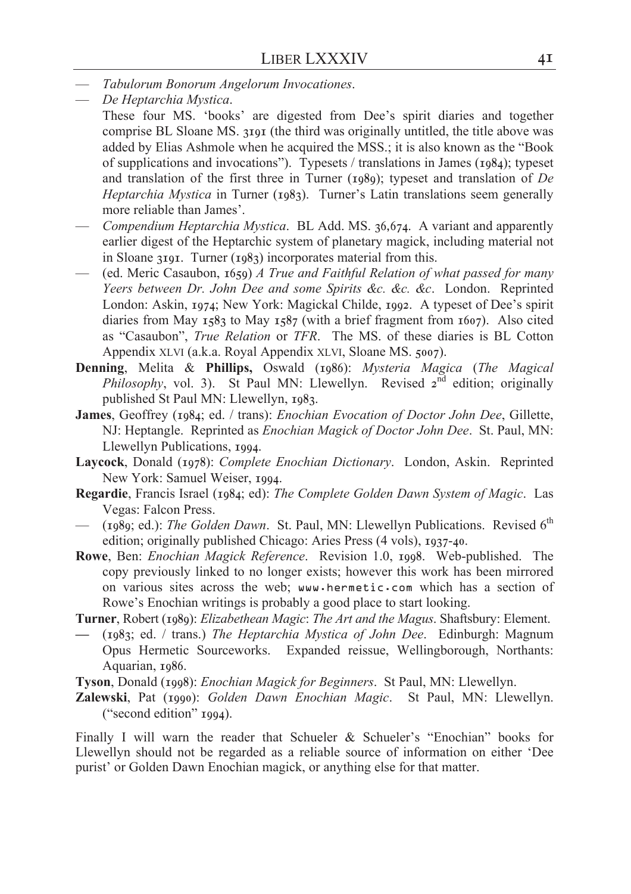— *Tabulorum Bonorum Angelorum Invocationes*.

— *De Heptarchia Mystica*.

These four MS. 'books' are digested from Dee's spirit diaries and together comprise BL Sloane MS. 3191 (the third was originally untitled, the title above was added by Elias Ashmole when he acquired the MSS.; it is also known as the "Book of supplications and invocations"). Typesets / translations in James (1984); typeset and translation of the first three in Turner (1989); typeset and translation of *De Heptarchia Mystica* in Turner (1983). Turner's Latin translations seem generally more reliable than James'.

— *Compendium Heptarchia Mystica*. BL Add. MS. 36,674. A variant and apparently earlier digest of the Heptarchic system of planetary magick, including material not in Sloane 3191. Turner (1983) incorporates material from this.

— (ed. Meric Casaubon, 1659) *A True and Faithful Relation of what passed for many Yeers between Dr. John Dee and some Spirits &c. &c. &c*. London. Reprinted London: Askin, 1974; New York: Magickal Childe, 1992. A typeset of Dee's spirit diaries from May 1583 to May 1587 (with a brief fragment from 1607). Also cited as "Casaubon", *True Relation* or *TFR*. The MS. of these diaries is BL Cotton Appendix XLVI (a.k.a. Royal Appendix XLVI, Sloane MS. 5007).

**Denning**, Melita & **Phillips,** Oswald (1986): *Mysteria Magica* (*The Magical Philosophy*, vol. 3). St Paul MN: Llewellyn. Revised 2nd edition; originally published St Paul MN: Llewellyn, 1983.

**James**, Geoffrey (1984; ed. / trans): *Enochian Evocation of Doctor John Dee*, Gillette, NJ: Heptangle. Reprinted as *Enochian Magick of Doctor John Dee*. St. Paul, MN: Llewellyn Publications, 1994.

**Laycock**, Donald (1978): *Complete Enochian Dictionary*. London, Askin. Reprinted New York: Samuel Weiser, 1994.

**Regardie**, Francis Israel (1984; ed): *The Complete Golden Dawn System of Magic*. Las Vegas: Falcon Press.

— (1989; ed.): *The Golden Dawn*. St. Paul, MN: Llewellyn Publications. Revised 6th edition; originally published Chicago: Aries Press (4 vols), 1937-40.

**Rowe**, Ben: *Enochian Magick Reference*. Revision 1.0, 1998. Web-published. The copy previously linked to no longer exists; however this work has been mirrored on various sites across the web; www.hermetic.com which has a section of Rowe's Enochian writings is probably a good place to start looking.

**Turner**, Robert (1989): *Elizabethean Magic*: *The Art and the Magus*. Shaftsbury: Element.

— (1983; ed. / trans.) *The Heptarchia Mystica of John Dee*. Edinburgh: Magnum Opus Hermetic Sourceworks. Expanded reissue, Wellingborough, Northants: Aquarian, 1986.

**Tyson**, Donald (1998): *Enochian Magick for Beginners*. St Paul, MN: Llewellyn.

**Zalewski**, Pat (1990): *Golden Dawn Enochian Magic*. St Paul, MN: Llewellyn. ("second edition" 1994).

Finally I will warn the reader that Schueler & Schueler's "Enochian" books for Llewellyn should not be regarded as a reliable source of information on either 'Dee purist' or Golden Dawn Enochian magick, or anything else for that matter.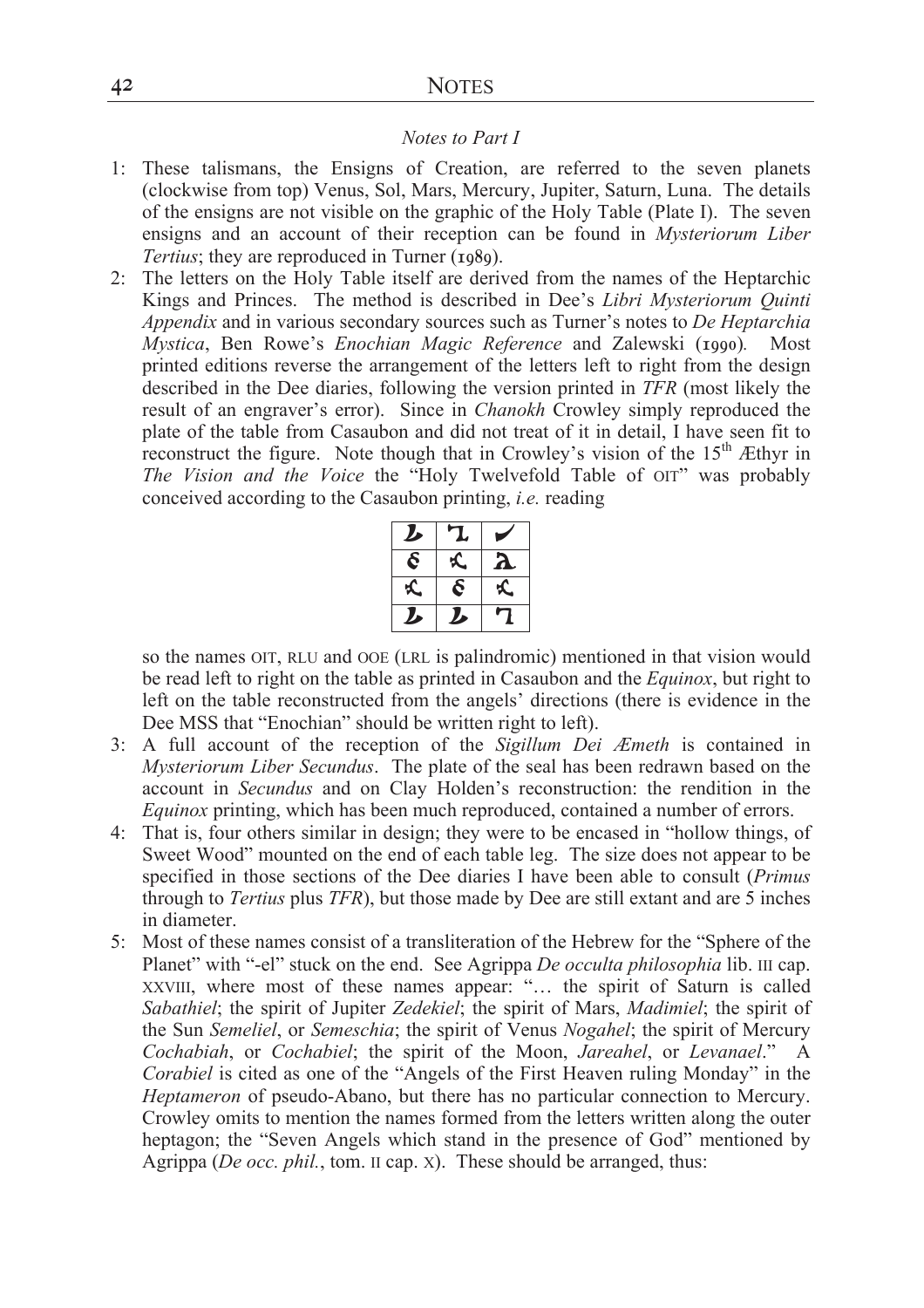*Notes to Part I*

1: These talismans, the Ensigns of Creation, are referred to the seven planets (clockwise from top) Venus, Sol, Mars, Mercury, Jupiter, Saturn, Luna. The details of the ensigns are not visible on the graphic of the Holy Table (Plate I). The seven ensigns and an account of their reception can be found in *Mysteriorum Liber Tertius*; they are reproduced in Turner (1989).

2: The letters on the Holy Table itself are derived from the names of the Heptarchic Kings and Princes. The method is described in Dee's *Libri Mysteriorum Quinti Appendix* and in various secondary sources such as Turner's notes to *De Heptarchia Mystica*, Ben Rowe's *Enochian Magic Reference* and Zalewski (1990). Most printed editions reverse the arrangement of the letters left to right from the design described in the Dee diaries, following the version printed in *TFR* (most likely the result of an engraver's error). Since in *Chanokh* Crowley simply reproduced the plate of the table from Casaubon and did not treat of it in detail, I have seen fit to reconstruct the figure. Note though that in Crowley's vision of the 15th Æthyr in *The Vision and the Voice* the "Holy Twelvefold Table of OIT" was probably conceived according to the Casaubon printing, *i.e.* reading

| | | |
|---|---|---|
| O | I | T |
| R | L | U |
| L | R | L |
| O | O | E |

so the names OIT, RLU and OOE (LRL is palindromic) mentioned in that vision would be read left to right on the table as printed in Casaubon and the *Equinox*, but right to left on the table reconstructed from the angels' directions (there is evidence in the Dee MSS that "Enochian" should be written right to left).

3: A full account of the reception of the *Sigillum Dei Æmeth* is contained in *Mysteriorum Liber Secundus*. The plate of the seal has been redrawn based on the account in *Secundus* and on Clay Holden's reconstruction: the rendition in the *Equinox* printing, which has been much reproduced, contained a number of errors.

4: That is, four others similar in design; they were to be encased in "hollow things, of Sweet Wood" mounted on the end of each table leg. The size does not appear to be specified in those sections of the Dee diaries I have been able to consult (*Primus* through to *Tertius* plus *TFR*), but those made by Dee are still extant and are 5 inches in diameter.

5: Most of these names consist of a transliteration of the Hebrew for the "Sphere of the Planet" with "-el" stuck on the end. See Agrippa *De occulta philosophia* lib. III cap. XXVIII, where most of these names appear: "… the spirit of Saturn is called *Sabathiel*; the spirit of Jupiter *Zedekiel*; the spirit of Mars, *Madimiel*; the spirit of the Sun *Semeliel*, or *Semeschia*; the spirit of Venus *Nogahel*; the spirit of Mercury *Cochabiah*, or *Cochabiel*; the spirit of the Moon, *Jareahel*, or *Levanael*." A *Corabiel* is cited as one of the "Angels of the First Heaven ruling Monday" in the *Heptameron* of pseudo-Abano, but there has no particular connection to Mercury. Crowley omits to mention the names formed from the letters written along the outer heptagon; the "Seven Angels which stand in the presence of God" mentioned by Agrippa (*De occ. phil.*, tom. II cap. X). These should be arranged, thus: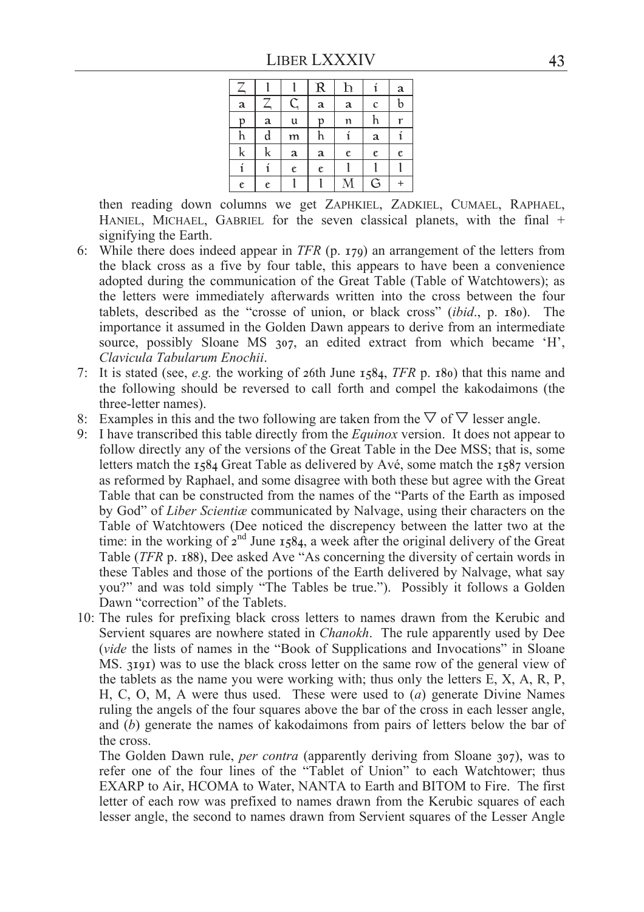| Z | l | l | R | h | i | a |
|---|---|---|---|---|---|---|
| a | Z | C | a | a | c | b |
| p | a | u | p | n | h | r |
| h | d | m | h | i | a | i |
| k | k | a | a | e | e | e |
| i | i | e | e | l | l | l |
| e | e | l | l | M | G | + |

then reading down columns we get ZAPHKIEL, ZADKIEL, CUMAEL, RAPHAEL, HANIEL, MICHAEL, GABRIEL for the seven classical planets, with the final + signifying the Earth.

6: While there does indeed appear in *TFR* (p. 179) an arrangement of the letters from the black cross as a five by four table, this appears to have been a convenience adopted during the communication of the Great Table (Table of Watchtowers); as the letters were immediately afterwards written into the cross between the four tablets, described as the "crosse of union, or black cross" (*ibid*., p. 180). The importance it assumed in the Golden Dawn appears to derive from an intermediate source, possibly Sloane MS 307, an edited extract from which became 'H', *Clavicula Tabularum Enochii*.

7: It is stated (see, *e.g.* the working of 26th June 1584, *TFR* p. 180) that this name and the following should be reversed to call forth and compel the kakodaimons (the three-letter names).

8: Examples in this and the two following are taken from the ▽ of ▽ lesser angle.

9: I have transcribed this table directly from the *Equinox* version. It does not appear to follow directly any of the versions of the Great Table in the Dee MSS; that is, some letters match the 1584 Great Table as delivered by Avé, some match the 1587 version as reformed by Raphael, and some disagree with both these but agree with the Great Table that can be constructed from the names of the "Parts of the Earth as imposed by God" of *Liber Scientiæ* communicated by Nalvage, using their characters on the Table of Watchtowers (Dee noticed the discrepency between the latter two at the time: in the working of 2nd June 1584, a week after the original delivery of the Great Table (*TFR* p. 188), Dee asked Ave "As concerning the diversity of certain words in these Tables and those of the portions of the Earth delivered by Nalvage, what say you?" and was told simply "The Tables be true."). Possibly it follows a Golden Dawn "correction" of the Tablets.

10: The rules for prefixing black cross letters to names drawn from the Kerubic and Servient squares are nowhere stated in *Chanokh*. The rule apparently used by Dee (*vide* the lists of names in the "Book of Supplications and Invocations" in Sloane MS. 3191) was to use the black cross letter on the same row of the general view of the tablets as the name you were working with; thus only the letters E, X, A, R, P, H, C, O, M, A were thus used. These were used to (*a*) generate Divine Names ruling the angels of the four squares above the bar of the cross in each lesser angle, and (*b*) generate the names of kakodaimons from pairs of letters below the bar of the cross.

The Golden Dawn rule, *per contra* (apparently deriving from Sloane 307), was to refer one of the four lines of the "Tablet of Union" to each Watchtower; thus EXARP to Air, HCOMA to Water, NANTA to Earth and BITOM to Fire. The first letter of each row was prefixed to names drawn from the Kerubic squares of each lesser angle, the second to names drawn from Servient squares of the Lesser Angle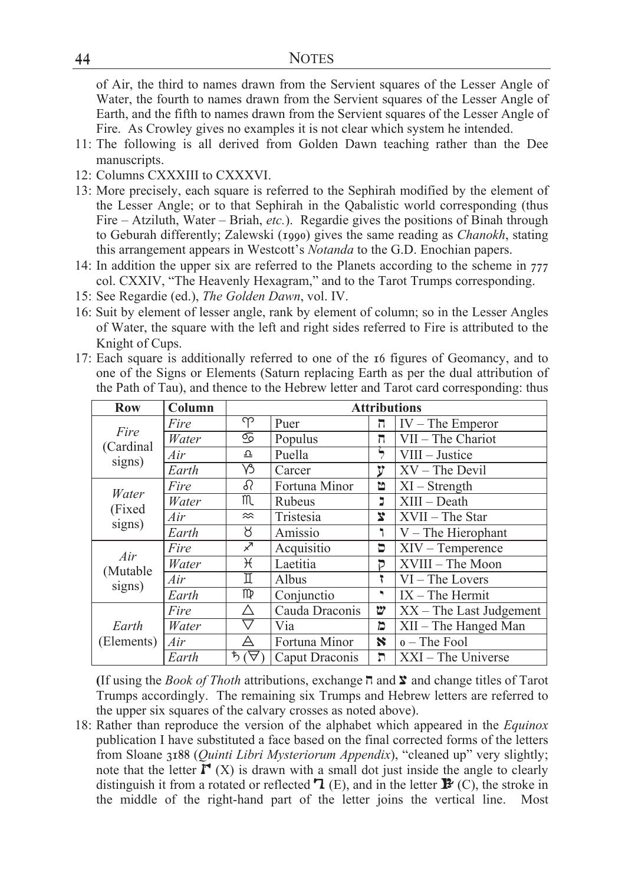of Air, the third to names drawn from the Servient squares of the Lesser Angle of Water, the fourth to names drawn from the Servient squares of the Lesser Angle of Earth, and the fifth to names drawn from the Servient squares of the Lesser Angle of Fire. As Crowley gives no examples it is not clear which system he intended.

11: The following is all derived from Golden Dawn teaching rather than the Dee manuscripts.

12: Columns CXXXIII to CXXXVI.

13: More precisely, each square is referred to the Sephirah modified by the element of the Lesser Angle; or to that Sephirah in the Qabalistic world corresponding (thus Fire – Atziluth, Water – Briah, *etc.*). Regardie gives the positions of Binah through to Geburah differently; Zalewski (1990) gives the same reading as *Chanokh*, stating this arrangement appears in Westcott's *Notanda* to the G.D. Enochian papers.

14: In addition the upper six are referred to the Planets according to the scheme in 777 col. CXXIV, "The Heavenly Hexagram," and to the Tarot Trumps corresponding.

15: See Regardie (ed.), *The Golden Dawn*, vol. IV.

16: Suit by element of lesser angle, rank by element of column; so in the Lesser Angles of Water, the square with the left and right sides referred to Fire is attributed to the Knight of Cups.

17: Each square is additionally referred to one of the 16 figures of Geomancy, and to one of the Signs or Elements (Saturn replacing Earth as per the dual attribution of the Path of Tau), and thence to the Hebrew letter and Tarot card corresponding: thus

| Row | Column | Attributions | | | |
|---|---|---|---|---|---|
| *Fire* (Cardinal signs) | *Fire* | ♈ | Puer | ה | IV – The Emperor |
| | *Water* | ♋ | Populus | ח | VII – The Chariot |
| | *Air* | ♎ | Puella | ל | VIII – Justice |
| | *Earth* | ♑ | Carcer | ע | XV – The Devil |
| *Water* (Fixed signs) | *Fire* | ♌ | Fortuna Minor | ט | XI – Strength |
| | *Water* | ♏ | Rubeus | נ | XIII – Death |
| | *Air* | ♒ | Tristesia | צ | XVII – The Star |
| | *Earth* | ♉ | Amissio | ו | V – The Hierophant |
| *Air* (Mutable signs) | *Fire* | ♐ | Acquisitio | ס | XIV – Temperence |
| | *Water* | ♓ | Laetitia | ק | XVIII – The Moon |
| | *Air* | ♊ | Albus | ז | VI – The Lovers |
| | *Earth* | ♍ | Conjunctio | י | IX – The Hermit |
| *Earth* (Elements) | *Fire* | △ | Cauda Draconis | ש | XX – The Last Judgement |
| | *Water* | ▽ | Via | מ | XII – The Hanged Man |
| | *Air* | 🜁 | Fortuna Minor | א | 0 – The Fool |
| | *Earth* | ♄ (🜃) | Caput Draconis | ת | XXI – The Universe |

(If using the *Book of Thoth* attributions, exchange ה and צ and change titles of Tarot Trumps accordingly. The remaining six Trumps and Hebrew letters are referred to the upper six squares of the calvary crosses as noted above).

18: Rather than reproduce the version of the alphabet which appeared in the *Equinox* publication I have substituted a face based on the final corrected forms of the letters from Sloane 3188 (*Quinti Libri Mysteriorum Appendix*), "cleaned up" very slightly; note that the letter (X) is drawn with a small dot just inside the angle to clearly distinguish it from a rotated or reflected (E), and in the letter (C), the stroke in the middle of the right-hand part of the letter joins the vertical line. Most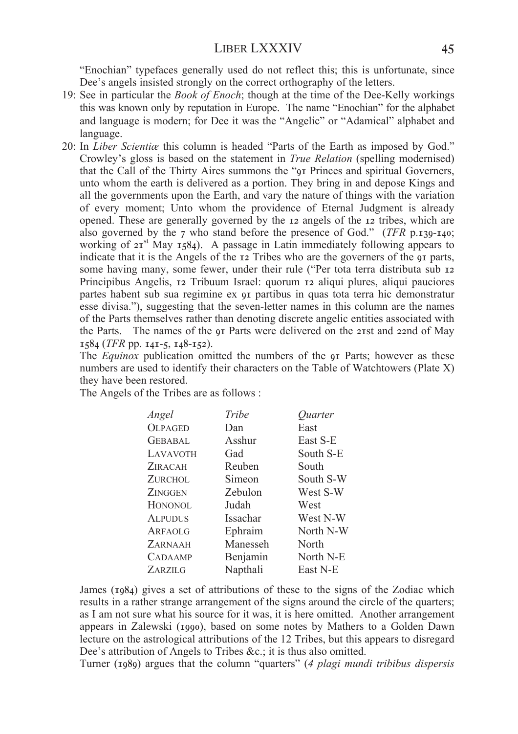"Enochian" typefaces generally used do not reflect this; this is unfortunate, since Dee's angels insisted strongly on the correct orthography of the letters.

19: See in particular the *Book of Enoch*; though at the time of the Dee-Kelly workings this was known only by reputation in Europe. The name "Enochian" for the alphabet and language is modern; for Dee it was the "Angelic" or "Adamical" alphabet and language.

20: In *Liber Scientiæ* this column is headed "Parts of the Earth as imposed by God." Crowley's gloss is based on the statement in *True Relation* (spelling modernised) that the Call of the Thirty Aires summons the "91 Princes and spiritual Governers, unto whom the earth is delivered as a portion. They bring in and depose Kings and all the governments upon the Earth, and vary the nature of things with the variation of every moment; Unto whom the providence of Eternal Judgment is already opened. These are generally governed by the 12 angels of the 12 tribes, which are also governed by the 7 who stand before the presence of God." (*TFR* p.139-140; working of 21st May 1584). A passage in Latin immediately following appears to indicate that it is the Angels of the 12 Tribes who are the governers of the 91 parts, some having many, some fewer, under their rule ("Per tota terra distributa sub 12 Principibus Angelis, 12 Tribuum Israel: quorum 12 aliqui plures, aliqui pauciores partes habent sub sua regimine ex 91 partibus in quas tota terra hic demonstratur esse divisa."), suggesting that the seven-letter names in this column are the names of the Parts themselves rather than denoting discrete angelic entities associated with the Parts. The names of the 91 Parts were delivered on the 21st and 22nd of May 1584 (*TFR* pp. 141-5, 148-152).

The *Equinox* publication omitted the numbers of the 91 Parts; however as these numbers are used to identify their characters on the Table of Watchtowers (Plate X) they have been restored.

The Angels of the Tribes are as follows :

| *Angel* | *Tribe* | *Quarter* |
|---|---|---|
| OLPAGED | Dan | East |
| GEBABAL | Asshur | East S-E |
| LAVAVOTH | Gad | South S-E |
| ZIRACAH | Reuben | South |
| ZURCHOL | Simeon | South S-W |
| ZINGGEN | Zebulon | West S-W |
| HONONOL | Judah | West |
| ALPUDUS | Issachar | West N-W |
| ARFAOLG | Ephraim | North N-W |
| ZARNAAH | Manesseh | North |
| CADAAMP | Benjamin | North N-E |
| ZARZILG | Napthali | East N-E |

James (1984) gives a set of attributions of these to the signs of the Zodiac which results in a rather strange arrangement of the signs around the circle of the quarters; as I am not sure what his source for it was, it is here omitted. Another arrangement appears in Zalewski (1990), based on some notes by Mathers to a Golden Dawn lecture on the astrological attributions of the 12 Tribes, but this appears to disregard Dee's attribution of Angels to Tribes &c.; it is thus also omitted.

Turner (1989) argues that the column "quarters" (*4 plagi mundi tribibus dispersis*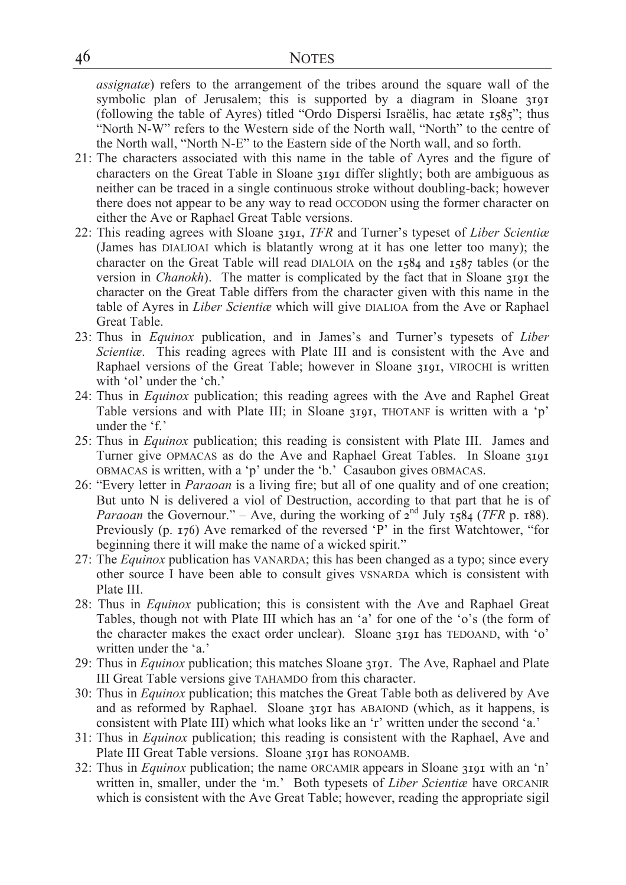*assignatæ*) refers to the arrangement of the tribes around the square wall of the symbolic plan of Jerusalem; this is supported by a diagram in Sloane 3191 (following the table of Ayres) titled "Ordo Dispersi Israëlis, hac ætate 1585"; thus "North N-W" refers to the Western side of the North wall, "North" to the centre of the North wall, "North N-E" to the Eastern side of the North wall, and so forth.

21: The characters associated with this name in the table of Ayres and the figure of characters on the Great Table in Sloane 3191 differ slightly; both are ambiguous as neither can be traced in a single continuous stroke without doubling-back; however there does not appear to be any way to read OCCODON using the former character on either the Ave or Raphael Great Table versions.

22: This reading agrees with Sloane 3191, *TFR* and Turner's typeset of *Liber Scientiæ* (James has DIALIOAI which is blatantly wrong at it has one letter too many); the character on the Great Table will read DIALOIA on the 1584 and 1587 tables (or the version in *Chanokh*). The matter is complicated by the fact that in Sloane 3191 the character on the Great Table differs from the character given with this name in the table of Ayres in *Liber Scientiæ* which will give DIALIOA from the Ave or Raphael Great Table.

23: Thus in *Equinox* publication, and in James's and Turner's typesets of *Liber Scientiæ*. This reading agrees with Plate III and is consistent with the Ave and Raphael versions of the Great Table; however in Sloane 3191, VIROCHI is written with 'ol' under the 'ch.'

24: Thus in *Equinox* publication; this reading agrees with the Ave and Raphel Great Table versions and with Plate III; in Sloane 3191, THOTANF is written with a 'p' under the 'f.'

25: Thus in *Equinox* publication; this reading is consistent with Plate III. James and Turner give OPMACAS as do the Ave and Raphael Great Tables. In Sloane 3191 OBMACAS is written, with a 'p' under the 'b.' Casaubon gives OBMACAS.

26: "Every letter in *Paraoan* is a living fire; but all of one quality and of one creation; But unto N is delivered a viol of Destruction, according to that part that he is of *Paraoan* the Governour." – Ave, during the working of 2nd July 1584 (*TFR* p. 188). Previously (p. 176) Ave remarked of the reversed 'P' in the first Watchtower, "for beginning there it will make the name of a wicked spirit."

27: The *Equinox* publication has VANARDA; this has been changed as a typo; since every other source I have been able to consult gives VSNARDA which is consistent with Plate III.

28: Thus in *Equinox* publication; this is consistent with the Ave and Raphael Great Tables, though not with Plate III which has an 'a' for one of the 'o's (the form of the character makes the exact order unclear). Sloane 3191 has TEDOAND, with 'o' written under the 'a.'

29: Thus in *Equinox* publication; this matches Sloane 3191. The Ave, Raphael and Plate III Great Table versions give TAHAMDO from this character.

30: Thus in *Equinox* publication; this matches the Great Table both as delivered by Ave and as reformed by Raphael. Sloane 3191 has ABAIOND (which, as it happens, is consistent with Plate III) which what looks like an 'r' written under the second 'a.'

31: Thus in *Equinox* publication; this reading is consistent with the Raphael, Ave and Plate III Great Table versions. Sloane 3191 has RONOAMB.

32: Thus in *Equinox* publication; the name ORCAMIR appears in Sloane 3191 with an 'n' written in, smaller, under the 'm.' Both typesets of *Liber Scientiæ* have ORCANIR which is consistent with the Ave Great Table; however, reading the appropriate sigil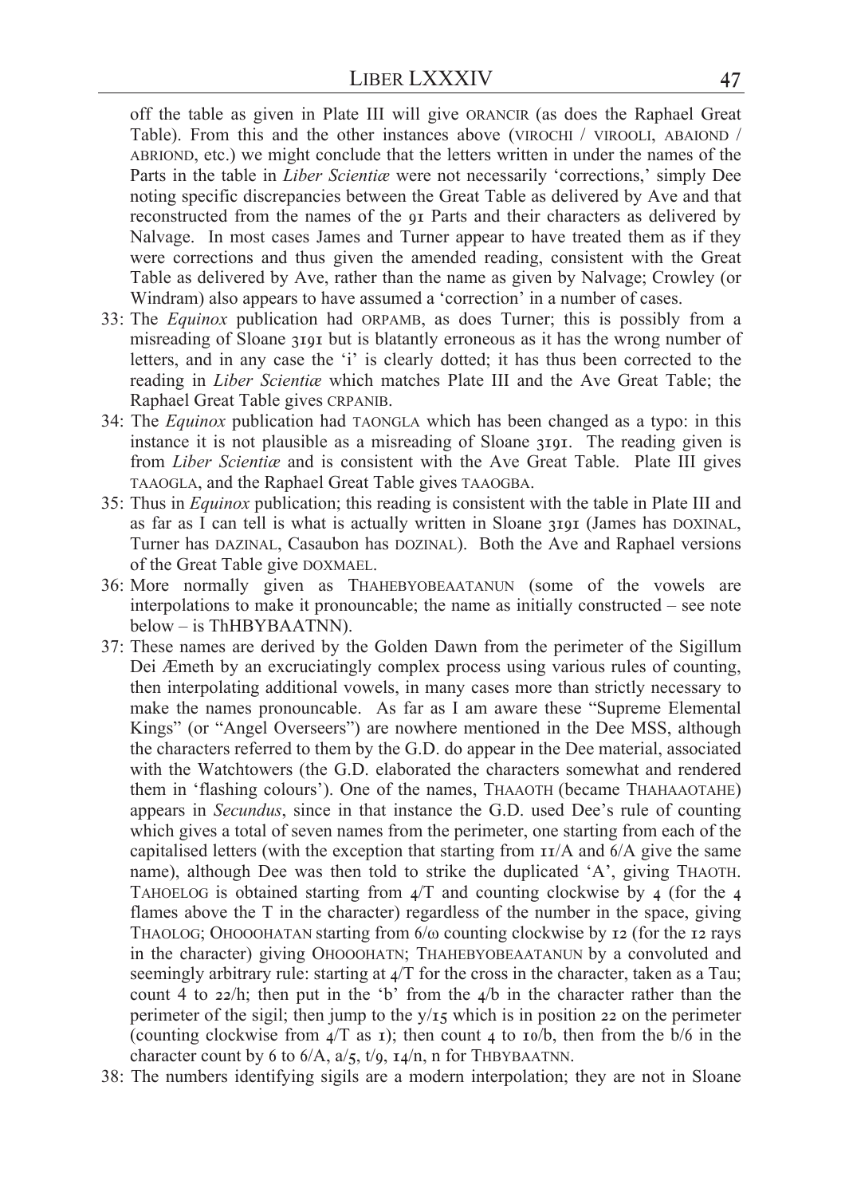off the table as given in Plate III will give ORANCIR (as does the Raphael Great Table). From this and the other instances above (VIROCHI / VIROOLI, ABAIOND / ABRIOND, etc.) we might conclude that the letters written in under the names of the Parts in the table in *Liber Scientiæ* were not necessarily 'corrections,' simply Dee noting specific discrepancies between the Great Table as delivered by Ave and that reconstructed from the names of the 91 Parts and their characters as delivered by Nalvage. In most cases James and Turner appear to have treated them as if they were corrections and thus given the amended reading, consistent with the Great Table as delivered by Ave, rather than the name as given by Nalvage; Crowley (or Windram) also appears to have assumed a 'correction' in a number of cases.

33: The *Equinox* publication had ORPAMB, as does Turner; this is possibly from a misreading of Sloane 3191 but is blatantly erroneous as it has the wrong number of letters, and in any case the 'i' is clearly dotted; it has thus been corrected to the reading in *Liber Scientiæ* which matches Plate III and the Ave Great Table; the Raphael Great Table gives CRPANIB.

34: The *Equinox* publication had TAONGLA which has been changed as a typo: in this instance it is not plausible as a misreading of Sloane 3191. The reading given is from *Liber Scientiæ* and is consistent with the Ave Great Table. Plate III gives TAAOGLA, and the Raphael Great Table gives TAAOGBA.

35: Thus in *Equinox* publication; this reading is consistent with the table in Plate III and as far as I can tell is what is actually written in Sloane 3191 (James has DOXINAL, Turner has DAZINAL, Casaubon has DOZINAL). Both the Ave and Raphael versions of the Great Table give DOXMAEL.

36: More normally given as THAHEBYOBEAATANUN (some of the vowels are interpolations to make it pronouncable; the name as initially constructed – see note below – is ThHBYBAATNN).

37: These names are derived by the Golden Dawn from the perimeter of the Sigillum Dei Æmeth by an excruciatingly complex process using various rules of counting, then interpolating additional vowels, in many cases more than strictly necessary to make the names pronouncable. As far as I am aware these "Supreme Elemental Kings" (or "Angel Overseers") are nowhere mentioned in the Dee MSS, although the characters referred to them by the G.D. do appear in the Dee material, associated with the Watchtowers (the G.D. elaborated the characters somewhat and rendered them in 'flashing colours'). One of the names, THAAOTH (became THAHAAOTAHE) appears in *Secundus*, since in that instance the G.D. used Dee's rule of counting which gives a total of seven names from the perimeter, one starting from each of the capitalised letters (with the exception that starting from 11/A and 6/A give the same name), although Dee was then told to strike the duplicated 'A', giving THAOTH. TAHOELOG is obtained starting from 4/T and counting clockwise by 4 (for the 4 flames above the T in the character) regardless of the number in the space, giving THAOLOG; OHOOOHATAN starting from 6/ω counting clockwise by 12 (for the 12 rays in the character) giving OHOOOHATN; THAHEBYOBEAATANUN by a convoluted and seemingly arbitrary rule: starting at 4/T for the cross in the character, taken as a Tau; count 4 to 22/h; then put in the 'b' from the 4/b in the character rather than the perimeter of the sigil; then jump to the y/15 which is in position 22 on the perimeter (counting clockwise from 4/T as 1); then count 4 to 10/b, then from the b/6 in the character count by 6 to 6/A, a/5, t/9, 14/n, n for THBYBAATNN.

38: The numbers identifying sigils are a modern interpolation; they are not in Sloane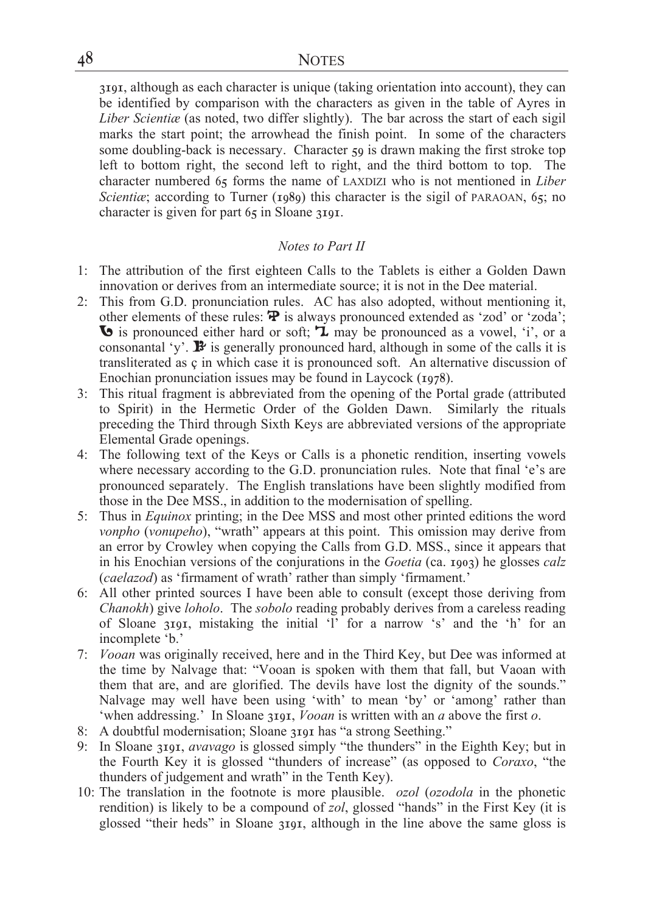3191, although as each character is unique (taking orientation into account), they can be identified by comparison with the characters as given in the table of Ayres in *Liber Scientiæ* (as noted, two differ slightly). The bar across the start of each sigil marks the start point; the arrowhead the finish point. In some of the characters some doubling-back is necessary. Character 59 is drawn making the first stroke top left to bottom right, the second left to right, and the third bottom to top. The character numbered 65 forms the name of LAXDIZI who is not mentioned in *Liber Scientiæ*; according to Turner (1989) this character is the sigil of PARAOAN, 65; no character is given for part 65 in Sloane 3191.

*Notes to Part II*

1: The attribution of the first eighteen Calls to the Tablets is either a Golden Dawn innovation or derives from an intermediate source; it is not in the Dee material.

2: This from G.D. pronunciation rules. AC has also adopted, without mentioning it, other elements of these rules: P is always pronounced extended as 'zod' or 'zoda'; G is pronounced either hard or soft; I may be pronounced as a vowel, 'i', or a consonantal 'y'. B is generally pronounced hard, although in some of the calls it is transliterated as ç in which case it is pronounced soft. An alternative discussion of Enochian pronunciation issues may be found in Laycock (1978).

3: This ritual fragment is abbreviated from the opening of the Portal grade (attributed to Spirit) in the Hermetic Order of the Golden Dawn. Similarly the rituals preceding the Third through Sixth Keys are abbreviated versions of the appropriate Elemental Grade openings.

4: The following text of the Keys or Calls is a phonetic rendition, inserting vowels where necessary according to the G.D. pronunciation rules. Note that final 'e's are pronounced separately. The English translations have been slightly modified from those in the Dee MSS., in addition to the modernisation of spelling.

5: Thus in *Equinox* printing; in the Dee MSS and most other printed editions the word *vonpho* (*vonupeho*), "wrath" appears at this point. This omission may derive from an error by Crowley when copying the Calls from G.D. MSS., since it appears that in his Enochian versions of the conjurations in the *Goetia* (ca. 1903) he glosses *calz* (*caelazod*) as 'firmament of wrath' rather than simply 'firmament.'

6: All other printed sources I have been able to consult (except those deriving from *Chanokh*) give *loholo*. The *sobolo* reading probably derives from a careless reading of Sloane 3191, mistaking the initial 'l' for a narrow 's' and the 'h' for an incomplete 'b.'

7: *Vooan* was originally received, here and in the Third Key, but Dee was informed at the time by Nalvage that: "Vooan is spoken with them that fall, but Vaoan with them that are, and are glorified. The devils have lost the dignity of the sounds." Nalvage may well have been using 'with' to mean 'by' or 'among' rather than 'when addressing.' In Sloane 3191, *Vooan* is written with an *a* above the first *o*.

8: A doubtful modernisation; Sloane 3191 has "a strong Seething."

9: In Sloane 3191, *avavago* is glossed simply "the thunders" in the Eighth Key; but in the Fourth Key it is glossed "thunders of increase" (as opposed to *Coraxo*, "the thunders of judgement and wrath" in the Tenth Key).

10: The translation in the footnote is more plausible. *ozol* (*ozodola* in the phonetic rendition) is likely to be a compound of *zol*, glossed "hands" in the First Key (it is glossed "their heds" in Sloane 3191, although in the line above the same gloss is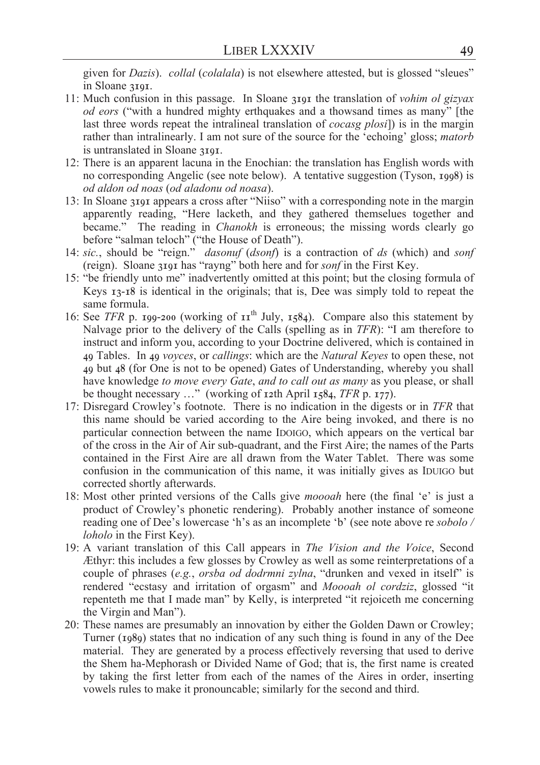given for *Dazis*). *collal* (*colalala*) is not elsewhere attested, but is glossed "sleues" in Sloane 3191.

11: Much confusion in this passage. In Sloane 3191 the translation of *vohim ol gizyax od eors* ("with a hundred mighty erthquakes and a thowsand times as many" [the last three words repeat the intralineal translation of *cocasg plosi*]) is in the margin rather than intralinearly. I am not sure of the source for the 'echoing' gloss; *matorb* is untranslated in Sloane 3191.

12: There is an apparent lacuna in the Enochian: the translation has English words with no corresponding Angelic (see note below). A tentative suggestion (Tyson, 1998) is *od aldon od noas* (*od aladonu od noasa*).

13: In Sloane 3191 appears a cross after "Niiso" with a corresponding note in the margin apparently reading, "Here lacketh, and they gathered themselues together and became." The reading in *Chanokh* is erroneous; the missing words clearly go before "salman teloch" ("the House of Death").

14: *sic.*, should be "reign." *dasonuf* (*dsonf*) is a contraction of *ds* (which) and *sonf* (reign). Sloane 3191 has "rayng" both here and for *sonf* in the First Key.

15: "be friendly unto me" inadvertently omitted at this point; but the closing formula of Keys 13-18 is identical in the originals; that is, Dee was simply told to repeat the same formula.

16: See *TFR* p. 199-200 (working of 11th July, 1584). Compare also this statement by Nalvage prior to the delivery of the Calls (spelling as in *TFR*): "I am therefore to instruct and inform you, according to your Doctrine delivered, which is contained in 49 Tables. In 49 *voyces*, or *callings*: which are the *Natural Keyes* to open these, not 49 but 48 (for One is not to be opened) Gates of Understanding, whereby you shall have knowledge *to move every Gate*, *and to call out as many* as you please, or shall be thought necessary …" (working of 12th April 1584, *TFR* p. 177).

17: Disregard Crowley's footnote. There is no indication in the digests or in *TFR* that this name should be varied according to the Aire being invoked, and there is no particular connection between the name IDOIGO, which appears on the vertical bar of the cross in the Air of Air sub-quadrant, and the First Aire; the names of the Parts contained in the First Aire are all drawn from the Water Tablet. There was some confusion in the communication of this name, it was initially gives as IDUIGO but corrected shortly afterwards.

18: Most other printed versions of the Calls give *moooah* here (the final 'e' is just a product of Crowley's phonetic rendering). Probably another instance of someone reading one of Dee's lowercase 'h's as an incomplete 'b' (see note above re *sobolo / loholo* in the First Key).

19: A variant translation of this Call appears in *The Vision and the Voice*, Second Æthyr: this includes a few glosses by Crowley as well as some reinterpretations of a couple of phrases (*e.g.*, *orsba od dodrmni zylna*, "drunken and vexed in itself" is rendered "ecstasy and irritation of orgasm" and *Moooah ol cordziz*, glossed "it repenteth me that I made man" by Kelly, is interpreted "it rejoiceth me concerning the Virgin and Man").

20: These names are presumably an innovation by either the Golden Dawn or Crowley; Turner (1989) states that no indication of any such thing is found in any of the Dee material. They are generated by a process effectively reversing that used to derive the Shem ha-Mephorash or Divided Name of God; that is, the first name is created by taking the first letter from each of the names of the Aires in order, inserting vowels rules to make it pronouncable; similarly for the second and third.